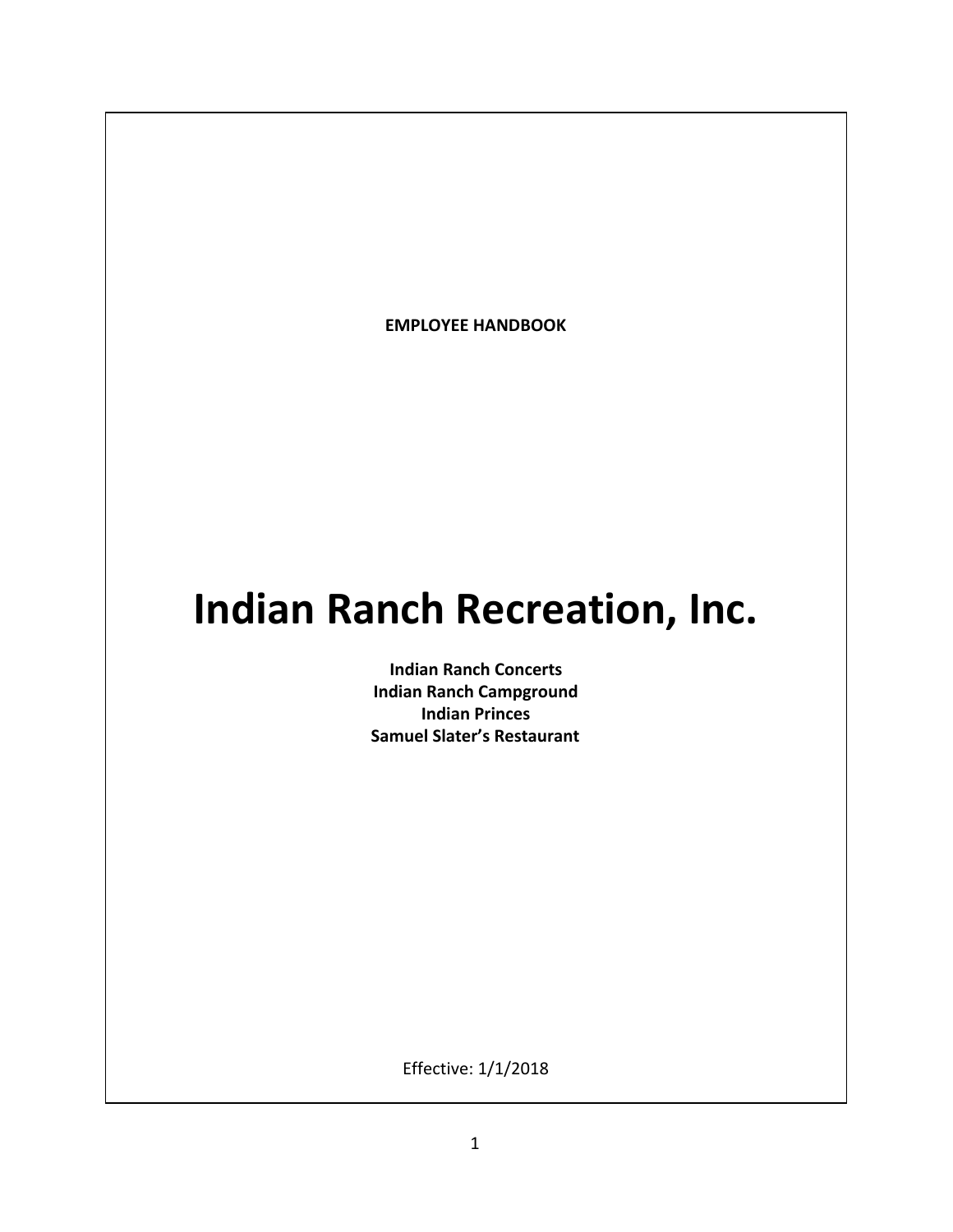**EMPLOYEE HANDBOOK**

# Indian Ranch Recreation, Inc.

**Indian Ranch Concerts**
**Indian Ranch Campground**
**Indian Princes**
**Samuel Slater's Restaurant**

Effective: 1/1/2018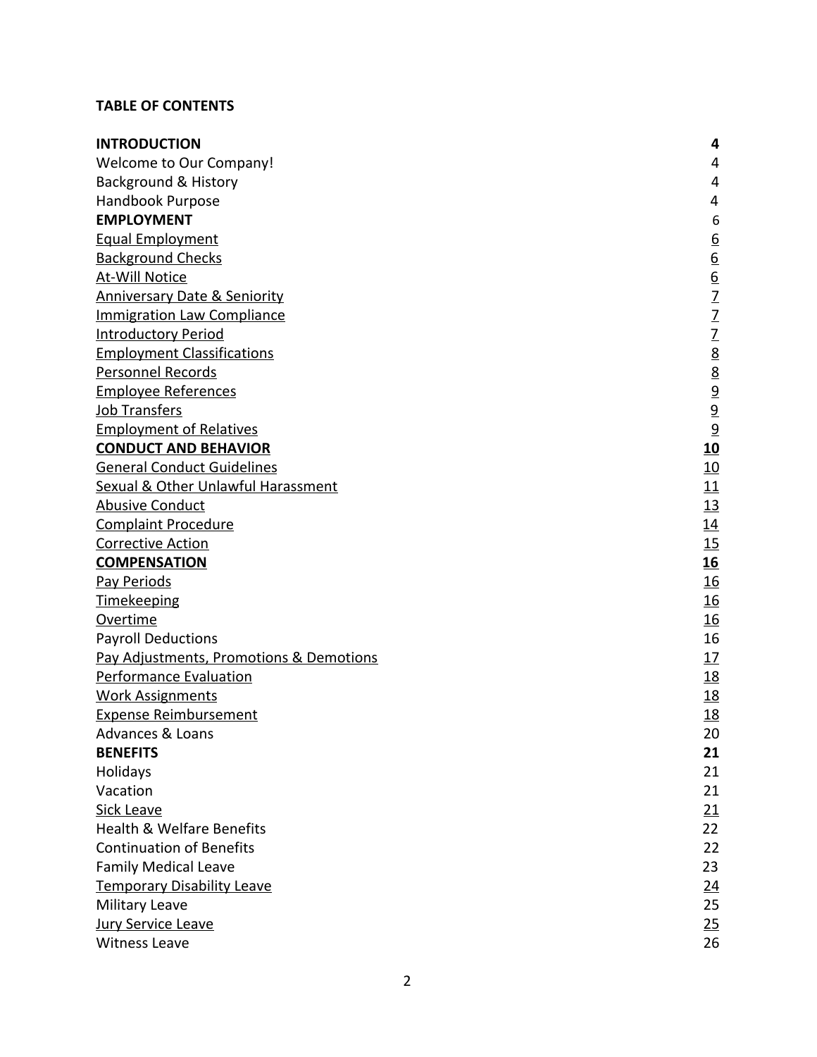**TABLE OF CONTENTS**

| | |
|---|---|
| **INTRODUCTION** | **4** |
| Welcome to Our Company! | 4 |
| Background & History | 4 |
| Handbook Purpose | 4 |
| **EMPLOYMENT** | 6 |
| Equal Employment | 6 |
| Background Checks | 6 |
| At-Will Notice | 6 |
| Anniversary Date & Seniority | 7 |
| Immigration Law Compliance | 7 |
| Introductory Period | 7 |
| Employment Classifications | 8 |
| Personnel Records | 8 |
| Employee References | 9 |
| Job Transfers | 9 |
| Employment of Relatives | 9 |
| **CONDUCT AND BEHAVIOR** | **10** |
| General Conduct Guidelines | 10 |
| Sexual & Other Unlawful Harassment | 11 |
| Abusive Conduct | 13 |
| Complaint Procedure | 14 |
| Corrective Action | 15 |
| **COMPENSATION** | **16** |
| Pay Periods | 16 |
| Timekeeping | 16 |
| Overtime | 16 |
| Payroll Deductions | 16 |
| Pay Adjustments, Promotions & Demotions | 17 |
| Performance Evaluation | 18 |
| Work Assignments | 18 |
| Expense Reimbursement | 18 |
| Advances & Loans | 20 |
| **BENEFITS** | **21** |
| Holidays | 21 |
| Vacation | 21 |
| Sick Leave | 21 |
| Health & Welfare Benefits | 22 |
| Continuation of Benefits | 22 |
| Family Medical Leave | 23 |
| Temporary Disability Leave | 24 |
| Military Leave | 25 |
| Jury Service Leave | 25 |
| Witness Leave | 26 |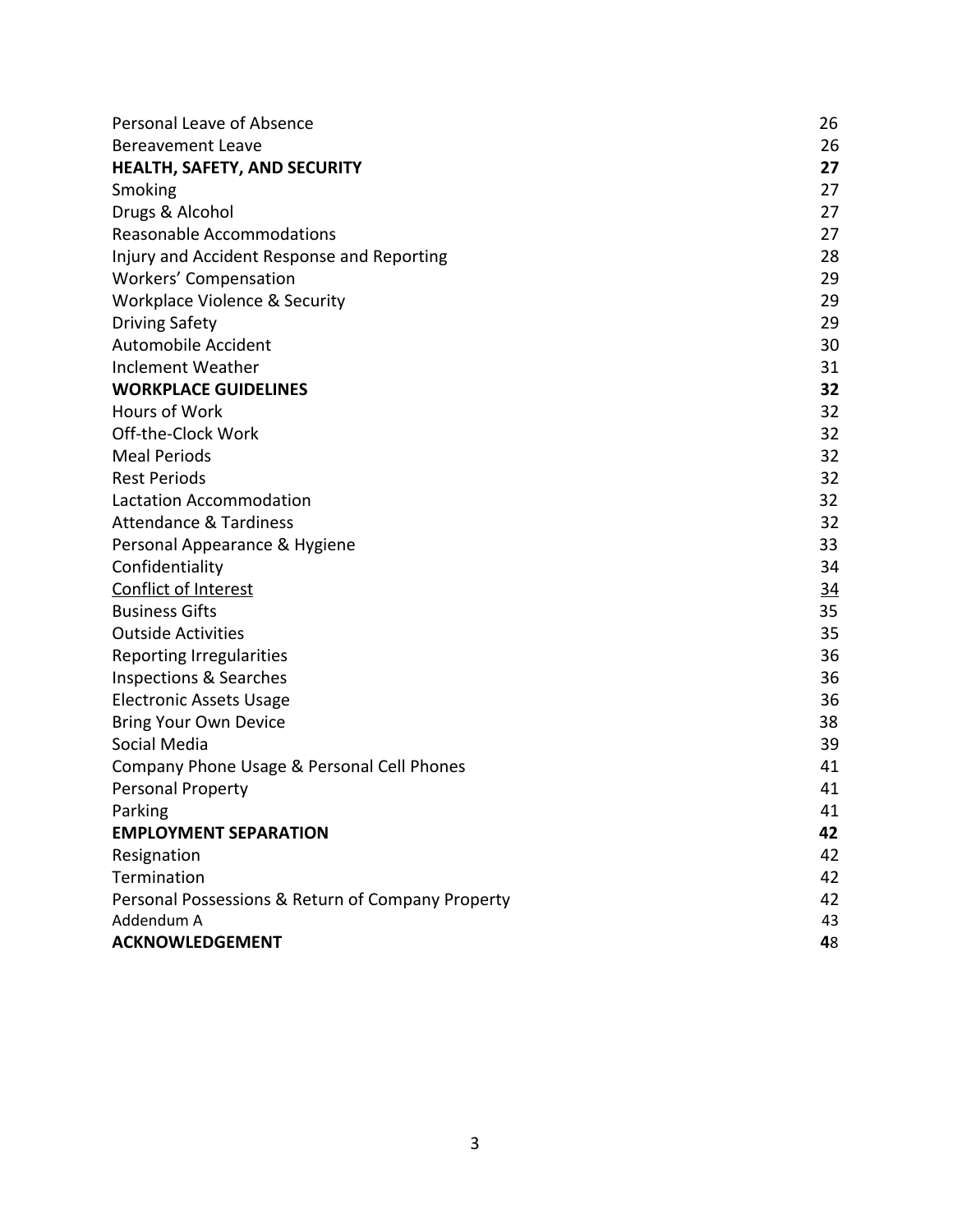| | |
|---|---|
| Personal Leave of Absence | 26 |
| Bereavement Leave | 26 |
| **HEALTH, SAFETY, AND SECURITY** | **27** |
| Smoking | 27 |
| Drugs & Alcohol | 27 |
| Reasonable Accommodations | 27 |
| Injury and Accident Response and Reporting | 28 |
| Workers' Compensation | 29 |
| Workplace Violence & Security | 29 |
| Driving Safety | 29 |
| Automobile Accident | 30 |
| Inclement Weather | 31 |
| **WORKPLACE GUIDELINES** | **32** |
| Hours of Work | 32 |
| Off-the-Clock Work | 32 |
| Meal Periods | 32 |
| Rest Periods | 32 |
| Lactation Accommodation | 32 |
| Attendance & Tardiness | 32 |
| Personal Appearance & Hygiene | 33 |
| Confidentiality | 34 |
| Conflict of Interest | 34 |
| Business Gifts | 35 |
| Outside Activities | 35 |
| Reporting Irregularities | 36 |
| Inspections & Searches | 36 |
| Electronic Assets Usage | 36 |
| Bring Your Own Device | 38 |
| Social Media | 39 |
| Company Phone Usage & Personal Cell Phones | 41 |
| Personal Property | 41 |
| Parking | 41 |
| **EMPLOYMENT SEPARATION** | **42** |
| Resignation | 42 |
| Termination | 42 |
| Personal Possessions & Return of Company Property | 42 |
| Addendum A | 43 |
| **ACKNOWLEDGEMENT** | **4**8 |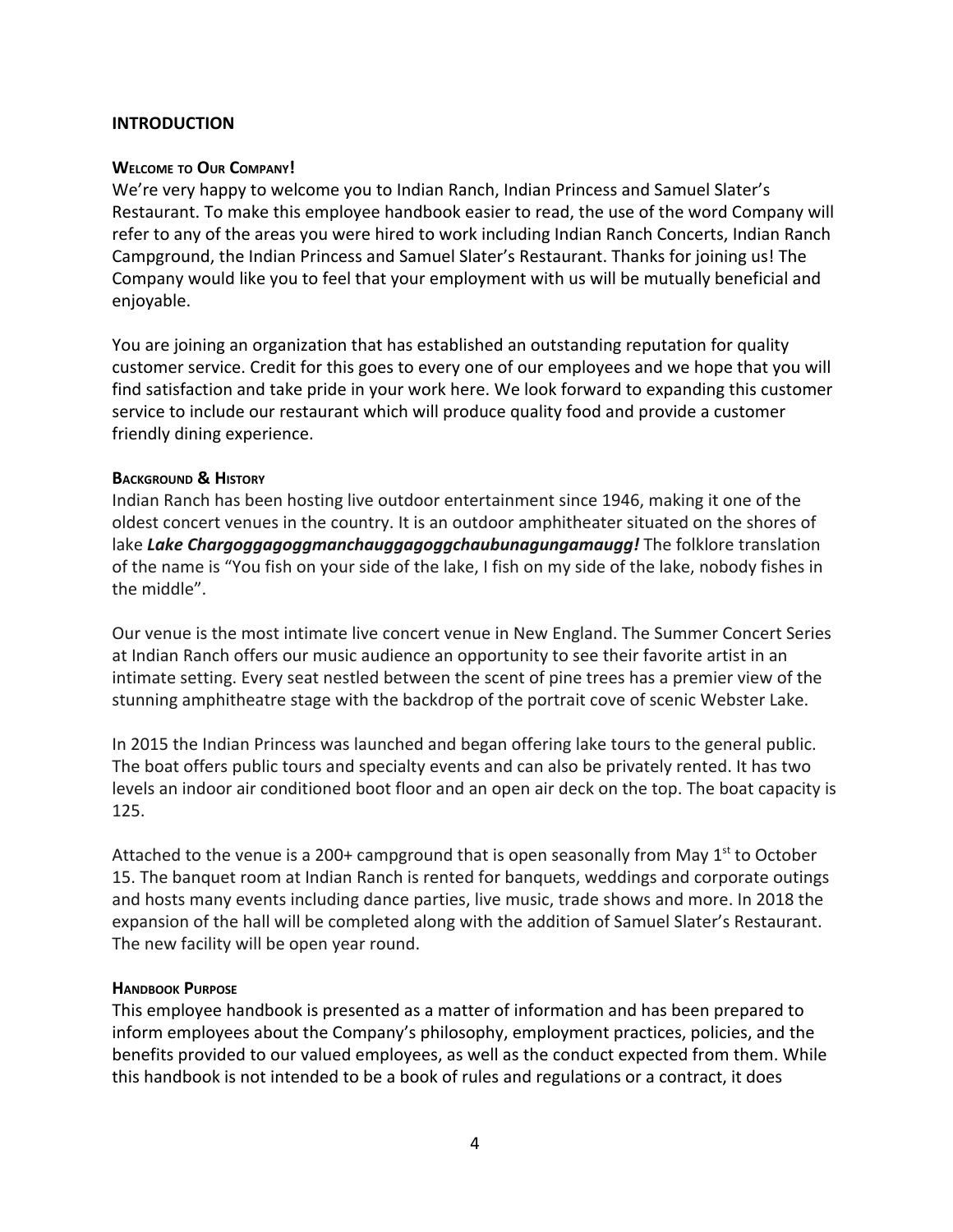## INTRODUCTION

### WELCOME TO OUR COMPANY!

We're very happy to welcome you to Indian Ranch, Indian Princess and Samuel Slater's Restaurant. To make this employee handbook easier to read, the use of the word Company will refer to any of the areas you were hired to work including Indian Ranch Concerts, Indian Ranch Campground, the Indian Princess and Samuel Slater's Restaurant. Thanks for joining us! The Company would like you to feel that your employment with us will be mutually beneficial and enjoyable.

You are joining an organization that has established an outstanding reputation for quality customer service. Credit for this goes to every one of our employees and we hope that you will find satisfaction and take pride in your work here. We look forward to expanding this customer service to include our restaurant which will produce quality food and provide a customer friendly dining experience.

### BACKGROUND & HISTORY

Indian Ranch has been hosting live outdoor entertainment since 1946, making it one of the oldest concert venues in the country. It is an outdoor amphitheater situated on the shores of lake ***Lake Chargoggagoggmanchauggagoggchaubunagungamaugg!*** The folklore translation of the name is "You fish on your side of the lake, I fish on my side of the lake, nobody fishes in the middle".

Our venue is the most intimate live concert venue in New England. The Summer Concert Series at Indian Ranch offers our music audience an opportunity to see their favorite artist in an intimate setting. Every seat nestled between the scent of pine trees has a premier view of the stunning amphitheatre stage with the backdrop of the portrait cove of scenic Webster Lake.

In 2015 the Indian Princess was launched and began offering lake tours to the general public. The boat offers public tours and specialty events and can also be privately rented. It has two levels an indoor air conditioned boot floor and an open air deck on the top. The boat capacity is 125.

Attached to the venue is a 200+ campground that is open seasonally from May 1st to October 15. The banquet room at Indian Ranch is rented for banquets, weddings and corporate outings and hosts many events including dance parties, live music, trade shows and more. In 2018 the expansion of the hall will be completed along with the addition of Samuel Slater's Restaurant. The new facility will be open year round.

### HANDBOOK PURPOSE

This employee handbook is presented as a matter of information and has been prepared to inform employees about the Company's philosophy, employment practices, policies, and the benefits provided to our valued employees, as well as the conduct expected from them. While this handbook is not intended to be a book of rules and regulations or a contract, it does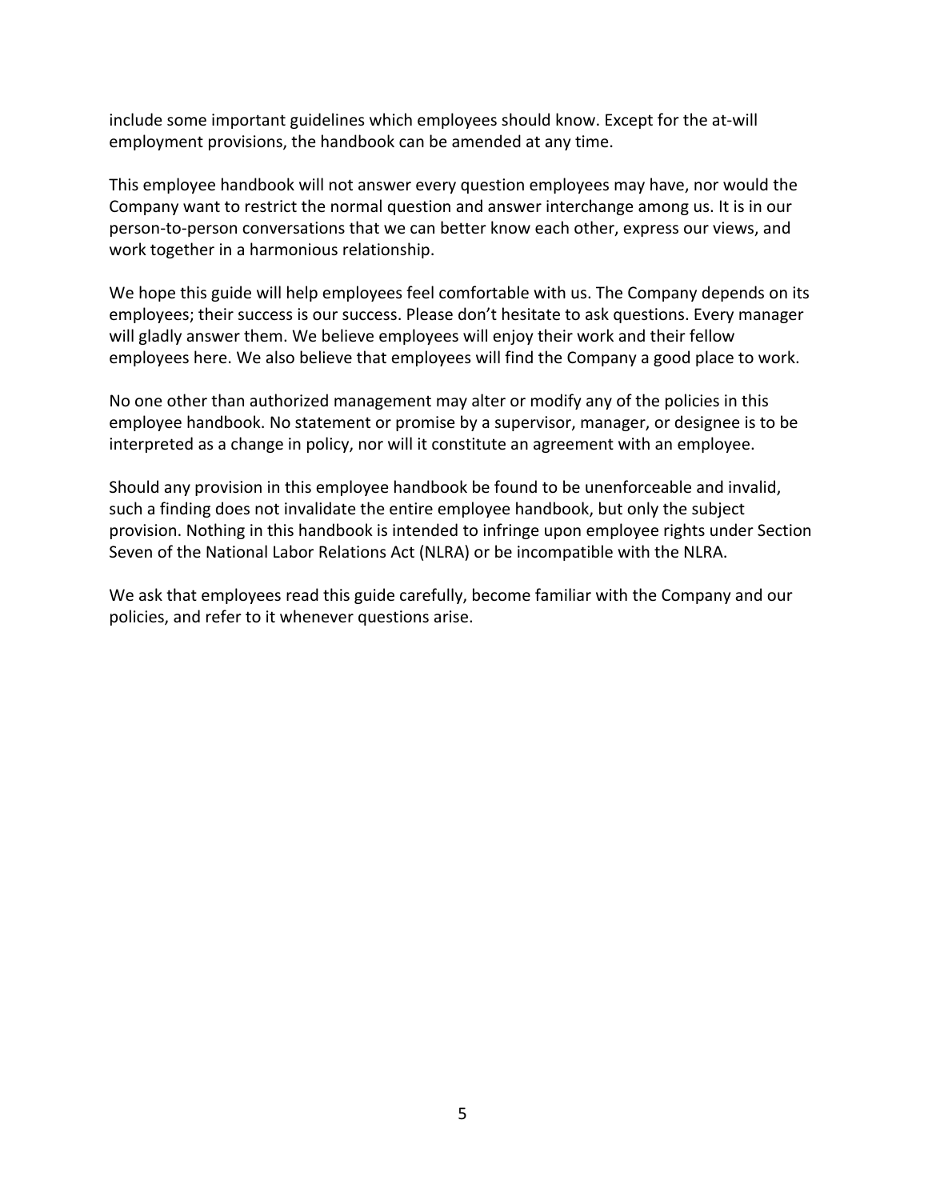include some important guidelines which employees should know. Except for the at-will employment provisions, the handbook can be amended at any time.

This employee handbook will not answer every question employees may have, nor would the Company want to restrict the normal question and answer interchange among us. It is in our person-to-person conversations that we can better know each other, express our views, and work together in a harmonious relationship.

We hope this guide will help employees feel comfortable with us. The Company depends on its employees; their success is our success. Please don't hesitate to ask questions. Every manager will gladly answer them. We believe employees will enjoy their work and their fellow employees here. We also believe that employees will find the Company a good place to work.

No one other than authorized management may alter or modify any of the policies in this employee handbook. No statement or promise by a supervisor, manager, or designee is to be interpreted as a change in policy, nor will it constitute an agreement with an employee.

Should any provision in this employee handbook be found to be unenforceable and invalid, such a finding does not invalidate the entire employee handbook, but only the subject provision. Nothing in this handbook is intended to infringe upon employee rights under Section Seven of the National Labor Relations Act (NLRA) or be incompatible with the NLRA.

We ask that employees read this guide carefully, become familiar with the Company and our policies, and refer to it whenever questions arise.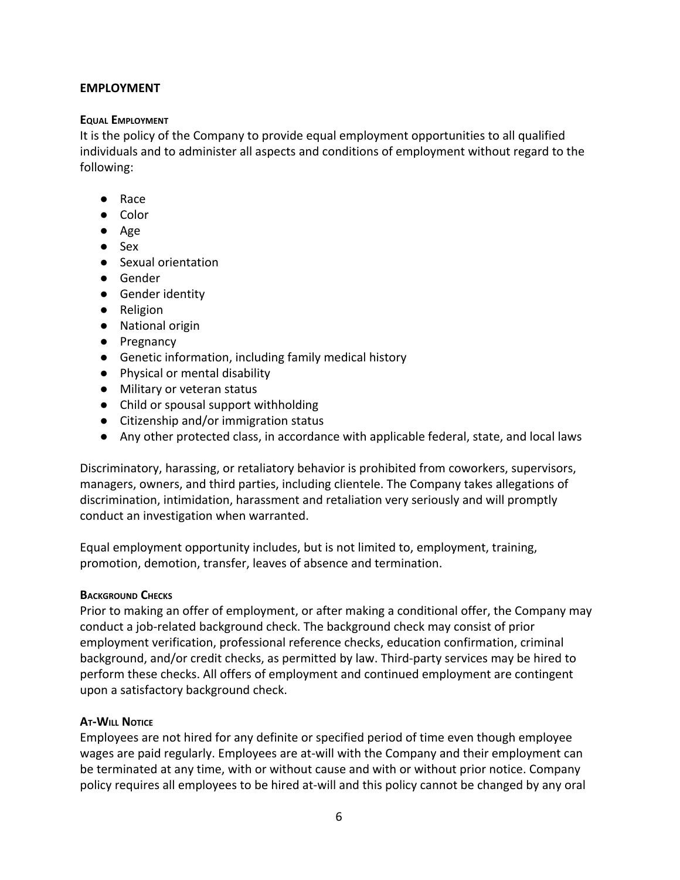## EMPLOYMENT

### Equal Employment

It is the policy of the Company to provide equal employment opportunities to all qualified individuals and to administer all aspects and conditions of employment without regard to the following:

- Race
- Color
- Age
- Sex
- Sexual orientation
- Gender
- Gender identity
- Religion
- National origin
- Pregnancy
- Genetic information, including family medical history
- Physical or mental disability
- Military or veteran status
- Child or spousal support withholding
- Citizenship and/or immigration status
- Any other protected class, in accordance with applicable federal, state, and local laws

Discriminatory, harassing, or retaliatory behavior is prohibited from coworkers, supervisors, managers, owners, and third parties, including clientele. The Company takes allegations of discrimination, intimidation, harassment and retaliation very seriously and will promptly conduct an investigation when warranted.

Equal employment opportunity includes, but is not limited to, employment, training, promotion, demotion, transfer, leaves of absence and termination.

### Background Checks

Prior to making an offer of employment, or after making a conditional offer, the Company may conduct a job-related background check. The background check may consist of prior employment verification, professional reference checks, education confirmation, criminal background, and/or credit checks, as permitted by law. Third-party services may be hired to perform these checks. All offers of employment and continued employment are contingent upon a satisfactory background check.

### At-Will Notice

Employees are not hired for any definite or specified period of time even though employee wages are paid regularly. Employees are at-will with the Company and their employment can be terminated at any time, with or without cause and with or without prior notice. Company policy requires all employees to be hired at-will and this policy cannot be changed by any oral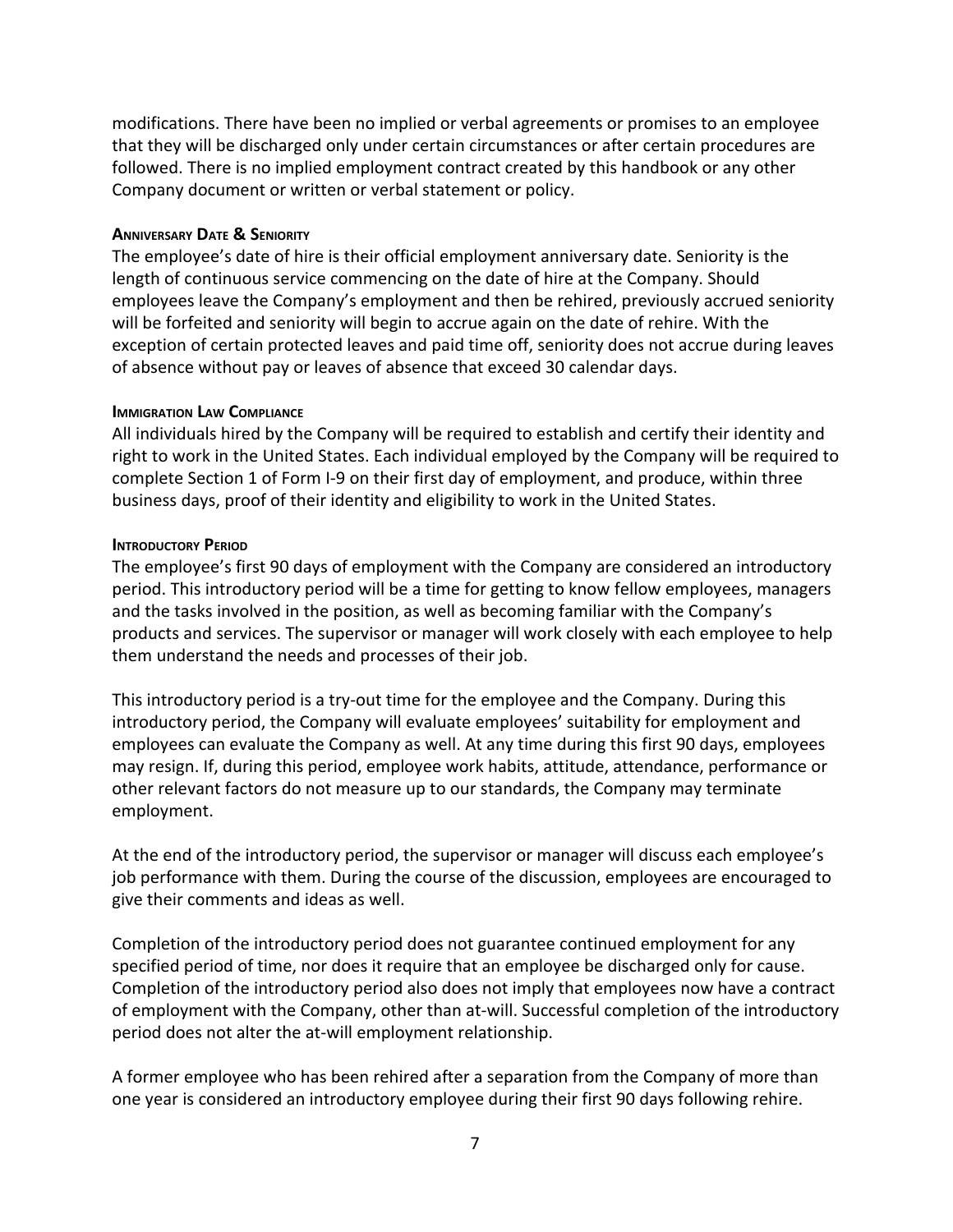modifications. There have been no implied or verbal agreements or promises to an employee that they will be discharged only under certain circumstances or after certain procedures are followed. There is no implied employment contract created by this handbook or any other Company document or written or verbal statement or policy.

#### Anniversary Date & Seniority

The employee's date of hire is their official employment anniversary date. Seniority is the length of continuous service commencing on the date of hire at the Company. Should employees leave the Company's employment and then be rehired, previously accrued seniority will be forfeited and seniority will begin to accrue again on the date of rehire. With the exception of certain protected leaves and paid time off, seniority does not accrue during leaves of absence without pay or leaves of absence that exceed 30 calendar days.

#### Immigration Law Compliance

All individuals hired by the Company will be required to establish and certify their identity and right to work in the United States. Each individual employed by the Company will be required to complete Section 1 of Form I-9 on their first day of employment, and produce, within three business days, proof of their identity and eligibility to work in the United States.

#### Introductory Period

The employee's first 90 days of employment with the Company are considered an introductory period. This introductory period will be a time for getting to know fellow employees, managers and the tasks involved in the position, as well as becoming familiar with the Company's products and services. The supervisor or manager will work closely with each employee to help them understand the needs and processes of their job.

This introductory period is a try-out time for the employee and the Company. During this introductory period, the Company will evaluate employees' suitability for employment and employees can evaluate the Company as well. At any time during this first 90 days, employees may resign. If, during this period, employee work habits, attitude, attendance, performance or other relevant factors do not measure up to our standards, the Company may terminate employment.

At the end of the introductory period, the supervisor or manager will discuss each employee's job performance with them. During the course of the discussion, employees are encouraged to give their comments and ideas as well.

Completion of the introductory period does not guarantee continued employment for any specified period of time, nor does it require that an employee be discharged only for cause. Completion of the introductory period also does not imply that employees now have a contract of employment with the Company, other than at-will. Successful completion of the introductory period does not alter the at-will employment relationship.

A former employee who has been rehired after a separation from the Company of more than one year is considered an introductory employee during their first 90 days following rehire.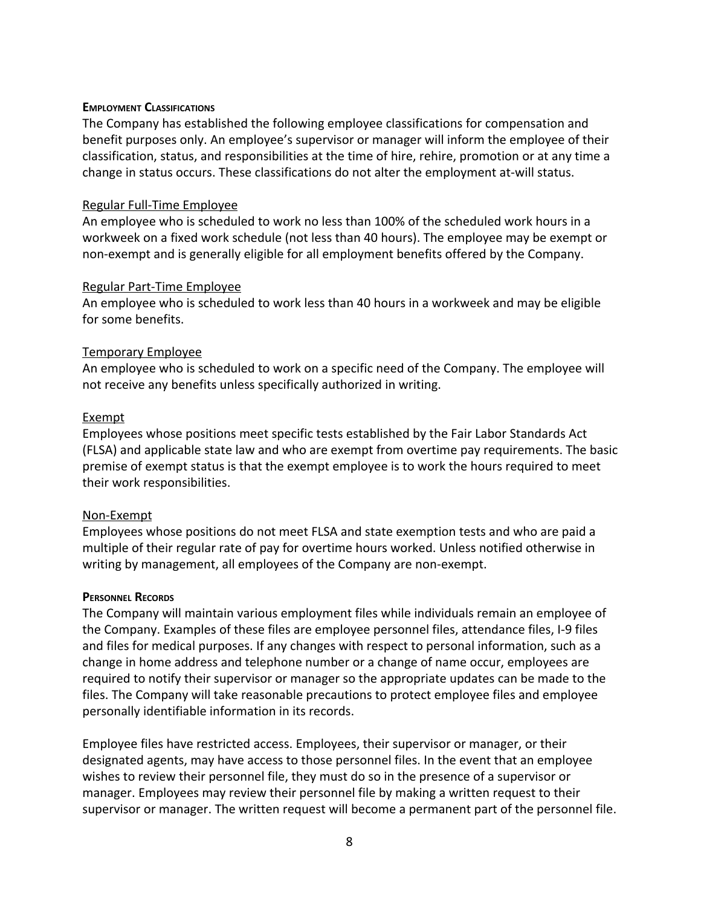## Employment Classifications

The Company has established the following employee classifications for compensation and benefit purposes only. An employee's supervisor or manager will inform the employee of their classification, status, and responsibilities at the time of hire, rehire, promotion or at any time a change in status occurs. These classifications do not alter the employment at-will status.

### Regular Full-Time Employee

An employee who is scheduled to work no less than 100% of the scheduled work hours in a workweek on a fixed work schedule (not less than 40 hours). The employee may be exempt or non-exempt and is generally eligible for all employment benefits offered by the Company.

### Regular Part-Time Employee

An employee who is scheduled to work less than 40 hours in a workweek and may be eligible for some benefits.

### Temporary Employee

An employee who is scheduled to work on a specific need of the Company. The employee will not receive any benefits unless specifically authorized in writing.

### Exempt

Employees whose positions meet specific tests established by the Fair Labor Standards Act (FLSA) and applicable state law and who are exempt from overtime pay requirements. The basic premise of exempt status is that the exempt employee is to work the hours required to meet their work responsibilities.

### Non-Exempt

Employees whose positions do not meet FLSA and state exemption tests and who are paid a multiple of their regular rate of pay for overtime hours worked. Unless notified otherwise in writing by management, all employees of the Company are non-exempt.

## Personnel Records

The Company will maintain various employment files while individuals remain an employee of the Company. Examples of these files are employee personnel files, attendance files, I-9 files and files for medical purposes. If any changes with respect to personal information, such as a change in home address and telephone number or a change of name occur, employees are required to notify their supervisor or manager so the appropriate updates can be made to the files. The Company will take reasonable precautions to protect employee files and employee personally identifiable information in its records.

Employee files have restricted access. Employees, their supervisor or manager, or their designated agents, may have access to those personnel files. In the event that an employee wishes to review their personnel file, they must do so in the presence of a supervisor or manager. Employees may review their personnel file by making a written request to their supervisor or manager. The written request will become a permanent part of the personnel file.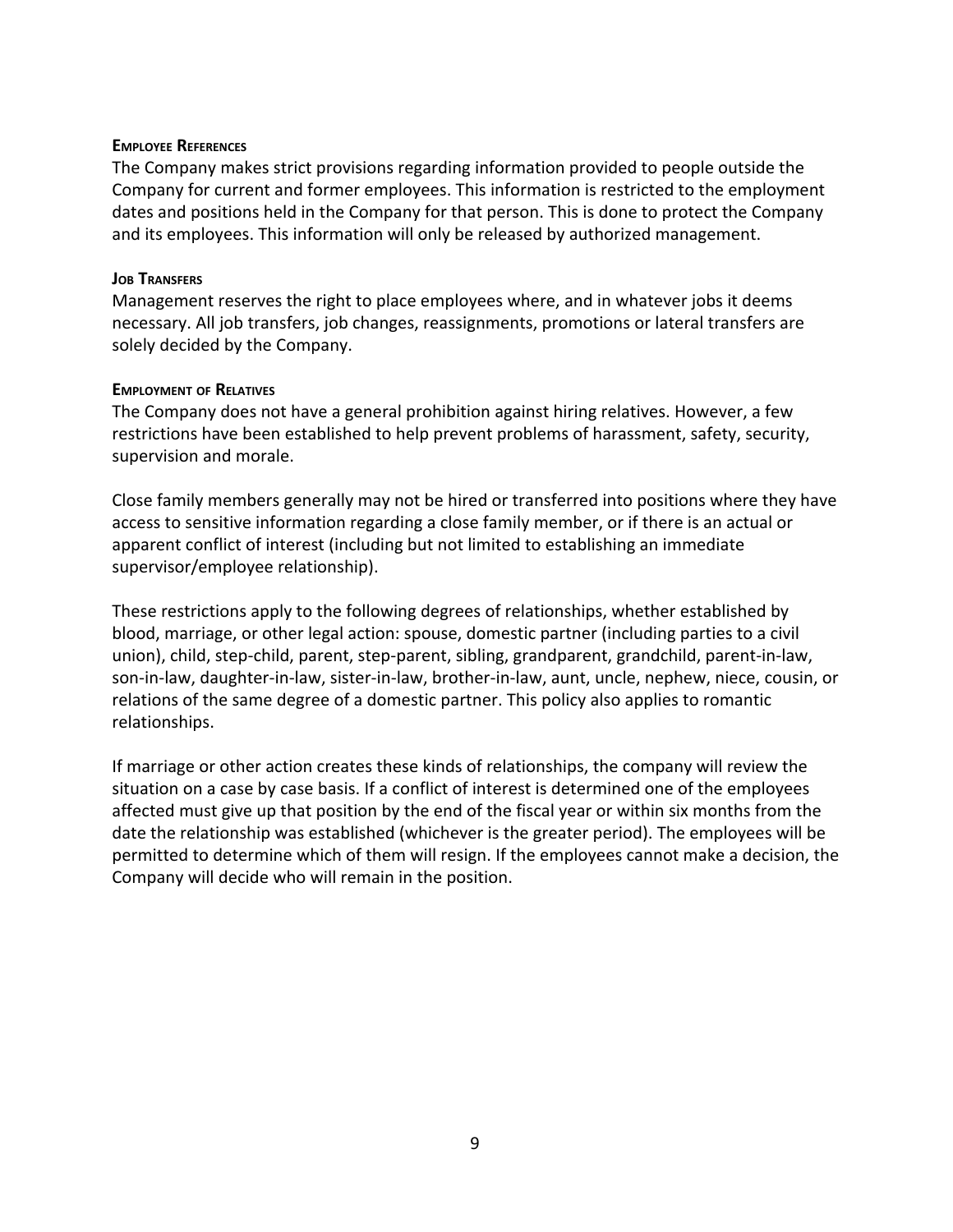#### Employee References

The Company makes strict provisions regarding information provided to people outside the Company for current and former employees. This information is restricted to the employment dates and positions held in the Company for that person. This is done to protect the Company and its employees. This information will only be released by authorized management.

#### Job Transfers

Management reserves the right to place employees where, and in whatever jobs it deems necessary. All job transfers, job changes, reassignments, promotions or lateral transfers are solely decided by the Company.

#### Employment of Relatives

The Company does not have a general prohibition against hiring relatives. However, a few restrictions have been established to help prevent problems of harassment, safety, security, supervision and morale.

Close family members generally may not be hired or transferred into positions where they have access to sensitive information regarding a close family member, or if there is an actual or apparent conflict of interest (including but not limited to establishing an immediate supervisor/employee relationship).

These restrictions apply to the following degrees of relationships, whether established by blood, marriage, or other legal action: spouse, domestic partner (including parties to a civil union), child, step-child, parent, step-parent, sibling, grandparent, grandchild, parent-in-law, son-in-law, daughter-in-law, sister-in-law, brother-in-law, aunt, uncle, nephew, niece, cousin, or relations of the same degree of a domestic partner. This policy also applies to romantic relationships.

If marriage or other action creates these kinds of relationships, the company will review the situation on a case by case basis. If a conflict of interest is determined one of the employees affected must give up that position by the end of the fiscal year or within six months from the date the relationship was established (whichever is the greater period). The employees will be permitted to determine which of them will resign. If the employees cannot make a decision, the Company will decide who will remain in the position.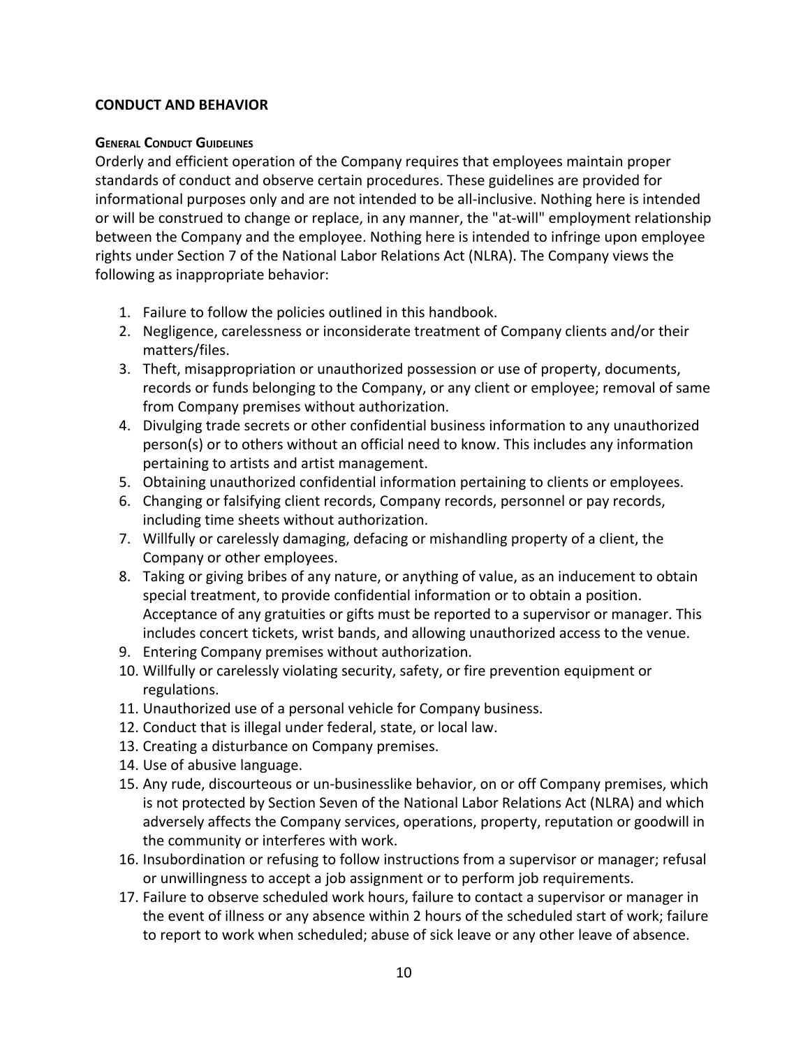## CONDUCT AND BEHAVIOR

### GENERAL CONDUCT GUIDELINES

Orderly and efficient operation of the Company requires that employees maintain proper standards of conduct and observe certain procedures. These guidelines are provided for informational purposes only and are not intended to be all-inclusive. Nothing here is intended or will be construed to change or replace, in any manner, the "at-will" employment relationship between the Company and the employee. Nothing here is intended to infringe upon employee rights under Section 7 of the National Labor Relations Act (NLRA). The Company views the following as inappropriate behavior:

1. Failure to follow the policies outlined in this handbook.
2. Negligence, carelessness or inconsiderate treatment of Company clients and/or their matters/files.
3. Theft, misappropriation or unauthorized possession or use of property, documents, records or funds belonging to the Company, or any client or employee; removal of same from Company premises without authorization.
4. Divulging trade secrets or other confidential business information to any unauthorized person(s) or to others without an official need to know. This includes any information pertaining to artists and artist management.
5. Obtaining unauthorized confidential information pertaining to clients or employees.
6. Changing or falsifying client records, Company records, personnel or pay records, including time sheets without authorization.
7. Willfully or carelessly damaging, defacing or mishandling property of a client, the Company or other employees.
8. Taking or giving bribes of any nature, or anything of value, as an inducement to obtain special treatment, to provide confidential information or to obtain a position. Acceptance of any gratuities or gifts must be reported to a supervisor or manager. This includes concert tickets, wrist bands, and allowing unauthorized access to the venue.
9. Entering Company premises without authorization.
10. Willfully or carelessly violating security, safety, or fire prevention equipment or regulations.
11. Unauthorized use of a personal vehicle for Company business.
12. Conduct that is illegal under federal, state, or local law.
13. Creating a disturbance on Company premises.
14. Use of abusive language.
15. Any rude, discourteous or un-businesslike behavior, on or off Company premises, which is not protected by Section Seven of the National Labor Relations Act (NLRA) and which adversely affects the Company services, operations, property, reputation or goodwill in the community or interferes with work.
16. Insubordination or refusing to follow instructions from a supervisor or manager; refusal or unwillingness to accept a job assignment or to perform job requirements.
17. Failure to observe scheduled work hours, failure to contact a supervisor or manager in the event of illness or any absence within 2 hours of the scheduled start of work; failure to report to work when scheduled; abuse of sick leave or any other leave of absence.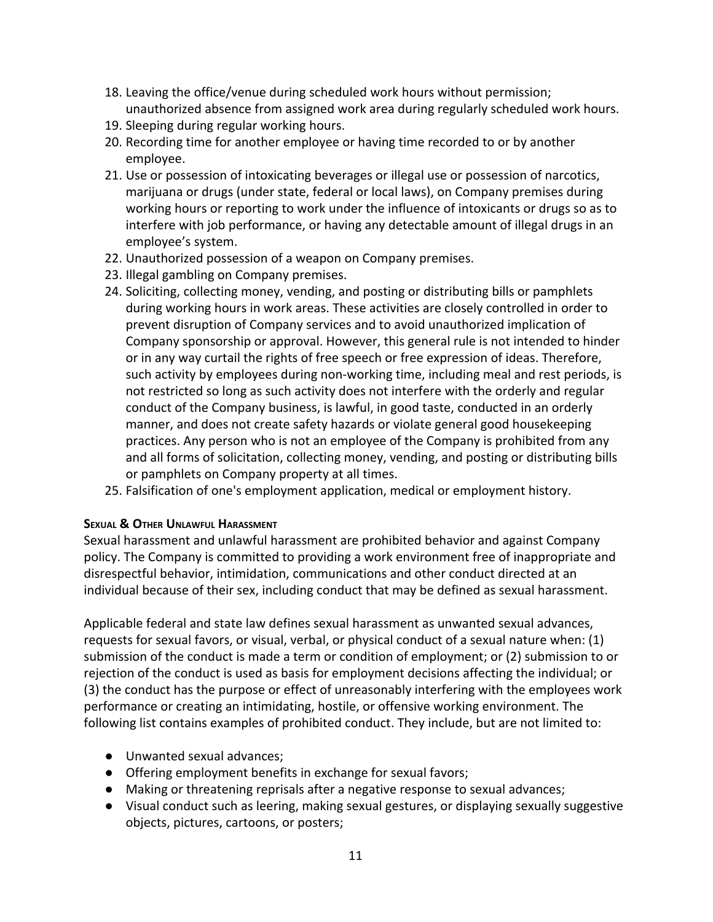18. Leaving the office/venue during scheduled work hours without permission; unauthorized absence from assigned work area during regularly scheduled work hours.
19. Sleeping during regular working hours.
20. Recording time for another employee or having time recorded to or by another employee.
21. Use or possession of intoxicating beverages or illegal use or possession of narcotics, marijuana or drugs (under state, federal or local laws), on Company premises during working hours or reporting to work under the influence of intoxicants or drugs so as to interfere with job performance, or having any detectable amount of illegal drugs in an employee's system.
22. Unauthorized possession of a weapon on Company premises.
23. Illegal gambling on Company premises.
24. Soliciting, collecting money, vending, and posting or distributing bills or pamphlets during working hours in work areas. These activities are closely controlled in order to prevent disruption of Company services and to avoid unauthorized implication of Company sponsorship or approval. However, this general rule is not intended to hinder or in any way curtail the rights of free speech or free expression of ideas. Therefore, such activity by employees during non-working time, including meal and rest periods, is not restricted so long as such activity does not interfere with the orderly and regular conduct of the Company business, is lawful, in good taste, conducted in an orderly manner, and does not create safety hazards or violate general good housekeeping practices. Any person who is not an employee of the Company is prohibited from any and all forms of solicitation, collecting money, vending, and posting or distributing bills or pamphlets on Company property at all times.
25. Falsification of one's employment application, medical or employment history.

#### SEXUAL & OTHER UNLAWFUL HARASSMENT

Sexual harassment and unlawful harassment are prohibited behavior and against Company policy. The Company is committed to providing a work environment free of inappropriate and disrespectful behavior, intimidation, communications and other conduct directed at an individual because of their sex, including conduct that may be defined as sexual harassment.

Applicable federal and state law defines sexual harassment as unwanted sexual advances, requests for sexual favors, or visual, verbal, or physical conduct of a sexual nature when: (1) submission of the conduct is made a term or condition of employment; or (2) submission to or rejection of the conduct is used as basis for employment decisions affecting the individual; or (3) the conduct has the purpose or effect of unreasonably interfering with the employees work performance or creating an intimidating, hostile, or offensive working environment. The following list contains examples of prohibited conduct. They include, but are not limited to:

- Unwanted sexual advances;
- Offering employment benefits in exchange for sexual favors;
- Making or threatening reprisals after a negative response to sexual advances;
- Visual conduct such as leering, making sexual gestures, or displaying sexually suggestive objects, pictures, cartoons, or posters;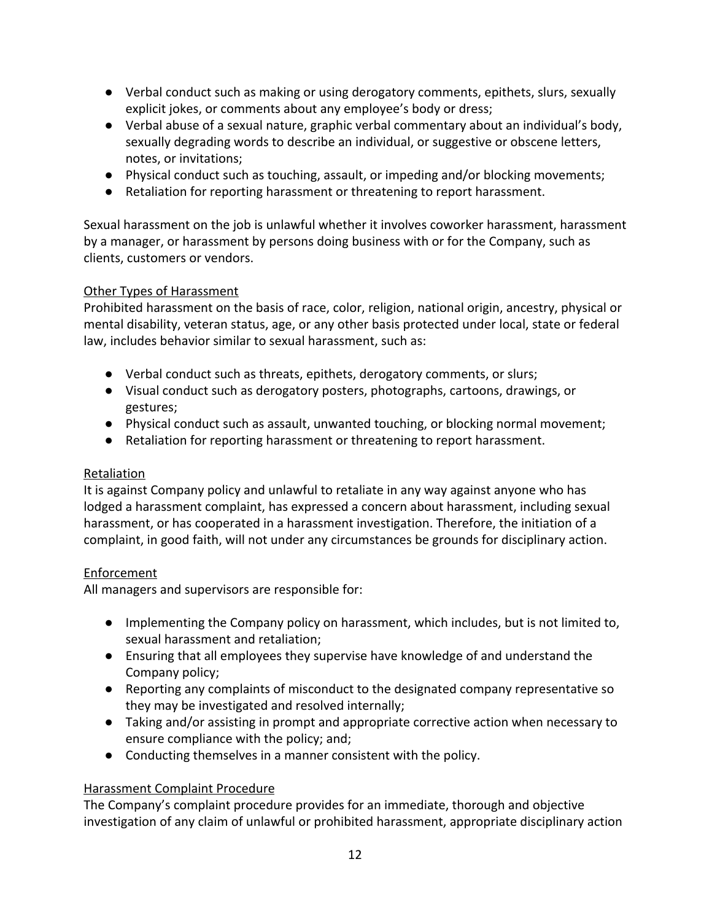- Verbal conduct such as making or using derogatory comments, epithets, slurs, sexually explicit jokes, or comments about any employee's body or dress;
- Verbal abuse of a sexual nature, graphic verbal commentary about an individual's body, sexually degrading words to describe an individual, or suggestive or obscene letters, notes, or invitations;
- Physical conduct such as touching, assault, or impeding and/or blocking movements;
- Retaliation for reporting harassment or threatening to report harassment.

Sexual harassment on the job is unlawful whether it involves coworker harassment, harassment by a manager, or harassment by persons doing business with or for the Company, such as clients, customers or vendors.

### Other Types of Harassment

Prohibited harassment on the basis of race, color, religion, national origin, ancestry, physical or mental disability, veteran status, age, or any other basis protected under local, state or federal law, includes behavior similar to sexual harassment, such as:

- Verbal conduct such as threats, epithets, derogatory comments, or slurs;
- Visual conduct such as derogatory posters, photographs, cartoons, drawings, or gestures;
- Physical conduct such as assault, unwanted touching, or blocking normal movement;
- Retaliation for reporting harassment or threatening to report harassment.

### Retaliation

It is against Company policy and unlawful to retaliate in any way against anyone who has lodged a harassment complaint, has expressed a concern about harassment, including sexual harassment, or has cooperated in a harassment investigation. Therefore, the initiation of a complaint, in good faith, will not under any circumstances be grounds for disciplinary action.

### Enforcement

All managers and supervisors are responsible for:

- Implementing the Company policy on harassment, which includes, but is not limited to, sexual harassment and retaliation;
- Ensuring that all employees they supervise have knowledge of and understand the Company policy;
- Reporting any complaints of misconduct to the designated company representative so they may be investigated and resolved internally;
- Taking and/or assisting in prompt and appropriate corrective action when necessary to ensure compliance with the policy; and;
- Conducting themselves in a manner consistent with the policy.

### Harassment Complaint Procedure

The Company's complaint procedure provides for an immediate, thorough and objective investigation of any claim of unlawful or prohibited harassment, appropriate disciplinary action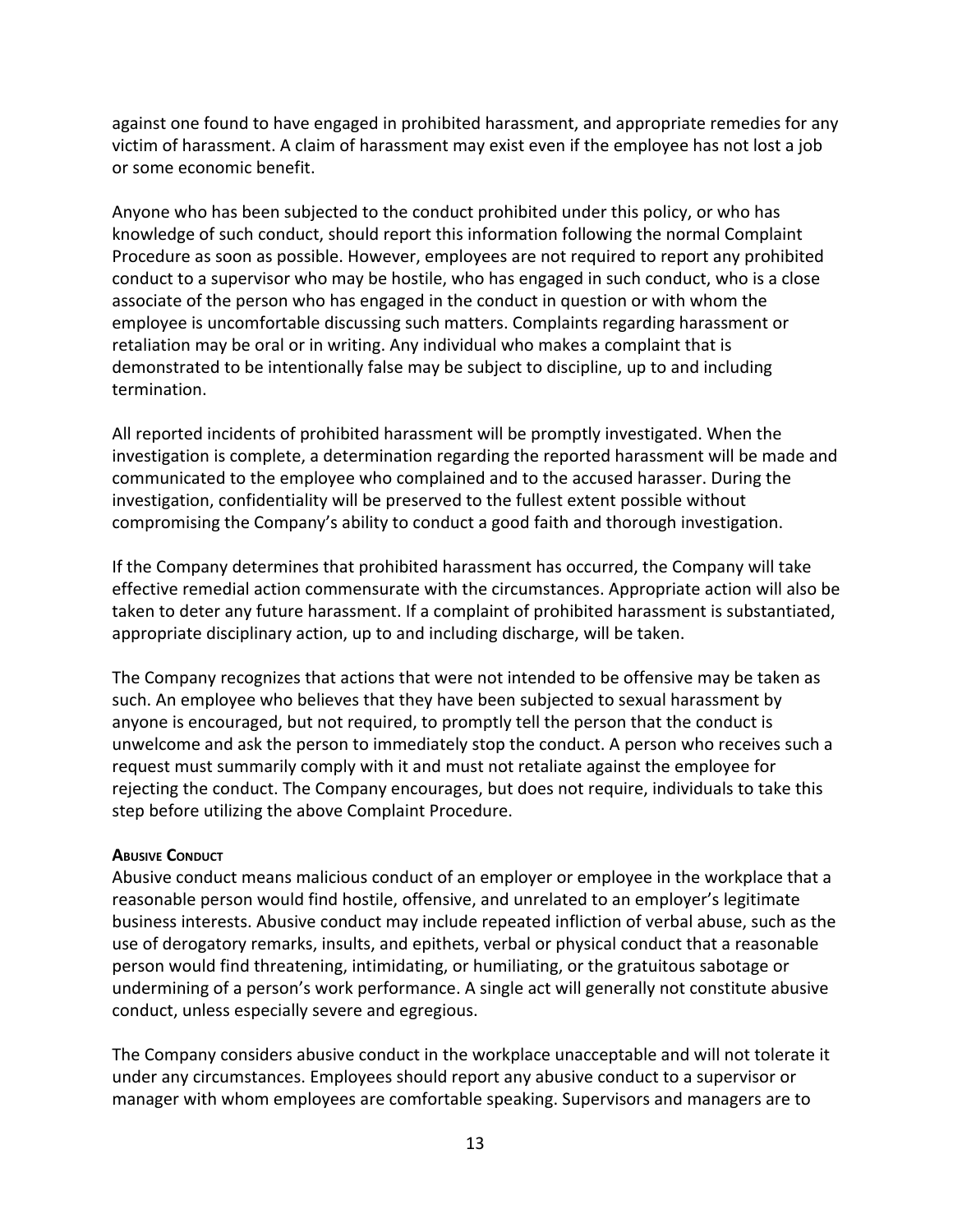against one found to have engaged in prohibited harassment, and appropriate remedies for any victim of harassment. A claim of harassment may exist even if the employee has not lost a job or some economic benefit.

Anyone who has been subjected to the conduct prohibited under this policy, or who has knowledge of such conduct, should report this information following the normal Complaint Procedure as soon as possible. However, employees are not required to report any prohibited conduct to a supervisor who may be hostile, who has engaged in such conduct, who is a close associate of the person who has engaged in the conduct in question or with whom the employee is uncomfortable discussing such matters. Complaints regarding harassment or retaliation may be oral or in writing. Any individual who makes a complaint that is demonstrated to be intentionally false may be subject to discipline, up to and including termination.

All reported incidents of prohibited harassment will be promptly investigated. When the investigation is complete, a determination regarding the reported harassment will be made and communicated to the employee who complained and to the accused harasser. During the investigation, confidentiality will be preserved to the fullest extent possible without compromising the Company's ability to conduct a good faith and thorough investigation.

If the Company determines that prohibited harassment has occurred, the Company will take effective remedial action commensurate with the circumstances. Appropriate action will also be taken to deter any future harassment. If a complaint of prohibited harassment is substantiated, appropriate disciplinary action, up to and including discharge, will be taken.

The Company recognizes that actions that were not intended to be offensive may be taken as such. An employee who believes that they have been subjected to sexual harassment by anyone is encouraged, but not required, to promptly tell the person that the conduct is unwelcome and ask the person to immediately stop the conduct. A person who receives such a request must summarily comply with it and must not retaliate against the employee for rejecting the conduct. The Company encourages, but does not require, individuals to take this step before utilizing the above Complaint Procedure.

#### Abusive Conduct

Abusive conduct means malicious conduct of an employer or employee in the workplace that a reasonable person would find hostile, offensive, and unrelated to an employer's legitimate business interests. Abusive conduct may include repeated infliction of verbal abuse, such as the use of derogatory remarks, insults, and epithets, verbal or physical conduct that a reasonable person would find threatening, intimidating, or humiliating, or the gratuitous sabotage or undermining of a person's work performance. A single act will generally not constitute abusive conduct, unless especially severe and egregious.

The Company considers abusive conduct in the workplace unacceptable and will not tolerate it under any circumstances. Employees should report any abusive conduct to a supervisor or manager with whom employees are comfortable speaking. Supervisors and managers are to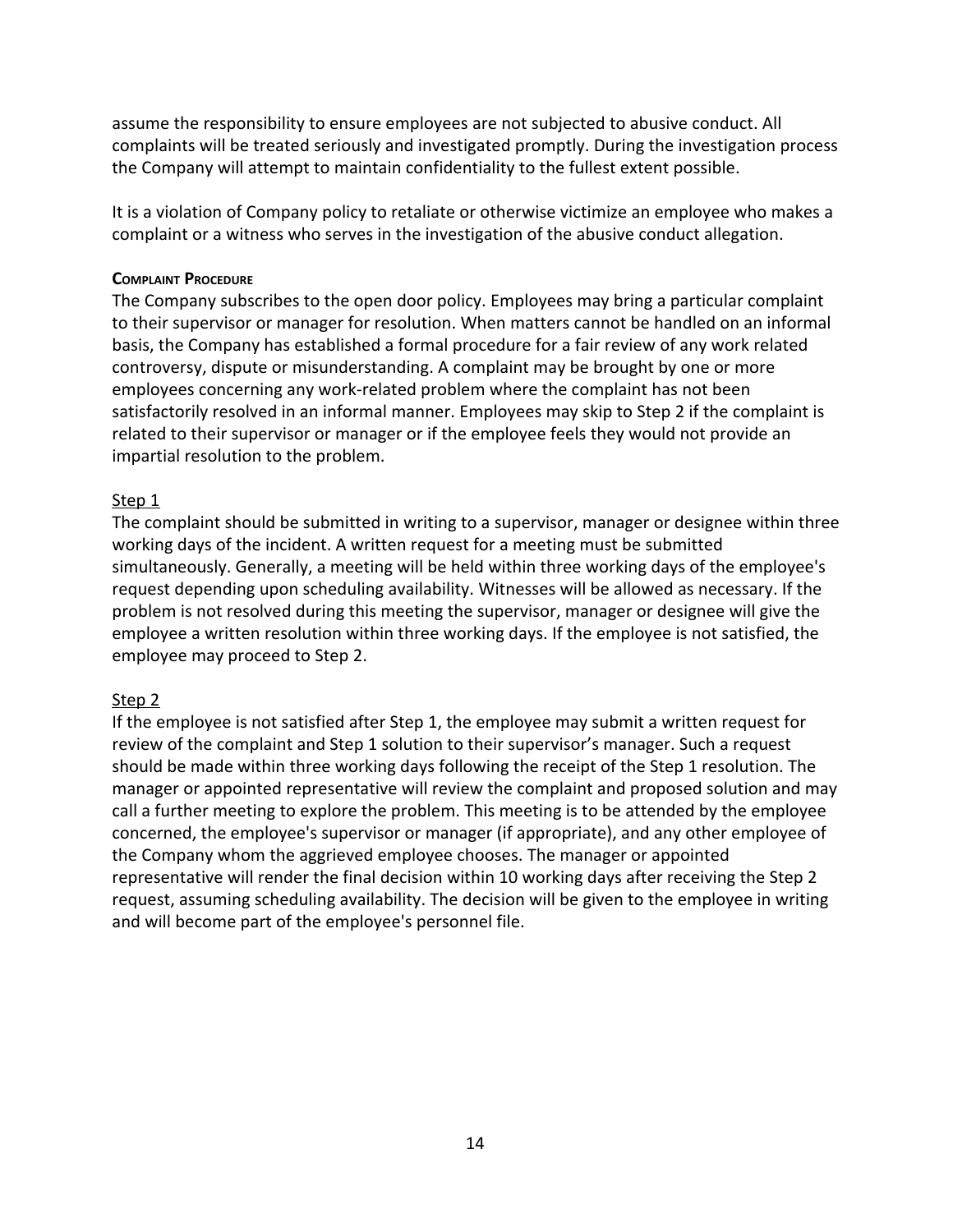assume the responsibility to ensure employees are not subjected to abusive conduct. All complaints will be treated seriously and investigated promptly. During the investigation process the Company will attempt to maintain confidentiality to the fullest extent possible.

It is a violation of Company policy to retaliate or otherwise victimize an employee who makes a complaint or a witness who serves in the investigation of the abusive conduct allegation.

#### Complaint Procedure

The Company subscribes to the open door policy. Employees may bring a particular complaint to their supervisor or manager for resolution. When matters cannot be handled on an informal basis, the Company has established a formal procedure for a fair review of any work related controversy, dispute or misunderstanding. A complaint may be brought by one or more employees concerning any work-related problem where the complaint has not been satisfactorily resolved in an informal manner. Employees may skip to Step 2 if the complaint is related to their supervisor or manager or if the employee feels they would not provide an impartial resolution to the problem.

Step 1

The complaint should be submitted in writing to a supervisor, manager or designee within three working days of the incident. A written request for a meeting must be submitted simultaneously. Generally, a meeting will be held within three working days of the employee's request depending upon scheduling availability. Witnesses will be allowed as necessary. If the problem is not resolved during this meeting the supervisor, manager or designee will give the employee a written resolution within three working days. If the employee is not satisfied, the employee may proceed to Step 2.

Step 2

If the employee is not satisfied after Step 1, the employee may submit a written request for review of the complaint and Step 1 solution to their supervisor's manager. Such a request should be made within three working days following the receipt of the Step 1 resolution. The manager or appointed representative will review the complaint and proposed solution and may call a further meeting to explore the problem. This meeting is to be attended by the employee concerned, the employee's supervisor or manager (if appropriate), and any other employee of the Company whom the aggrieved employee chooses. The manager or appointed representative will render the final decision within 10 working days after receiving the Step 2 request, assuming scheduling availability. The decision will be given to the employee in writing and will become part of the employee's personnel file.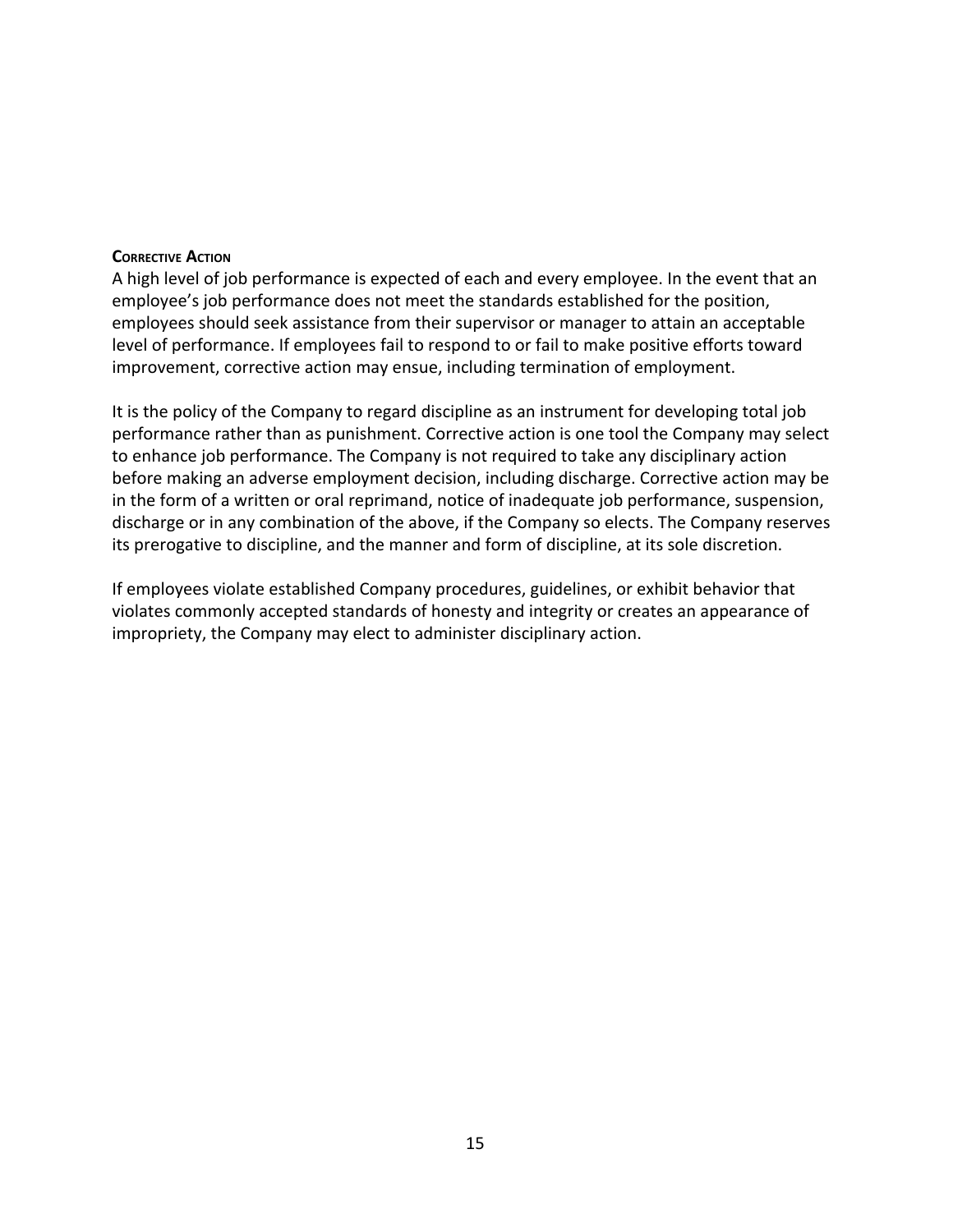### Corrective Action

A high level of job performance is expected of each and every employee. In the event that an employee's job performance does not meet the standards established for the position, employees should seek assistance from their supervisor or manager to attain an acceptable level of performance. If employees fail to respond to or fail to make positive efforts toward improvement, corrective action may ensue, including termination of employment.

It is the policy of the Company to regard discipline as an instrument for developing total job performance rather than as punishment. Corrective action is one tool the Company may select to enhance job performance. The Company is not required to take any disciplinary action before making an adverse employment decision, including discharge. Corrective action may be in the form of a written or oral reprimand, notice of inadequate job performance, suspension, discharge or in any combination of the above, if the Company so elects. The Company reserves its prerogative to discipline, and the manner and form of discipline, at its sole discretion.

If employees violate established Company procedures, guidelines, or exhibit behavior that violates commonly accepted standards of honesty and integrity or creates an appearance of impropriety, the Company may elect to administer disciplinary action.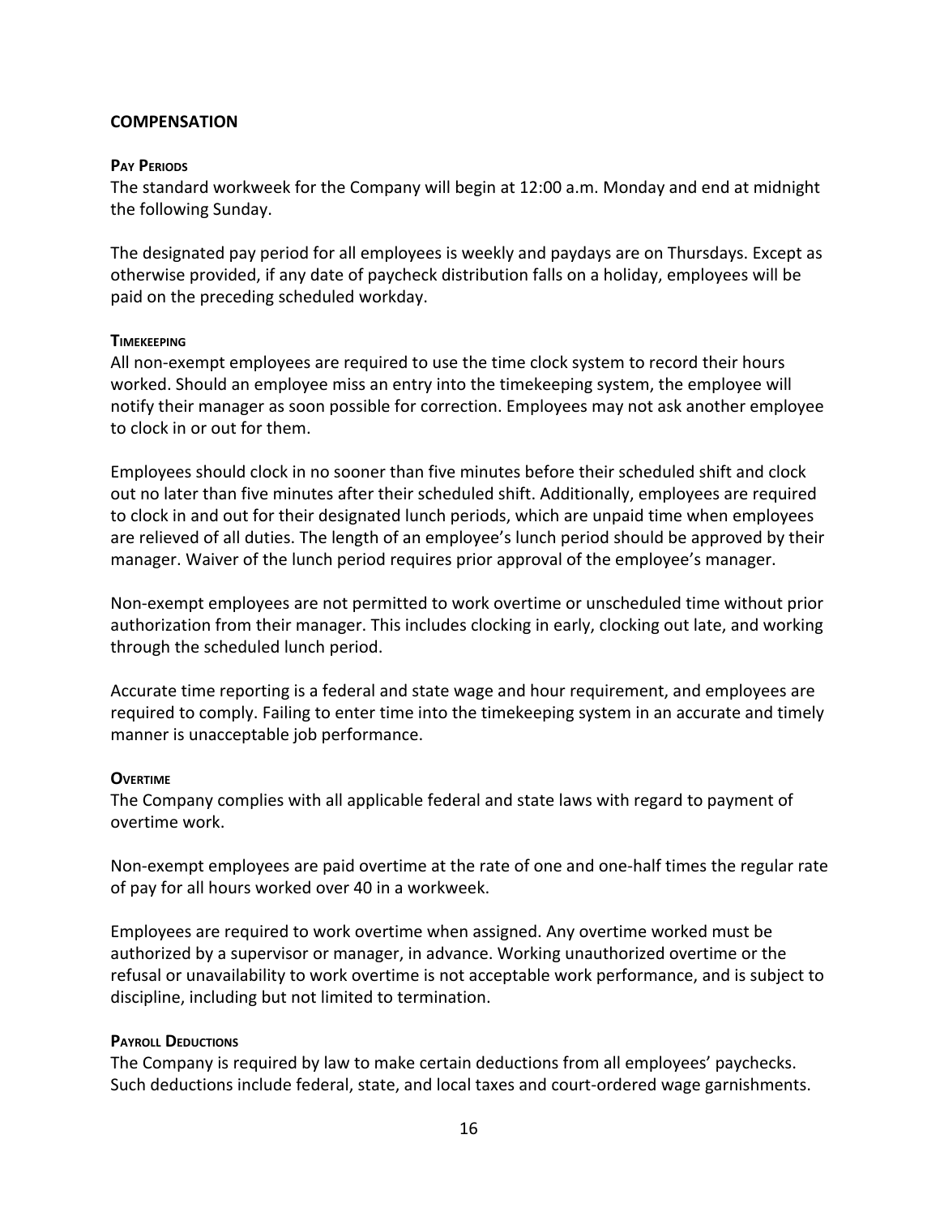## COMPENSATION

### Pay Periods

The standard workweek for the Company will begin at 12:00 a.m. Monday and end at midnight the following Sunday.

The designated pay period for all employees is weekly and paydays are on Thursdays. Except as otherwise provided, if any date of paycheck distribution falls on a holiday, employees will be paid on the preceding scheduled workday.

### Timekeeping

All non-exempt employees are required to use the time clock system to record their hours worked. Should an employee miss an entry into the timekeeping system, the employee will notify their manager as soon possible for correction. Employees may not ask another employee to clock in or out for them.

Employees should clock in no sooner than five minutes before their scheduled shift and clock out no later than five minutes after their scheduled shift. Additionally, employees are required to clock in and out for their designated lunch periods, which are unpaid time when employees are relieved of all duties. The length of an employee's lunch period should be approved by their manager. Waiver of the lunch period requires prior approval of the employee's manager.

Non-exempt employees are not permitted to work overtime or unscheduled time without prior authorization from their manager. This includes clocking in early, clocking out late, and working through the scheduled lunch period.

Accurate time reporting is a federal and state wage and hour requirement, and employees are required to comply. Failing to enter time into the timekeeping system in an accurate and timely manner is unacceptable job performance.

### Overtime

The Company complies with all applicable federal and state laws with regard to payment of overtime work.

Non-exempt employees are paid overtime at the rate of one and one-half times the regular rate of pay for all hours worked over 40 in a workweek.

Employees are required to work overtime when assigned. Any overtime worked must be authorized by a supervisor or manager, in advance. Working unauthorized overtime or the refusal or unavailability to work overtime is not acceptable work performance, and is subject to discipline, including but not limited to termination.

### Payroll Deductions

The Company is required by law to make certain deductions from all employees' paychecks. Such deductions include federal, state, and local taxes and court-ordered wage garnishments.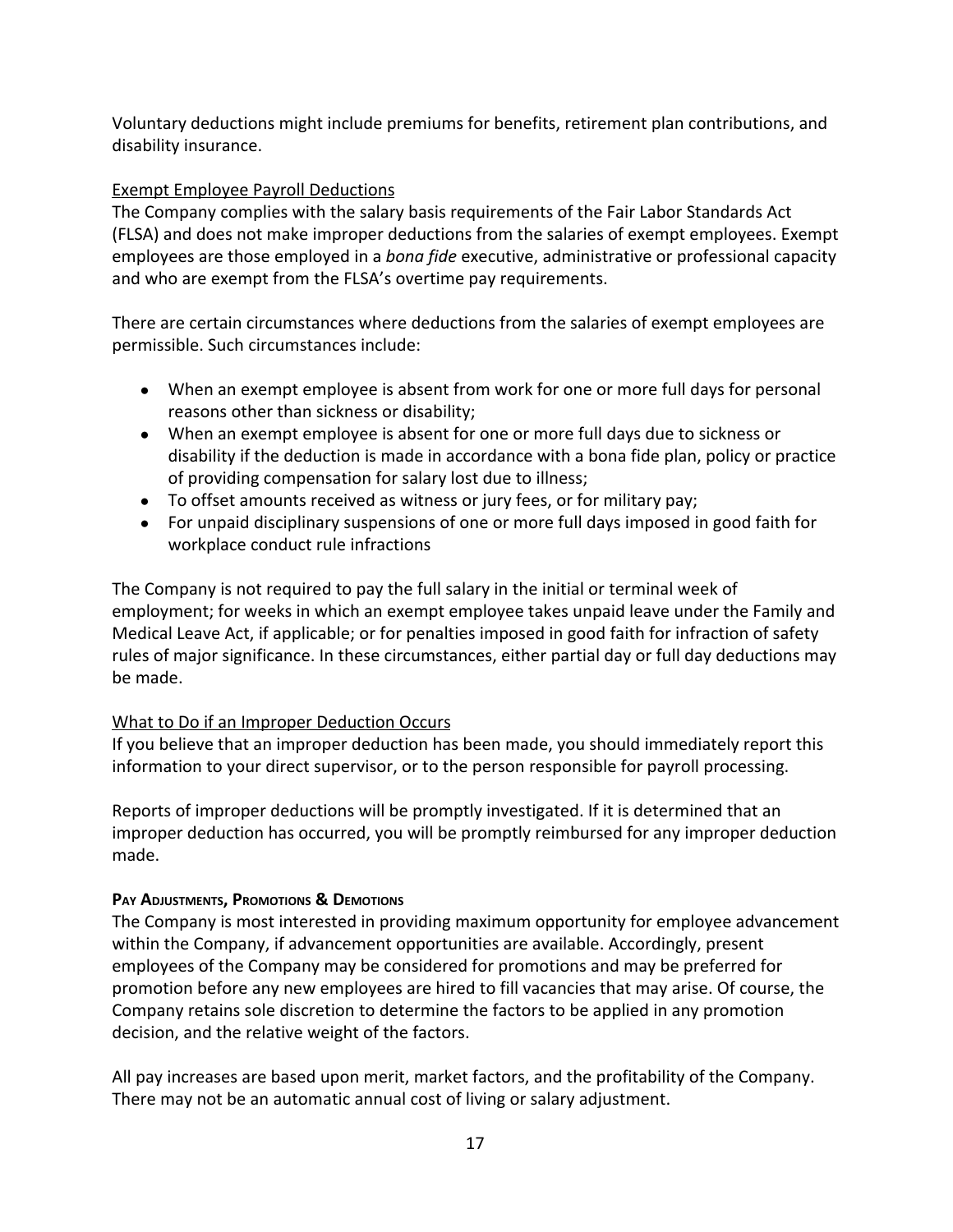Voluntary deductions might include premiums for benefits, retirement plan contributions, and disability insurance.

Exempt Employee Payroll Deductions

The Company complies with the salary basis requirements of the Fair Labor Standards Act (FLSA) and does not make improper deductions from the salaries of exempt employees. Exempt employees are those employed in a *bona fide* executive, administrative or professional capacity and who are exempt from the FLSA's overtime pay requirements.

There are certain circumstances where deductions from the salaries of exempt employees are permissible. Such circumstances include:

- When an exempt employee is absent from work for one or more full days for personal reasons other than sickness or disability;
- When an exempt employee is absent for one or more full days due to sickness or disability if the deduction is made in accordance with a bona fide plan, policy or practice of providing compensation for salary lost due to illness;
- To offset amounts received as witness or jury fees, or for military pay;
- For unpaid disciplinary suspensions of one or more full days imposed in good faith for workplace conduct rule infractions

The Company is not required to pay the full salary in the initial or terminal week of employment; for weeks in which an exempt employee takes unpaid leave under the Family and Medical Leave Act, if applicable; or for penalties imposed in good faith for infraction of safety rules of major significance. In these circumstances, either partial day or full day deductions may be made.

What to Do if an Improper Deduction Occurs

If you believe that an improper deduction has been made, you should immediately report this information to your direct supervisor, or to the person responsible for payroll processing.

Reports of improper deductions will be promptly investigated. If it is determined that an improper deduction has occurred, you will be promptly reimbursed for any improper deduction made.

**PAY ADJUSTMENTS, PROMOTIONS & DEMOTIONS**

The Company is most interested in providing maximum opportunity for employee advancement within the Company, if advancement opportunities are available. Accordingly, present employees of the Company may be considered for promotions and may be preferred for promotion before any new employees are hired to fill vacancies that may arise. Of course, the Company retains sole discretion to determine the factors to be applied in any promotion decision, and the relative weight of the factors.

All pay increases are based upon merit, market factors, and the profitability of the Company. There may not be an automatic annual cost of living or salary adjustment.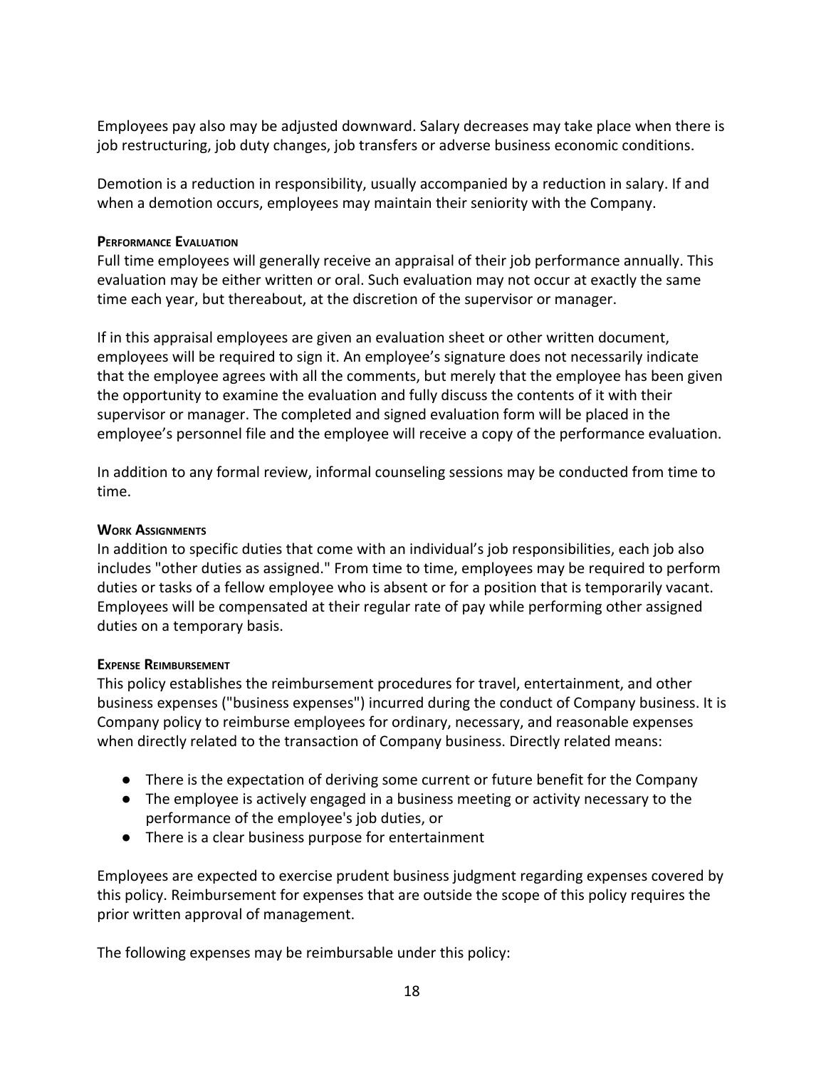Employees pay also may be adjusted downward. Salary decreases may take place when there is job restructuring, job duty changes, job transfers or adverse business economic conditions.

Demotion is a reduction in responsibility, usually accompanied by a reduction in salary. If and when a demotion occurs, employees may maintain their seniority with the Company.

#### Performance Evaluation

Full time employees will generally receive an appraisal of their job performance annually. This evaluation may be either written or oral. Such evaluation may not occur at exactly the same time each year, but thereabout, at the discretion of the supervisor or manager.

If in this appraisal employees are given an evaluation sheet or other written document, employees will be required to sign it. An employee's signature does not necessarily indicate that the employee agrees with all the comments, but merely that the employee has been given the opportunity to examine the evaluation and fully discuss the contents of it with their supervisor or manager. The completed and signed evaluation form will be placed in the employee's personnel file and the employee will receive a copy of the performance evaluation.

In addition to any formal review, informal counseling sessions may be conducted from time to time.

#### Work Assignments

In addition to specific duties that come with an individual's job responsibilities, each job also includes "other duties as assigned." From time to time, employees may be required to perform duties or tasks of a fellow employee who is absent or for a position that is temporarily vacant. Employees will be compensated at their regular rate of pay while performing other assigned duties on a temporary basis.

#### Expense Reimbursement

This policy establishes the reimbursement procedures for travel, entertainment, and other business expenses ("business expenses") incurred during the conduct of Company business. It is Company policy to reimburse employees for ordinary, necessary, and reasonable expenses when directly related to the transaction of Company business. Directly related means:

- There is the expectation of deriving some current or future benefit for the Company
- The employee is actively engaged in a business meeting or activity necessary to the performance of the employee's job duties, or
- There is a clear business purpose for entertainment

Employees are expected to exercise prudent business judgment regarding expenses covered by this policy. Reimbursement for expenses that are outside the scope of this policy requires the prior written approval of management.

The following expenses may be reimbursable under this policy: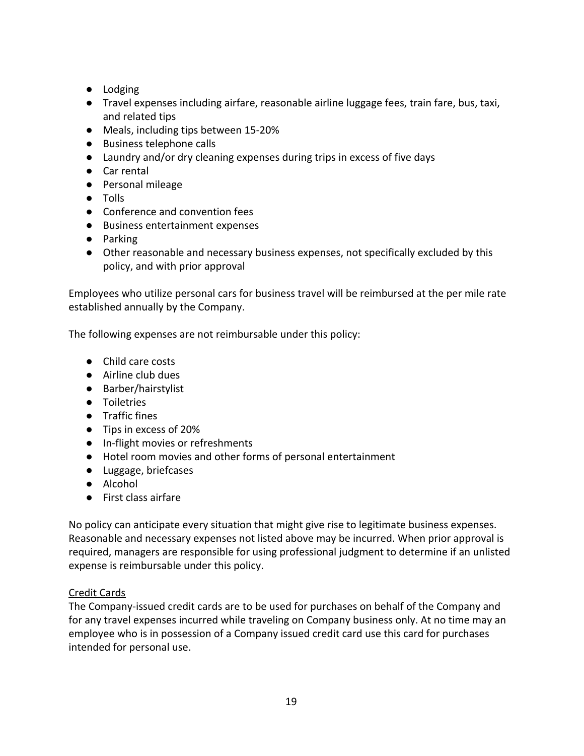- Lodging
- Travel expenses including airfare, reasonable airline luggage fees, train fare, bus, taxi, and related tips
- Meals, including tips between 15-20%
- Business telephone calls
- Laundry and/or dry cleaning expenses during trips in excess of five days
- Car rental
- Personal mileage
- Tolls
- Conference and convention fees
- Business entertainment expenses
- Parking
- Other reasonable and necessary business expenses, not specifically excluded by this policy, and with prior approval

Employees who utilize personal cars for business travel will be reimbursed at the per mile rate established annually by the Company.

The following expenses are not reimbursable under this policy:

- Child care costs
- Airline club dues
- Barber/hairstylist
- Toiletries
- Traffic fines
- Tips in excess of 20%
- In-flight movies or refreshments
- Hotel room movies and other forms of personal entertainment
- Luggage, briefcases
- Alcohol
- First class airfare

No policy can anticipate every situation that might give rise to legitimate business expenses. Reasonable and necessary expenses not listed above may be incurred. When prior approval is required, managers are responsible for using professional judgment to determine if an unlisted expense is reimbursable under this policy.

<u>Credit Cards</u>

The Company-issued credit cards are to be used for purchases on behalf of the Company and for any travel expenses incurred while traveling on Company business only. At no time may an employee who is in possession of a Company issued credit card use this card for purchases intended for personal use.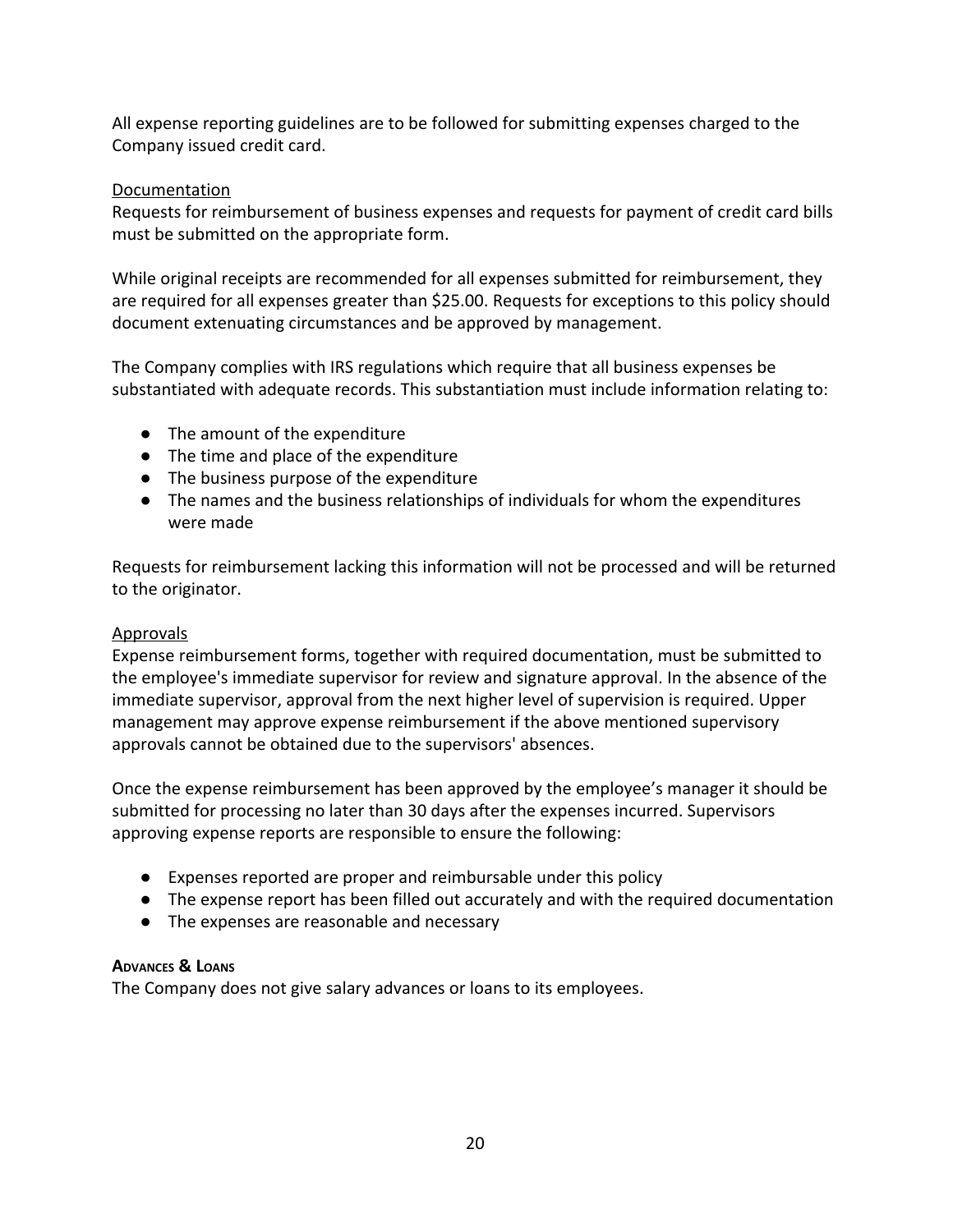All expense reporting guidelines are to be followed for submitting expenses charged to the Company issued credit card.

Documentation

Requests for reimbursement of business expenses and requests for payment of credit card bills must be submitted on the appropriate form.

While original receipts are recommended for all expenses submitted for reimbursement, they are required for all expenses greater than $25.00. Requests for exceptions to this policy should document extenuating circumstances and be approved by management.

The Company complies with IRS regulations which require that all business expenses be substantiated with adequate records. This substantiation must include information relating to:

- The amount of the expenditure
- The time and place of the expenditure
- The business purpose of the expenditure
- The names and the business relationships of individuals for whom the expenditures were made

Requests for reimbursement lacking this information will not be processed and will be returned to the originator.

Approvals

Expense reimbursement forms, together with required documentation, must be submitted to the employee's immediate supervisor for review and signature approval. In the absence of the immediate supervisor, approval from the next higher level of supervision is required. Upper management may approve expense reimbursement if the above mentioned supervisory approvals cannot be obtained due to the supervisors' absences.

Once the expense reimbursement has been approved by the employee's manager it should be submitted for processing no later than 30 days after the expenses incurred. Supervisors approving expense reports are responsible to ensure the following:

- Expenses reported are proper and reimbursable under this policy
- The expense report has been filled out accurately and with the required documentation
- The expenses are reasonable and necessary

**ADVANCES & LOANS**

The Company does not give salary advances or loans to its employees.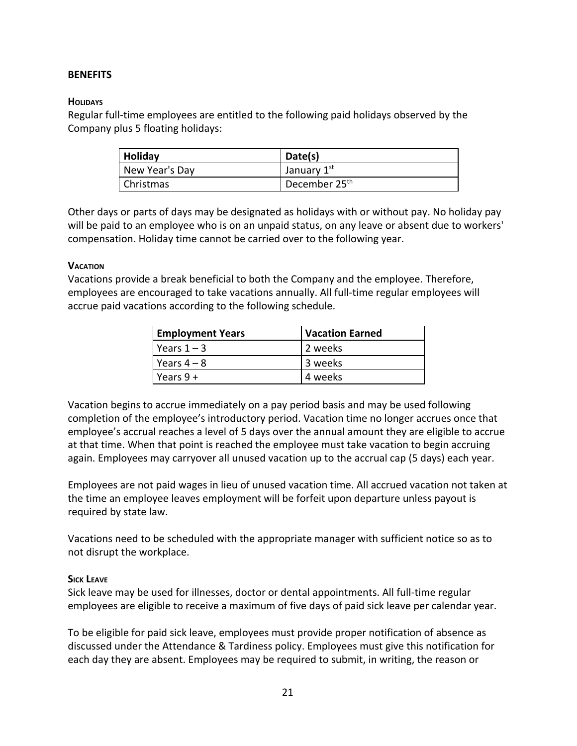## BENEFITS

### Holidays

Regular full-time employees are entitled to the following paid holidays observed by the Company plus 5 floating holidays:

| Holiday | Date(s) |
|---|---|
| New Year's Day | January 1st |
| Christmas | December 25th |

Other days or parts of days may be designated as holidays with or without pay. No holiday pay will be paid to an employee who is on an unpaid status, on any leave or absent due to workers' compensation. Holiday time cannot be carried over to the following year.

### Vacation

Vacations provide a break beneficial to both the Company and the employee. Therefore, employees are encouraged to take vacations annually. All full-time regular employees will accrue paid vacations according to the following schedule.

| Employment Years | Vacation Earned |
|---|---|
| Years 1 – 3 | 2 weeks |
| Years 4 – 8 | 3 weeks |
| Years 9 + | 4 weeks |

Vacation begins to accrue immediately on a pay period basis and may be used following completion of the employee's introductory period. Vacation time no longer accrues once that employee's accrual reaches a level of 5 days over the annual amount they are eligible to accrue at that time. When that point is reached the employee must take vacation to begin accruing again. Employees may carryover all unused vacation up to the accrual cap (5 days) each year.

Employees are not paid wages in lieu of unused vacation time. All accrued vacation not taken at the time an employee leaves employment will be forfeit upon departure unless payout is required by state law.

Vacations need to be scheduled with the appropriate manager with sufficient notice so as to not disrupt the workplace.

### Sick Leave

Sick leave may be used for illnesses, doctor or dental appointments. All full-time regular employees are eligible to receive a maximum of five days of paid sick leave per calendar year.

To be eligible for paid sick leave, employees must provide proper notification of absence as discussed under the Attendance & Tardiness policy. Employees must give this notification for each day they are absent. Employees may be required to submit, in writing, the reason or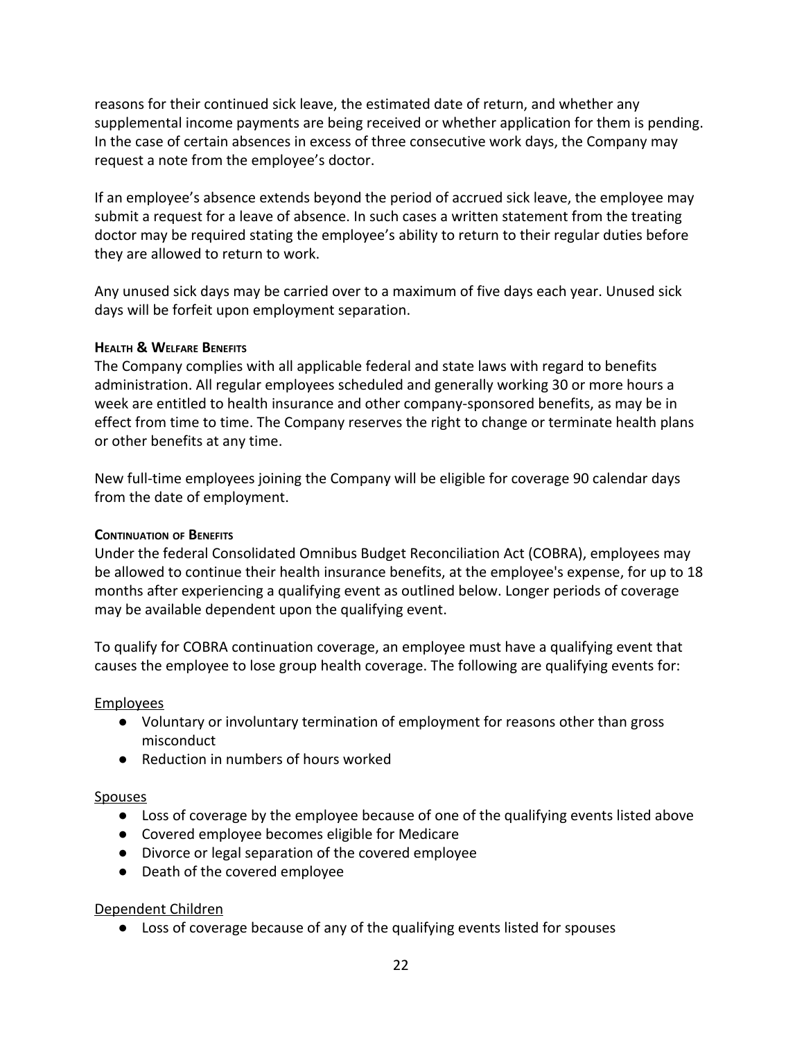reasons for their continued sick leave, the estimated date of return, and whether any supplemental income payments are being received or whether application for them is pending. In the case of certain absences in excess of three consecutive work days, the Company may request a note from the employee's doctor.

If an employee's absence extends beyond the period of accrued sick leave, the employee may submit a request for a leave of absence. In such cases a written statement from the treating doctor may be required stating the employee's ability to return to their regular duties before they are allowed to return to work.

Any unused sick days may be carried over to a maximum of five days each year. Unused sick days will be forfeit upon employment separation.

#### Health & Welfare Benefits

The Company complies with all applicable federal and state laws with regard to benefits administration. All regular employees scheduled and generally working 30 or more hours a week are entitled to health insurance and other company-sponsored benefits, as may be in effect from time to time. The Company reserves the right to change or terminate health plans or other benefits at any time.

New full-time employees joining the Company will be eligible for coverage 90 calendar days from the date of employment.

#### Continuation of Benefits

Under the federal Consolidated Omnibus Budget Reconciliation Act (COBRA), employees may be allowed to continue their health insurance benefits, at the employee's expense, for up to 18 months after experiencing a qualifying event as outlined below. Longer periods of coverage may be available dependent upon the qualifying event.

To qualify for COBRA continuation coverage, an employee must have a qualifying event that causes the employee to lose group health coverage. The following are qualifying events for:

<u>Employees</u>

- Voluntary or involuntary termination of employment for reasons other than gross misconduct
- Reduction in numbers of hours worked

<u>Spouses</u>

- Loss of coverage by the employee because of one of the qualifying events listed above
- Covered employee becomes eligible for Medicare
- Divorce or legal separation of the covered employee
- Death of the covered employee

<u>Dependent Children</u>

- Loss of coverage because of any of the qualifying events listed for spouses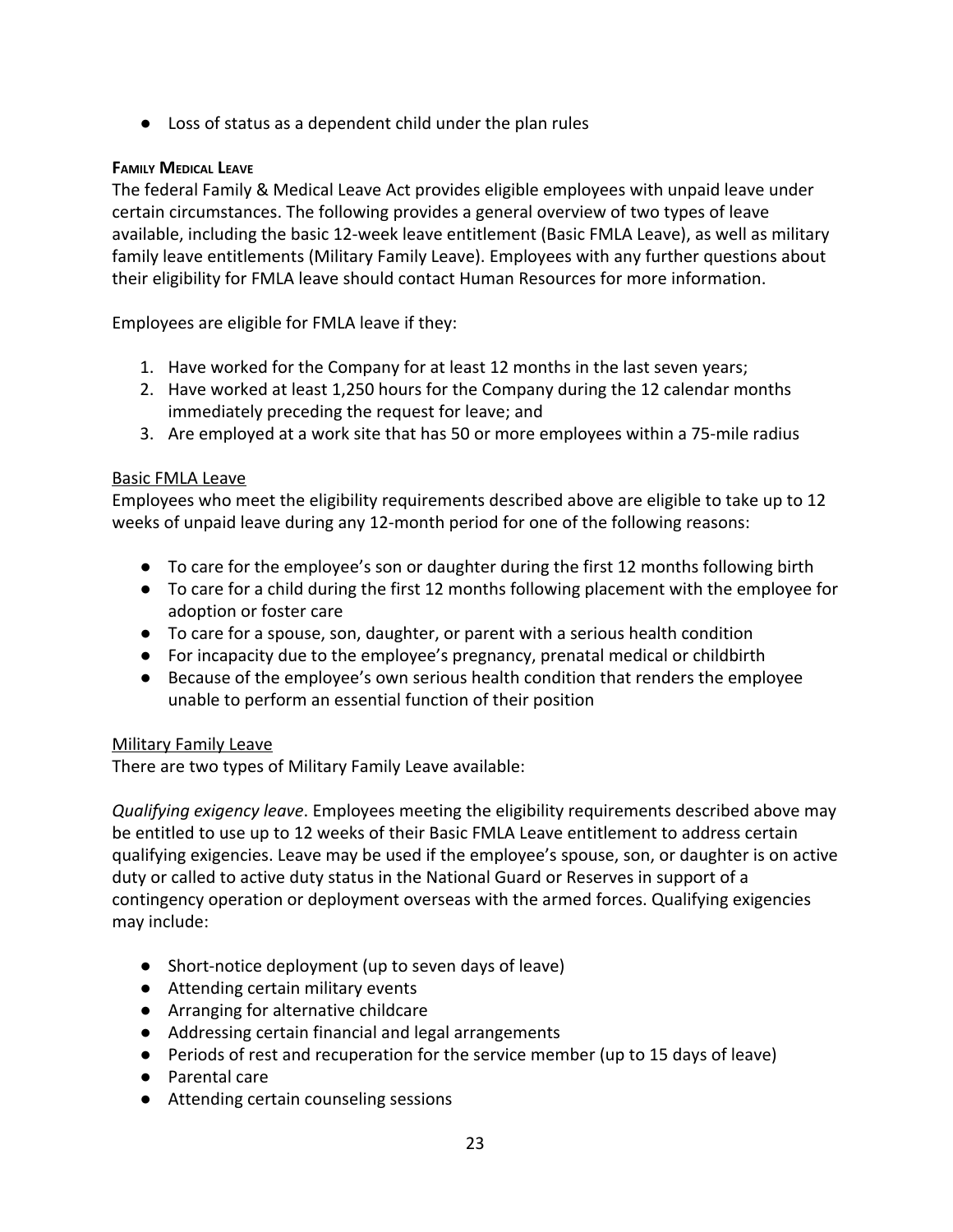- Loss of status as a dependent child under the plan rules

### Family Medical Leave

The federal Family & Medical Leave Act provides eligible employees with unpaid leave under certain circumstances. The following provides a general overview of two types of leave available, including the basic 12-week leave entitlement (Basic FMLA Leave), as well as military family leave entitlements (Military Family Leave). Employees with any further questions about their eligibility for FMLA leave should contact Human Resources for more information.

Employees are eligible for FMLA leave if they:

1. Have worked for the Company for at least 12 months in the last seven years;
2. Have worked at least 1,250 hours for the Company during the 12 calendar months immediately preceding the request for leave; and
3. Are employed at a work site that has 50 or more employees within a 75-mile radius

<u>Basic FMLA Leave</u>

Employees who meet the eligibility requirements described above are eligible to take up to 12 weeks of unpaid leave during any 12-month period for one of the following reasons:

- To care for the employee's son or daughter during the first 12 months following birth
- To care for a child during the first 12 months following placement with the employee for adoption or foster care
- To care for a spouse, son, daughter, or parent with a serious health condition
- For incapacity due to the employee's pregnancy, prenatal medical or childbirth
- Because of the employee's own serious health condition that renders the employee unable to perform an essential function of their position

<u>Military Family Leave</u>

There are two types of Military Family Leave available:

*Qualifying exigency leave*. Employees meeting the eligibility requirements described above may be entitled to use up to 12 weeks of their Basic FMLA Leave entitlement to address certain qualifying exigencies. Leave may be used if the employee's spouse, son, or daughter is on active duty or called to active duty status in the National Guard or Reserves in support of a contingency operation or deployment overseas with the armed forces. Qualifying exigencies may include:

- Short-notice deployment (up to seven days of leave)
- Attending certain military events
- Arranging for alternative childcare
- Addressing certain financial and legal arrangements
- Periods of rest and recuperation for the service member (up to 15 days of leave)
- Parental care
- Attending certain counseling sessions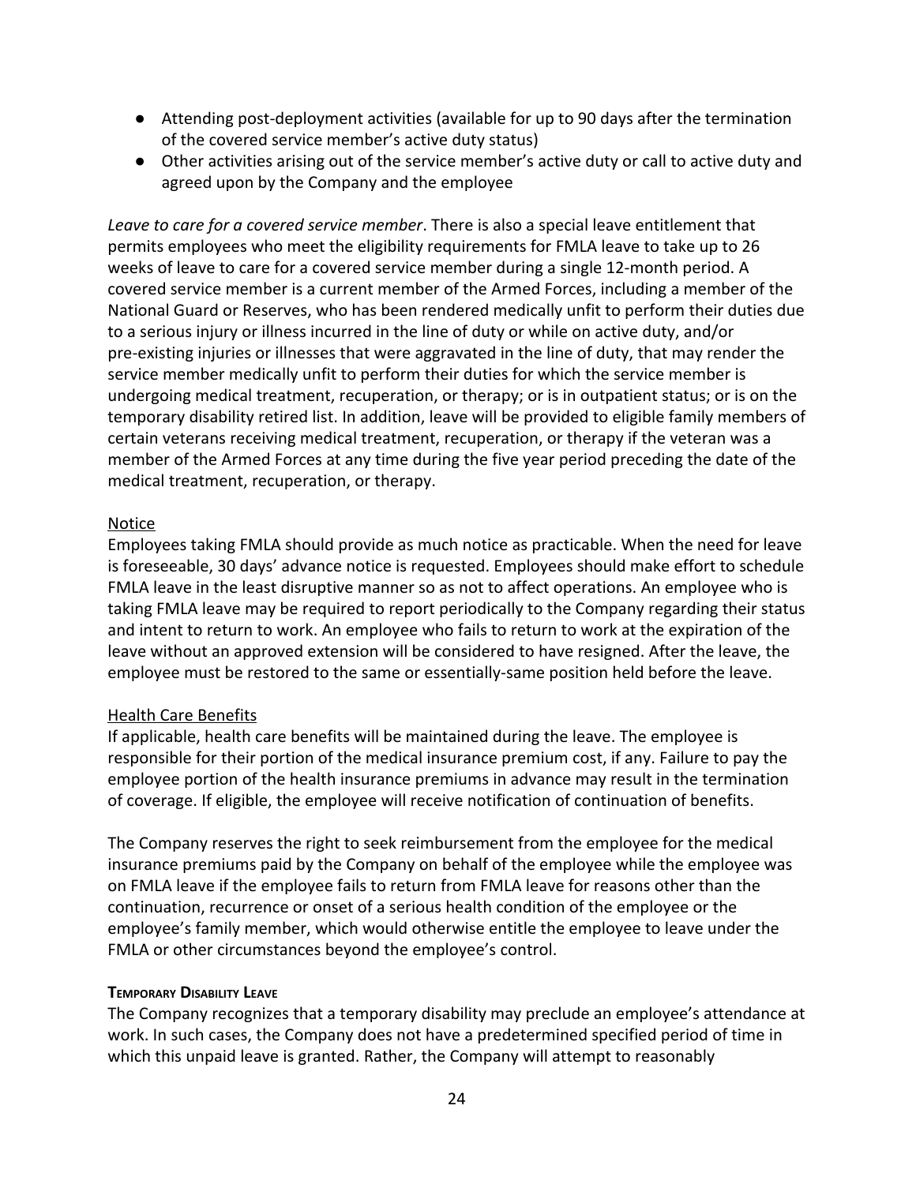- Attending post-deployment activities (available for up to 90 days after the termination of the covered service member's active duty status)
- Other activities arising out of the service member's active duty or call to active duty and agreed upon by the Company and the employee

*Leave to care for a covered service member*. There is also a special leave entitlement that permits employees who meet the eligibility requirements for FMLA leave to take up to 26 weeks of leave to care for a covered service member during a single 12-month period. A covered service member is a current member of the Armed Forces, including a member of the National Guard or Reserves, who has been rendered medically unfit to perform their duties due to a serious injury or illness incurred in the line of duty or while on active duty, and/or pre-existing injuries or illnesses that were aggravated in the line of duty, that may render the service member medically unfit to perform their duties for which the service member is undergoing medical treatment, recuperation, or therapy; or is in outpatient status; or is on the temporary disability retired list. In addition, leave will be provided to eligible family members of certain veterans receiving medical treatment, recuperation, or therapy if the veteran was a member of the Armed Forces at any time during the five year period preceding the date of the medical treatment, recuperation, or therapy.

<u>Notice</u>

Employees taking FMLA should provide as much notice as practicable. When the need for leave is foreseeable, 30 days' advance notice is requested. Employees should make effort to schedule FMLA leave in the least disruptive manner so as not to affect operations. An employee who is taking FMLA leave may be required to report periodically to the Company regarding their status and intent to return to work. An employee who fails to return to work at the expiration of the leave without an approved extension will be considered to have resigned. After the leave, the employee must be restored to the same or essentially-same position held before the leave.

<u>Health Care Benefits</u>

If applicable, health care benefits will be maintained during the leave. The employee is responsible for their portion of the medical insurance premium cost, if any. Failure to pay the employee portion of the health insurance premiums in advance may result in the termination of coverage. If eligible, the employee will receive notification of continuation of benefits.

The Company reserves the right to seek reimbursement from the employee for the medical insurance premiums paid by the Company on behalf of the employee while the employee was on FMLA leave if the employee fails to return from FMLA leave for reasons other than the continuation, recurrence or onset of a serious health condition of the employee or the employee's family member, which would otherwise entitle the employee to leave under the FMLA or other circumstances beyond the employee's control.

#### **TEMPORARY DISABILITY LEAVE**

The Company recognizes that a temporary disability may preclude an employee's attendance at work. In such cases, the Company does not have a predetermined specified period of time in which this unpaid leave is granted. Rather, the Company will attempt to reasonably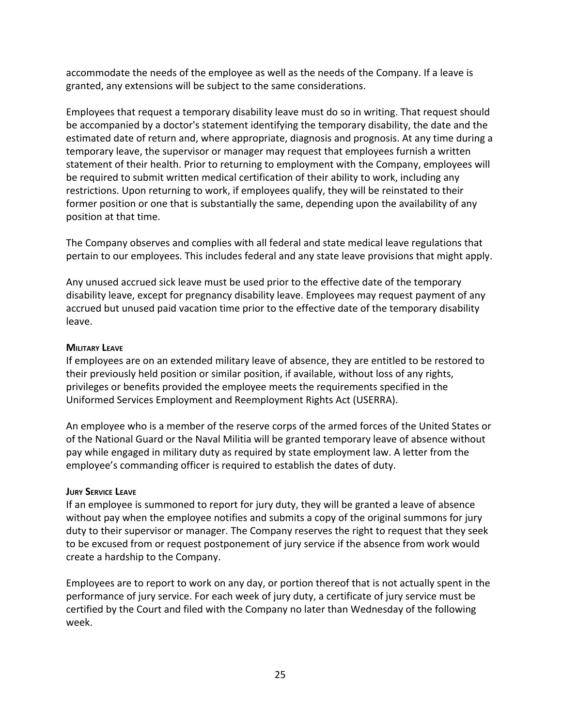accommodate the needs of the employee as well as the needs of the Company. If a leave is granted, any extensions will be subject to the same considerations.

Employees that request a temporary disability leave must do so in writing. That request should be accompanied by a doctor's statement identifying the temporary disability, the date and the estimated date of return and, where appropriate, diagnosis and prognosis. At any time during a temporary leave, the supervisor or manager may request that employees furnish a written statement of their health. Prior to returning to employment with the Company, employees will be required to submit written medical certification of their ability to work, including any restrictions. Upon returning to work, if employees qualify, they will be reinstated to their former position or one that is substantially the same, depending upon the availability of any position at that time.

The Company observes and complies with all federal and state medical leave regulations that pertain to our employees. This includes federal and any state leave provisions that might apply.

Any unused accrued sick leave must be used prior to the effective date of the temporary disability leave, except for pregnancy disability leave. Employees may request payment of any accrued but unused paid vacation time prior to the effective date of the temporary disability leave.

#### MILITARY LEAVE

If employees are on an extended military leave of absence, they are entitled to be restored to their previously held position or similar position, if available, without loss of any rights, privileges or benefits provided the employee meets the requirements specified in the Uniformed Services Employment and Reemployment Rights Act (USERRA).

An employee who is a member of the reserve corps of the armed forces of the United States or of the National Guard or the Naval Militia will be granted temporary leave of absence without pay while engaged in military duty as required by state employment law. A letter from the employee's commanding officer is required to establish the dates of duty.

#### JURY SERVICE LEAVE

If an employee is summoned to report for jury duty, they will be granted a leave of absence without pay when the employee notifies and submits a copy of the original summons for jury duty to their supervisor or manager. The Company reserves the right to request that they seek to be excused from or request postponement of jury service if the absence from work would create a hardship to the Company.

Employees are to report to work on any day, or portion thereof that is not actually spent in the performance of jury service. For each week of jury duty, a certificate of jury service must be certified by the Court and filed with the Company no later than Wednesday of the following week.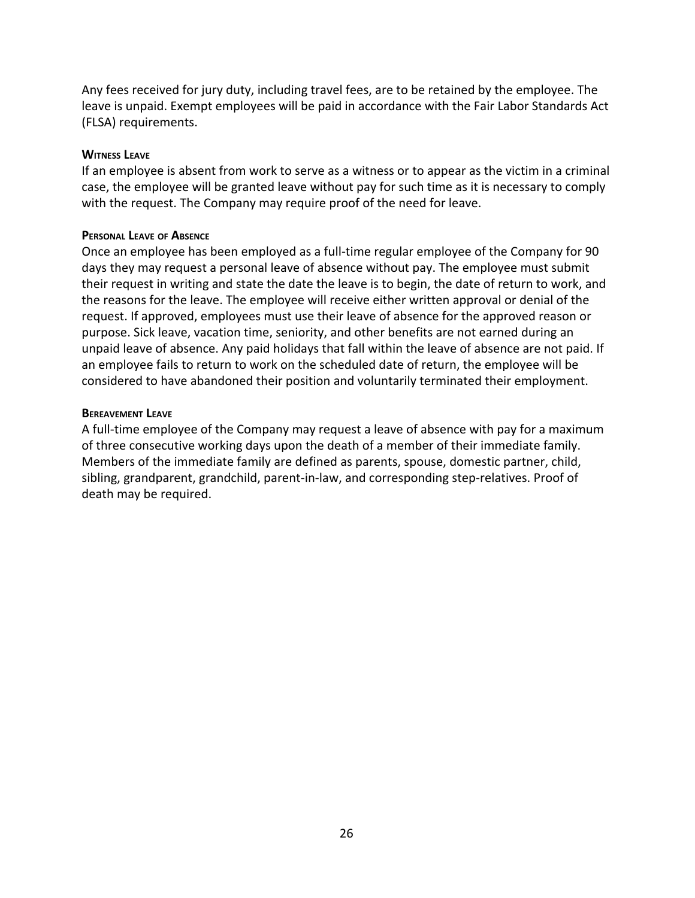Any fees received for jury duty, including travel fees, are to be retained by the employee. The leave is unpaid. Exempt employees will be paid in accordance with the Fair Labor Standards Act (FLSA) requirements.

#### Witness Leave

If an employee is absent from work to serve as a witness or to appear as the victim in a criminal case, the employee will be granted leave without pay for such time as it is necessary to comply with the request. The Company may require proof of the need for leave.

#### Personal Leave of Absence

Once an employee has been employed as a full-time regular employee of the Company for 90 days they may request a personal leave of absence without pay. The employee must submit their request in writing and state the date the leave is to begin, the date of return to work, and the reasons for the leave. The employee will receive either written approval or denial of the request. If approved, employees must use their leave of absence for the approved reason or purpose. Sick leave, vacation time, seniority, and other benefits are not earned during an unpaid leave of absence. Any paid holidays that fall within the leave of absence are not paid. If an employee fails to return to work on the scheduled date of return, the employee will be considered to have abandoned their position and voluntarily terminated their employment.

#### Bereavement Leave

A full-time employee of the Company may request a leave of absence with pay for a maximum of three consecutive working days upon the death of a member of their immediate family. Members of the immediate family are defined as parents, spouse, domestic partner, child, sibling, grandparent, grandchild, parent-in-law, and corresponding step-relatives. Proof of death may be required.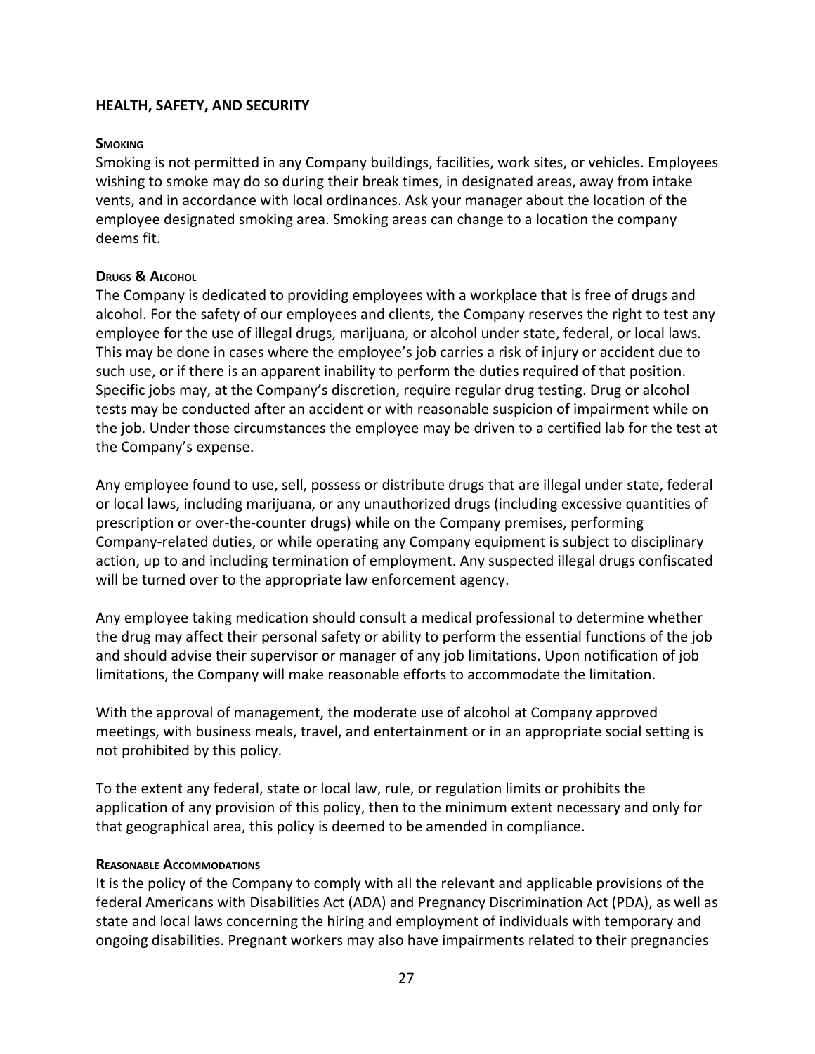## HEALTH, SAFETY, AND SECURITY

### Smoking

Smoking is not permitted in any Company buildings, facilities, work sites, or vehicles. Employees wishing to smoke may do so during their break times, in designated areas, away from intake vents, and in accordance with local ordinances. Ask your manager about the location of the employee designated smoking area. Smoking areas can change to a location the company deems fit.

### Drugs & Alcohol

The Company is dedicated to providing employees with a workplace that is free of drugs and alcohol. For the safety of our employees and clients, the Company reserves the right to test any employee for the use of illegal drugs, marijuana, or alcohol under state, federal, or local laws. This may be done in cases where the employee's job carries a risk of injury or accident due to such use, or if there is an apparent inability to perform the duties required of that position. Specific jobs may, at the Company's discretion, require regular drug testing. Drug or alcohol tests may be conducted after an accident or with reasonable suspicion of impairment while on the job. Under those circumstances the employee may be driven to a certified lab for the test at the Company's expense.

Any employee found to use, sell, possess or distribute drugs that are illegal under state, federal or local laws, including marijuana, or any unauthorized drugs (including excessive quantities of prescription or over-the-counter drugs) while on the Company premises, performing Company-related duties, or while operating any Company equipment is subject to disciplinary action, up to and including termination of employment. Any suspected illegal drugs confiscated will be turned over to the appropriate law enforcement agency.

Any employee taking medication should consult a medical professional to determine whether the drug may affect their personal safety or ability to perform the essential functions of the job and should advise their supervisor or manager of any job limitations. Upon notification of job limitations, the Company will make reasonable efforts to accommodate the limitation.

With the approval of management, the moderate use of alcohol at Company approved meetings, with business meals, travel, and entertainment or in an appropriate social setting is not prohibited by this policy.

To the extent any federal, state or local law, rule, or regulation limits or prohibits the application of any provision of this policy, then to the minimum extent necessary and only for that geographical area, this policy is deemed to be amended in compliance.

### Reasonable Accommodations

It is the policy of the Company to comply with all the relevant and applicable provisions of the federal Americans with Disabilities Act (ADA) and Pregnancy Discrimination Act (PDA), as well as state and local laws concerning the hiring and employment of individuals with temporary and ongoing disabilities. Pregnant workers may also have impairments related to their pregnancies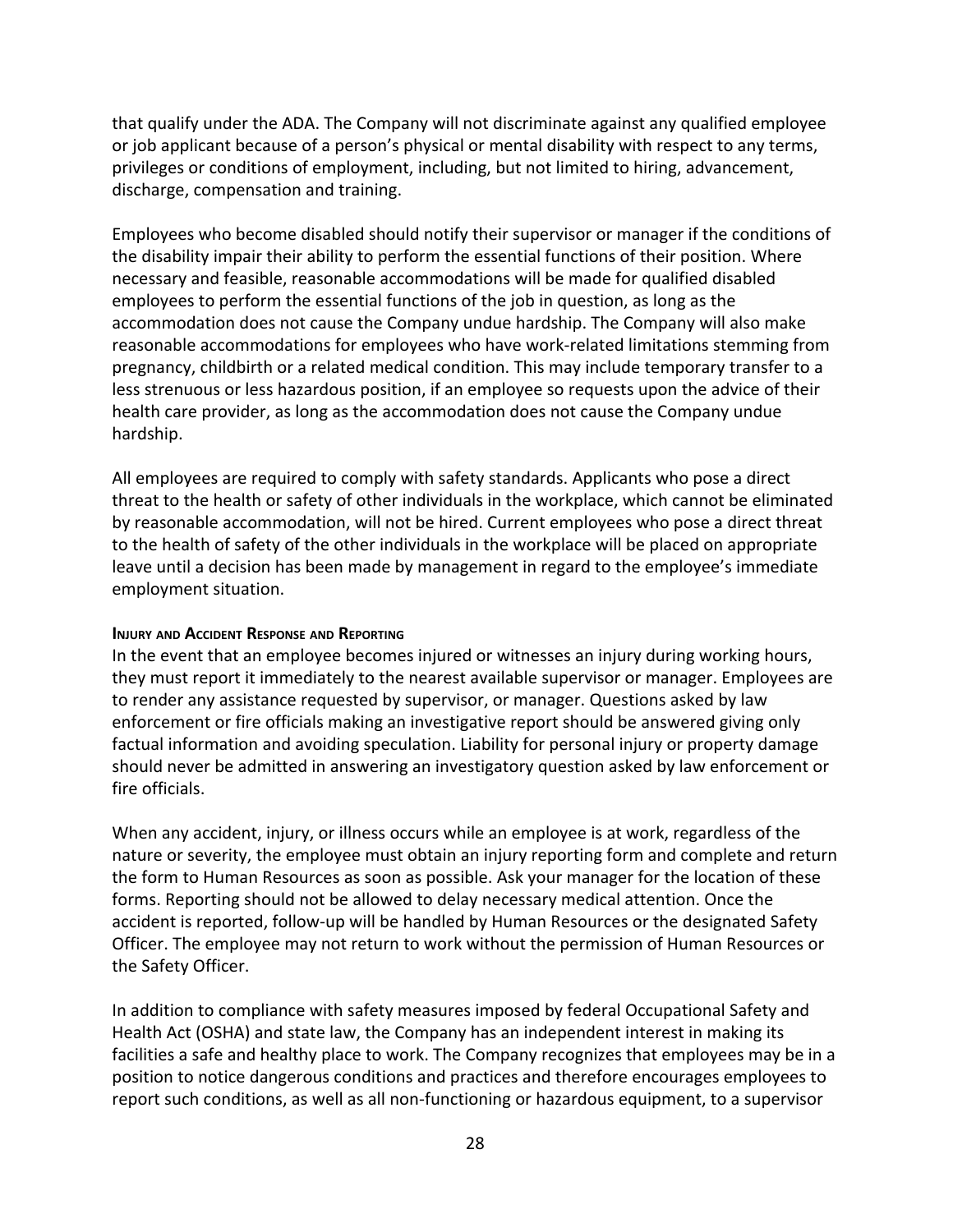that qualify under the ADA. The Company will not discriminate against any qualified employee or job applicant because of a person's physical or mental disability with respect to any terms, privileges or conditions of employment, including, but not limited to hiring, advancement, discharge, compensation and training.

Employees who become disabled should notify their supervisor or manager if the conditions of the disability impair their ability to perform the essential functions of their position. Where necessary and feasible, reasonable accommodations will be made for qualified disabled employees to perform the essential functions of the job in question, as long as the accommodation does not cause the Company undue hardship. The Company will also make reasonable accommodations for employees who have work-related limitations stemming from pregnancy, childbirth or a related medical condition. This may include temporary transfer to a less strenuous or less hazardous position, if an employee so requests upon the advice of their health care provider, as long as the accommodation does not cause the Company undue hardship.

All employees are required to comply with safety standards. Applicants who pose a direct threat to the health or safety of other individuals in the workplace, which cannot be eliminated by reasonable accommodation, will not be hired. Current employees who pose a direct threat to the health of safety of the other individuals in the workplace will be placed on appropriate leave until a decision has been made by management in regard to the employee's immediate employment situation.

#### Injury and Accident Response and Reporting

In the event that an employee becomes injured or witnesses an injury during working hours, they must report it immediately to the nearest available supervisor or manager. Employees are to render any assistance requested by supervisor, or manager. Questions asked by law enforcement or fire officials making an investigative report should be answered giving only factual information and avoiding speculation. Liability for personal injury or property damage should never be admitted in answering an investigatory question asked by law enforcement or fire officials.

When any accident, injury, or illness occurs while an employee is at work, regardless of the nature or severity, the employee must obtain an injury reporting form and complete and return the form to Human Resources as soon as possible. Ask your manager for the location of these forms. Reporting should not be allowed to delay necessary medical attention. Once the accident is reported, follow-up will be handled by Human Resources or the designated Safety Officer. The employee may not return to work without the permission of Human Resources or the Safety Officer.

In addition to compliance with safety measures imposed by federal Occupational Safety and Health Act (OSHA) and state law, the Company has an independent interest in making its facilities a safe and healthy place to work. The Company recognizes that employees may be in a position to notice dangerous conditions and practices and therefore encourages employees to report such conditions, as well as all non-functioning or hazardous equipment, to a supervisor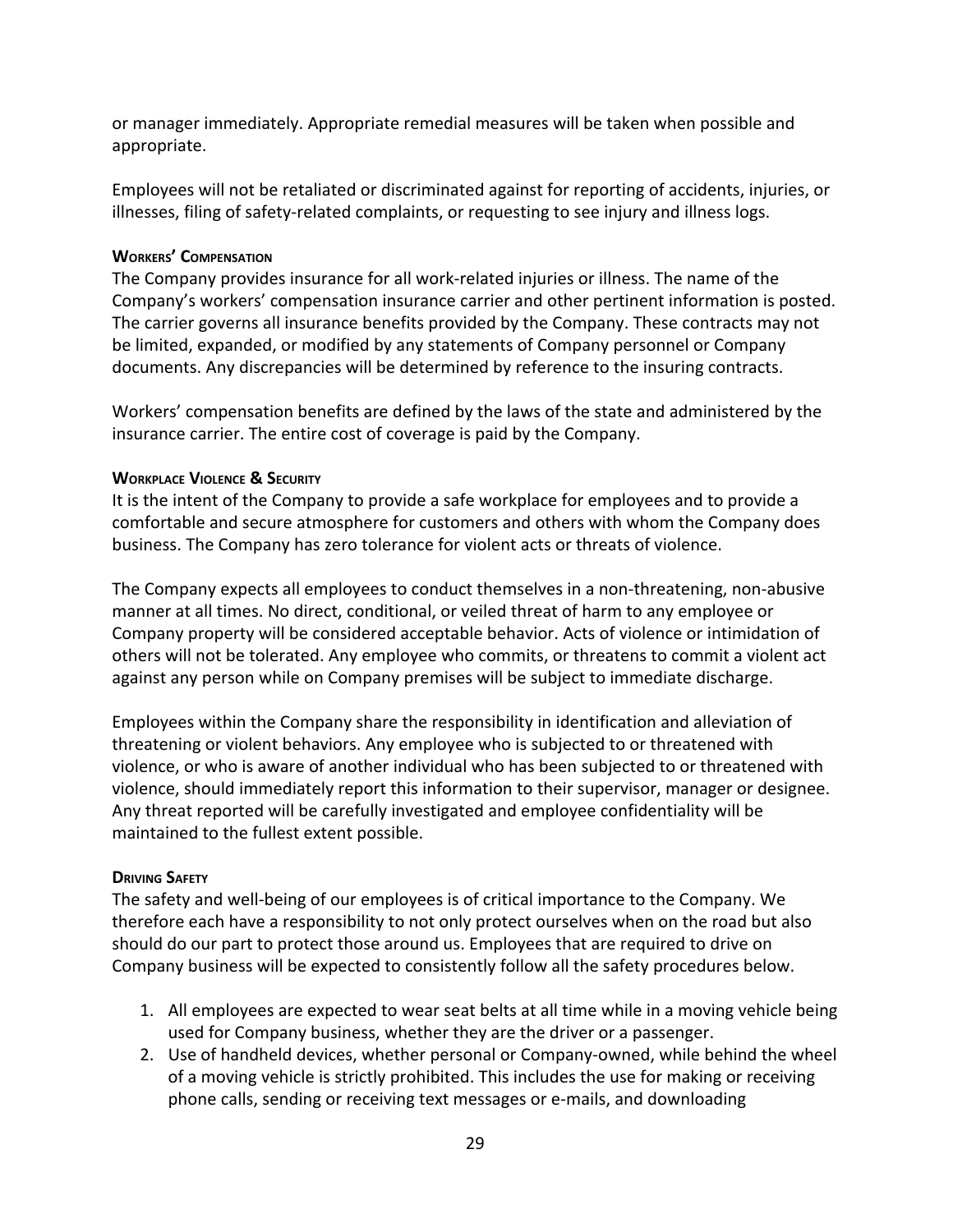or manager immediately. Appropriate remedial measures will be taken when possible and appropriate.

Employees will not be retaliated or discriminated against for reporting of accidents, injuries, or illnesses, filing of safety-related complaints, or requesting to see injury and illness logs.

#### Workers' Compensation

The Company provides insurance for all work-related injuries or illness. The name of the Company's workers' compensation insurance carrier and other pertinent information is posted. The carrier governs all insurance benefits provided by the Company. These contracts may not be limited, expanded, or modified by any statements of Company personnel or Company documents. Any discrepancies will be determined by reference to the insuring contracts.

Workers' compensation benefits are defined by the laws of the state and administered by the insurance carrier. The entire cost of coverage is paid by the Company.

#### Workplace Violence & Security

It is the intent of the Company to provide a safe workplace for employees and to provide a comfortable and secure atmosphere for customers and others with whom the Company does business. The Company has zero tolerance for violent acts or threats of violence.

The Company expects all employees to conduct themselves in a non-threatening, non-abusive manner at all times. No direct, conditional, or veiled threat of harm to any employee or Company property will be considered acceptable behavior. Acts of violence or intimidation of others will not be tolerated. Any employee who commits, or threatens to commit a violent act against any person while on Company premises will be subject to immediate discharge.

Employees within the Company share the responsibility in identification and alleviation of threatening or violent behaviors. Any employee who is subjected to or threatened with violence, or who is aware of another individual who has been subjected to or threatened with violence, should immediately report this information to their supervisor, manager or designee. Any threat reported will be carefully investigated and employee confidentiality will be maintained to the fullest extent possible.

#### Driving Safety

The safety and well-being of our employees is of critical importance to the Company. We therefore each have a responsibility to not only protect ourselves when on the road but also should do our part to protect those around us. Employees that are required to drive on Company business will be expected to consistently follow all the safety procedures below.

1. All employees are expected to wear seat belts at all time while in a moving vehicle being used for Company business, whether they are the driver or a passenger.
2. Use of handheld devices, whether personal or Company-owned, while behind the wheel of a moving vehicle is strictly prohibited. This includes the use for making or receiving phone calls, sending or receiving text messages or e-mails, and downloading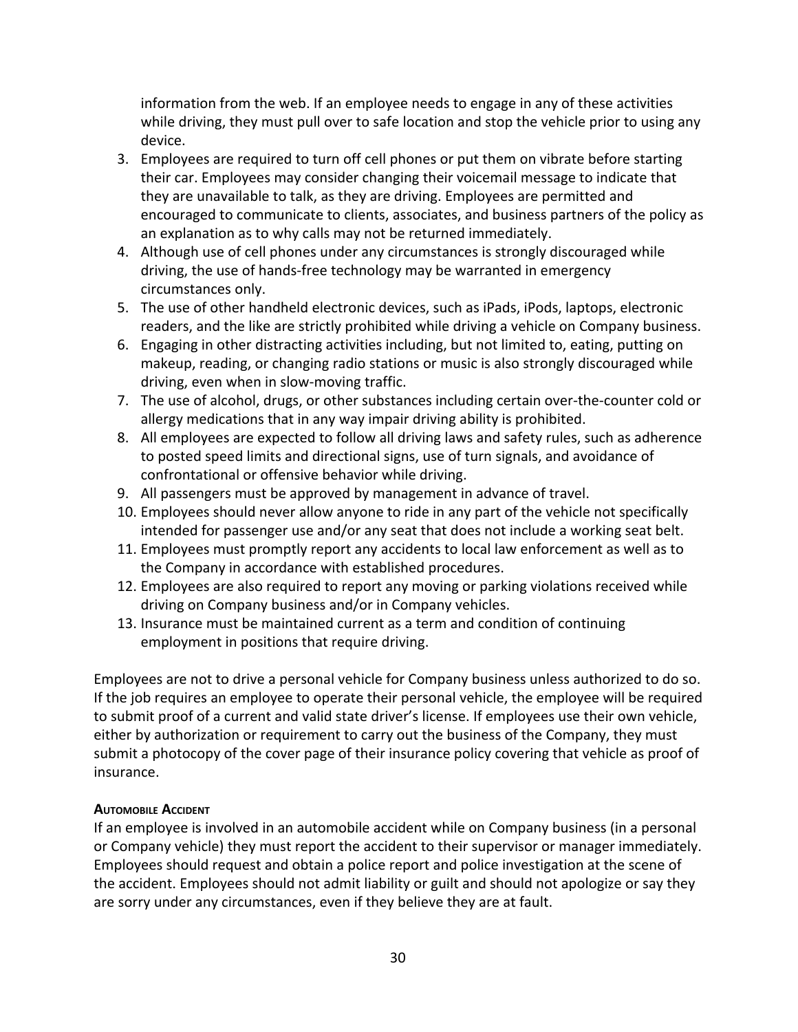information from the web. If an employee needs to engage in any of these activities while driving, they must pull over to safe location and stop the vehicle prior to using any device.

3. Employees are required to turn off cell phones or put them on vibrate before starting their car. Employees may consider changing their voicemail message to indicate that they are unavailable to talk, as they are driving. Employees are permitted and encouraged to communicate to clients, associates, and business partners of the policy as an explanation as to why calls may not be returned immediately.
4. Although use of cell phones under any circumstances is strongly discouraged while driving, the use of hands-free technology may be warranted in emergency circumstances only.
5. The use of other handheld electronic devices, such as iPads, iPods, laptops, electronic readers, and the like are strictly prohibited while driving a vehicle on Company business.
6. Engaging in other distracting activities including, but not limited to, eating, putting on makeup, reading, or changing radio stations or music is also strongly discouraged while driving, even when in slow-moving traffic.
7. The use of alcohol, drugs, or other substances including certain over-the-counter cold or allergy medications that in any way impair driving ability is prohibited.
8. All employees are expected to follow all driving laws and safety rules, such as adherence to posted speed limits and directional signs, use of turn signals, and avoidance of confrontational or offensive behavior while driving.
9. All passengers must be approved by management in advance of travel.
10. Employees should never allow anyone to ride in any part of the vehicle not specifically intended for passenger use and/or any seat that does not include a working seat belt.
11. Employees must promptly report any accidents to local law enforcement as well as to the Company in accordance with established procedures.
12. Employees are also required to report any moving or parking violations received while driving on Company business and/or in Company vehicles.
13. Insurance must be maintained current as a term and condition of continuing employment in positions that require driving.

Employees are not to drive a personal vehicle for Company business unless authorized to do so. If the job requires an employee to operate their personal vehicle, the employee will be required to submit proof of a current and valid state driver's license. If employees use their own vehicle, either by authorization or requirement to carry out the business of the Company, they must submit a photocopy of the cover page of their insurance policy covering that vehicle as proof of insurance.

#### Automobile Accident

If an employee is involved in an automobile accident while on Company business (in a personal or Company vehicle) they must report the accident to their supervisor or manager immediately. Employees should request and obtain a police report and police investigation at the scene of the accident. Employees should not admit liability or guilt and should not apologize or say they are sorry under any circumstances, even if they believe they are at fault.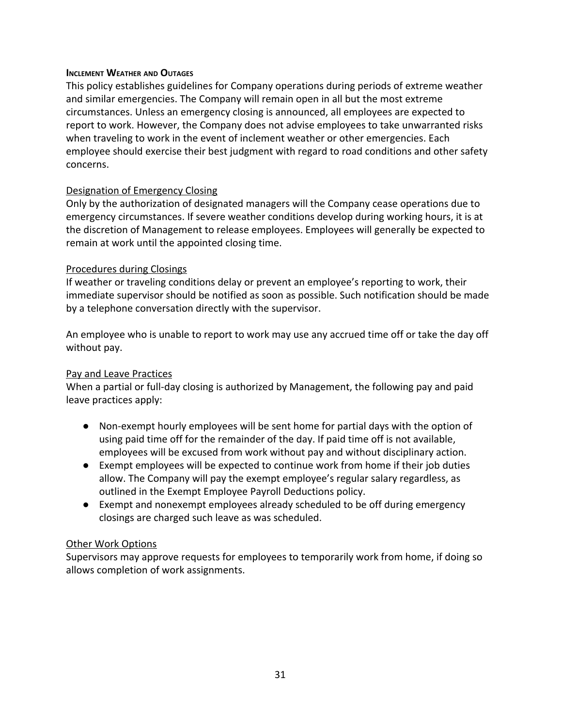## Inclement Weather and Outages

This policy establishes guidelines for Company operations during periods of extreme weather and similar emergencies. The Company will remain open in all but the most extreme circumstances. Unless an emergency closing is announced, all employees are expected to report to work. However, the Company does not advise employees to take unwarranted risks when traveling to work in the event of inclement weather or other emergencies. Each employee should exercise their best judgment with regard to road conditions and other safety concerns.

### Designation of Emergency Closing

Only by the authorization of designated managers will the Company cease operations due to emergency circumstances. If severe weather conditions develop during working hours, it is at the discretion of Management to release employees. Employees will generally be expected to remain at work until the appointed closing time.

### Procedures during Closings

If weather or traveling conditions delay or prevent an employee's reporting to work, their immediate supervisor should be notified as soon as possible. Such notification should be made by a telephone conversation directly with the supervisor.

An employee who is unable to report to work may use any accrued time off or take the day off without pay.

### Pay and Leave Practices

When a partial or full-day closing is authorized by Management, the following pay and paid leave practices apply:

- Non-exempt hourly employees will be sent home for partial days with the option of using paid time off for the remainder of the day. If paid time off is not available, employees will be excused from work without pay and without disciplinary action.
- Exempt employees will be expected to continue work from home if their job duties allow. The Company will pay the exempt employee's regular salary regardless, as outlined in the Exempt Employee Payroll Deductions policy.
- Exempt and nonexempt employees already scheduled to be off during emergency closings are charged such leave as was scheduled.

### Other Work Options

Supervisors may approve requests for employees to temporarily work from home, if doing so allows completion of work assignments.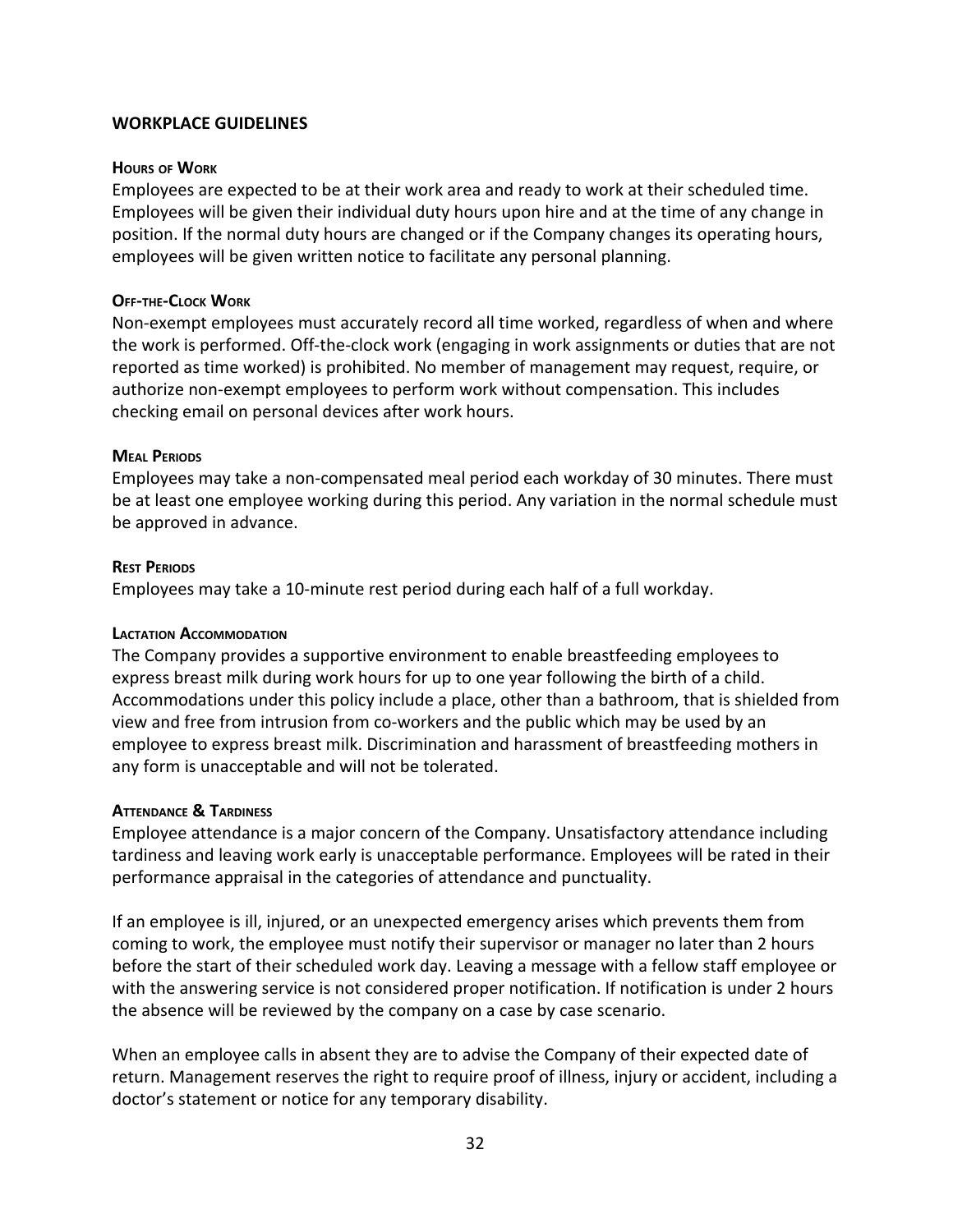## WORKPLACE GUIDELINES

### Hours of Work

Employees are expected to be at their work area and ready to work at their scheduled time. Employees will be given their individual duty hours upon hire and at the time of any change in position. If the normal duty hours are changed or if the Company changes its operating hours, employees will be given written notice to facilitate any personal planning.

### Off-the-Clock Work

Non-exempt employees must accurately record all time worked, regardless of when and where the work is performed. Off-the-clock work (engaging in work assignments or duties that are not reported as time worked) is prohibited. No member of management may request, require, or authorize non-exempt employees to perform work without compensation. This includes checking email on personal devices after work hours.

### Meal Periods

Employees may take a non-compensated meal period each workday of 30 minutes. There must be at least one employee working during this period. Any variation in the normal schedule must be approved in advance.

### Rest Periods

Employees may take a 10-minute rest period during each half of a full workday.

### Lactation Accommodation

The Company provides a supportive environment to enable breastfeeding employees to express breast milk during work hours for up to one year following the birth of a child. Accommodations under this policy include a place, other than a bathroom, that is shielded from view and free from intrusion from co-workers and the public which may be used by an employee to express breast milk. Discrimination and harassment of breastfeeding mothers in any form is unacceptable and will not be tolerated.

### Attendance & Tardiness

Employee attendance is a major concern of the Company. Unsatisfactory attendance including tardiness and leaving work early is unacceptable performance. Employees will be rated in their performance appraisal in the categories of attendance and punctuality.

If an employee is ill, injured, or an unexpected emergency arises which prevents them from coming to work, the employee must notify their supervisor or manager no later than 2 hours before the start of their scheduled work day. Leaving a message with a fellow staff employee or with the answering service is not considered proper notification. If notification is under 2 hours the absence will be reviewed by the company on a case by case scenario.

When an employee calls in absent they are to advise the Company of their expected date of return. Management reserves the right to require proof of illness, injury or accident, including a doctor's statement or notice for any temporary disability.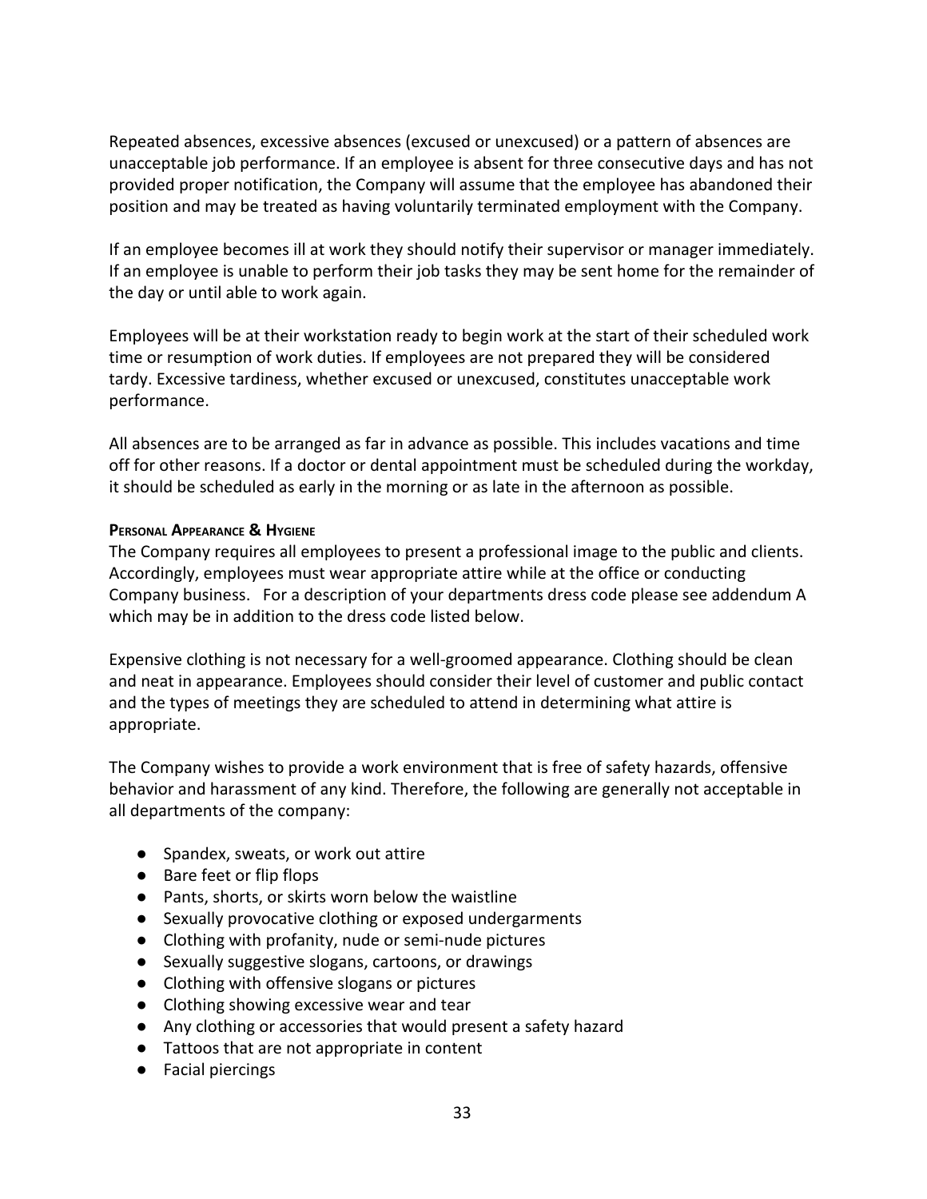Repeated absences, excessive absences (excused or unexcused) or a pattern of absences are unacceptable job performance. If an employee is absent for three consecutive days and has not provided proper notification, the Company will assume that the employee has abandoned their position and may be treated as having voluntarily terminated employment with the Company.

If an employee becomes ill at work they should notify their supervisor or manager immediately. If an employee is unable to perform their job tasks they may be sent home for the remainder of the day or until able to work again.

Employees will be at their workstation ready to begin work at the start of their scheduled work time or resumption of work duties. If employees are not prepared they will be considered tardy. Excessive tardiness, whether excused or unexcused, constitutes unacceptable work performance.

All absences are to be arranged as far in advance as possible. This includes vacations and time off for other reasons. If a doctor or dental appointment must be scheduled during the workday, it should be scheduled as early in the morning or as late in the afternoon as possible.

#### Personal Appearance & Hygiene

The Company requires all employees to present a professional image to the public and clients. Accordingly, employees must wear appropriate attire while at the office or conducting Company business. For a description of your departments dress code please see addendum A which may be in addition to the dress code listed below.

Expensive clothing is not necessary for a well-groomed appearance. Clothing should be clean and neat in appearance. Employees should consider their level of customer and public contact and the types of meetings they are scheduled to attend in determining what attire is appropriate.

The Company wishes to provide a work environment that is free of safety hazards, offensive behavior and harassment of any kind. Therefore, the following are generally not acceptable in all departments of the company:

- Spandex, sweats, or work out attire
- Bare feet or flip flops
- Pants, shorts, or skirts worn below the waistline
- Sexually provocative clothing or exposed undergarments
- Clothing with profanity, nude or semi-nude pictures
- Sexually suggestive slogans, cartoons, or drawings
- Clothing with offensive slogans or pictures
- Clothing showing excessive wear and tear
- Any clothing or accessories that would present a safety hazard
- Tattoos that are not appropriate in content
- Facial piercings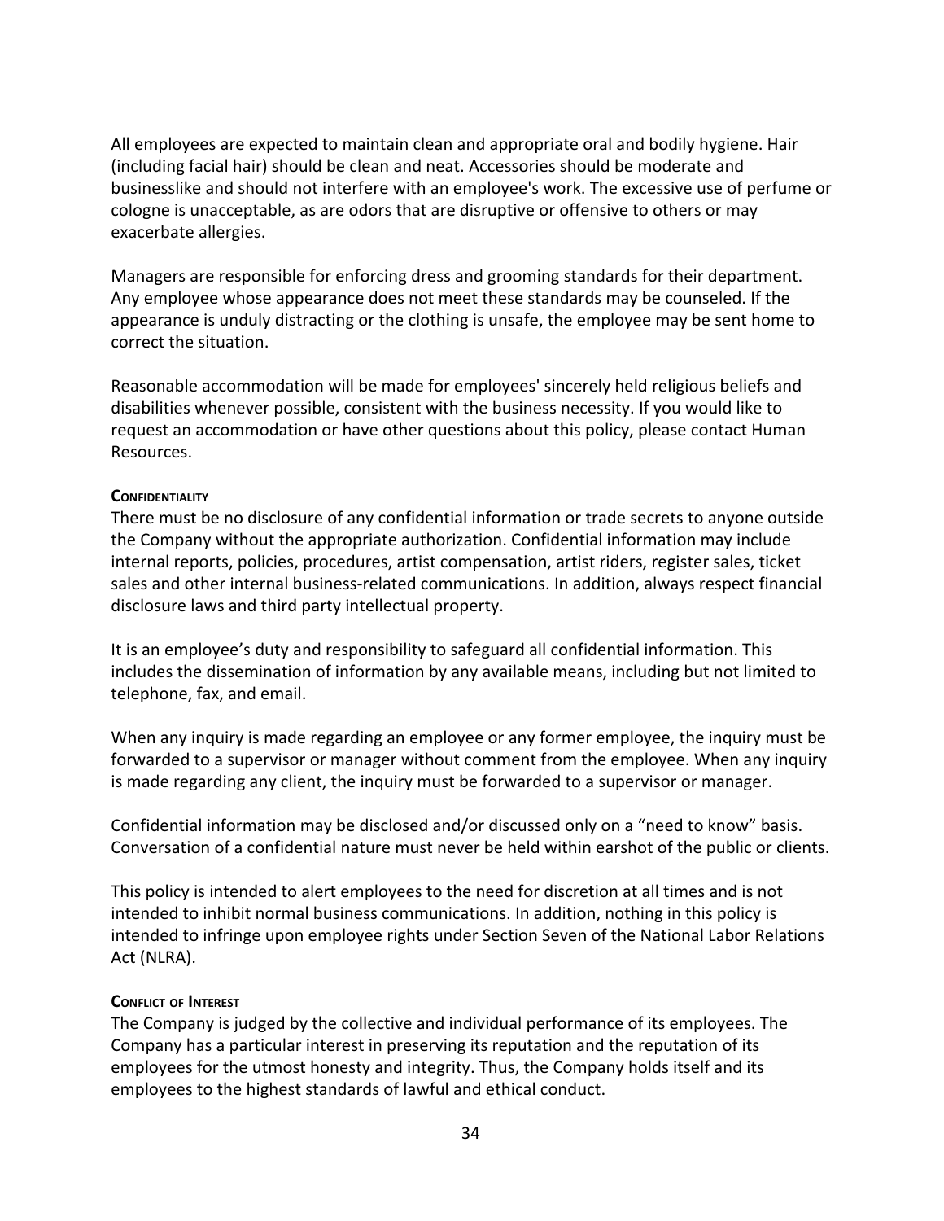All employees are expected to maintain clean and appropriate oral and bodily hygiene. Hair (including facial hair) should be clean and neat. Accessories should be moderate and businesslike and should not interfere with an employee's work. The excessive use of perfume or cologne is unacceptable, as are odors that are disruptive or offensive to others or may exacerbate allergies.

Managers are responsible for enforcing dress and grooming standards for their department. Any employee whose appearance does not meet these standards may be counseled. If the appearance is unduly distracting or the clothing is unsafe, the employee may be sent home to correct the situation.

Reasonable accommodation will be made for employees' sincerely held religious beliefs and disabilities whenever possible, consistent with the business necessity. If you would like to request an accommodation or have other questions about this policy, please contact Human Resources.

#### Confidentiality

There must be no disclosure of any confidential information or trade secrets to anyone outside the Company without the appropriate authorization. Confidential information may include internal reports, policies, procedures, artist compensation, artist riders, register sales, ticket sales and other internal business-related communications. In addition, always respect financial disclosure laws and third party intellectual property.

It is an employee's duty and responsibility to safeguard all confidential information. This includes the dissemination of information by any available means, including but not limited to telephone, fax, and email.

When any inquiry is made regarding an employee or any former employee, the inquiry must be forwarded to a supervisor or manager without comment from the employee. When any inquiry is made regarding any client, the inquiry must be forwarded to a supervisor or manager.

Confidential information may be disclosed and/or discussed only on a "need to know" basis. Conversation of a confidential nature must never be held within earshot of the public or clients.

This policy is intended to alert employees to the need for discretion at all times and is not intended to inhibit normal business communications. In addition, nothing in this policy is intended to infringe upon employee rights under Section Seven of the National Labor Relations Act (NLRA).

#### Conflict of Interest

The Company is judged by the collective and individual performance of its employees. The Company has a particular interest in preserving its reputation and the reputation of its employees for the utmost honesty and integrity. Thus, the Company holds itself and its employees to the highest standards of lawful and ethical conduct.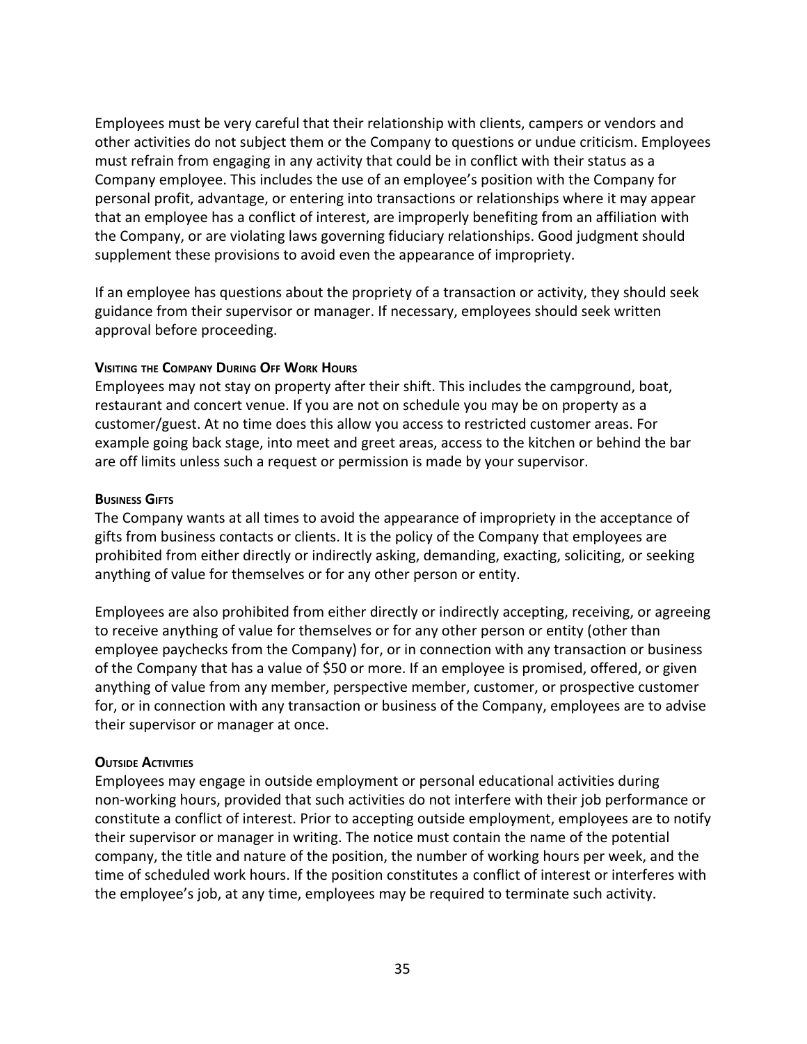Employees must be very careful that their relationship with clients, campers or vendors and other activities do not subject them or the Company to questions or undue criticism. Employees must refrain from engaging in any activity that could be in conflict with their status as a Company employee. This includes the use of an employee's position with the Company for personal profit, advantage, or entering into transactions or relationships where it may appear that an employee has a conflict of interest, are improperly benefiting from an affiliation with the Company, or are violating laws governing fiduciary relationships. Good judgment should supplement these provisions to avoid even the appearance of impropriety.

If an employee has questions about the propriety of a transaction or activity, they should seek guidance from their supervisor or manager. If necessary, employees should seek written approval before proceeding.

#### Visiting the Company During Off Work Hours

Employees may not stay on property after their shift. This includes the campground, boat, restaurant and concert venue. If you are not on schedule you may be on property as a customer/guest. At no time does this allow you access to restricted customer areas. For example going back stage, into meet and greet areas, access to the kitchen or behind the bar are off limits unless such a request or permission is made by your supervisor.

#### Business Gifts

The Company wants at all times to avoid the appearance of impropriety in the acceptance of gifts from business contacts or clients. It is the policy of the Company that employees are prohibited from either directly or indirectly asking, demanding, exacting, soliciting, or seeking anything of value for themselves or for any other person or entity.

Employees are also prohibited from either directly or indirectly accepting, receiving, or agreeing to receive anything of value for themselves or for any other person or entity (other than employee paychecks from the Company) for, or in connection with any transaction or business of the Company that has a value of $50 or more. If an employee is promised, offered, or given anything of value from any member, perspective member, customer, or prospective customer for, or in connection with any transaction or business of the Company, employees are to advise their supervisor or manager at once.

#### Outside Activities

Employees may engage in outside employment or personal educational activities during non-working hours, provided that such activities do not interfere with their job performance or constitute a conflict of interest. Prior to accepting outside employment, employees are to notify their supervisor or manager in writing. The notice must contain the name of the potential company, the title and nature of the position, the number of working hours per week, and the time of scheduled work hours. If the position constitutes a conflict of interest or interferes with the employee's job, at any time, employees may be required to terminate such activity.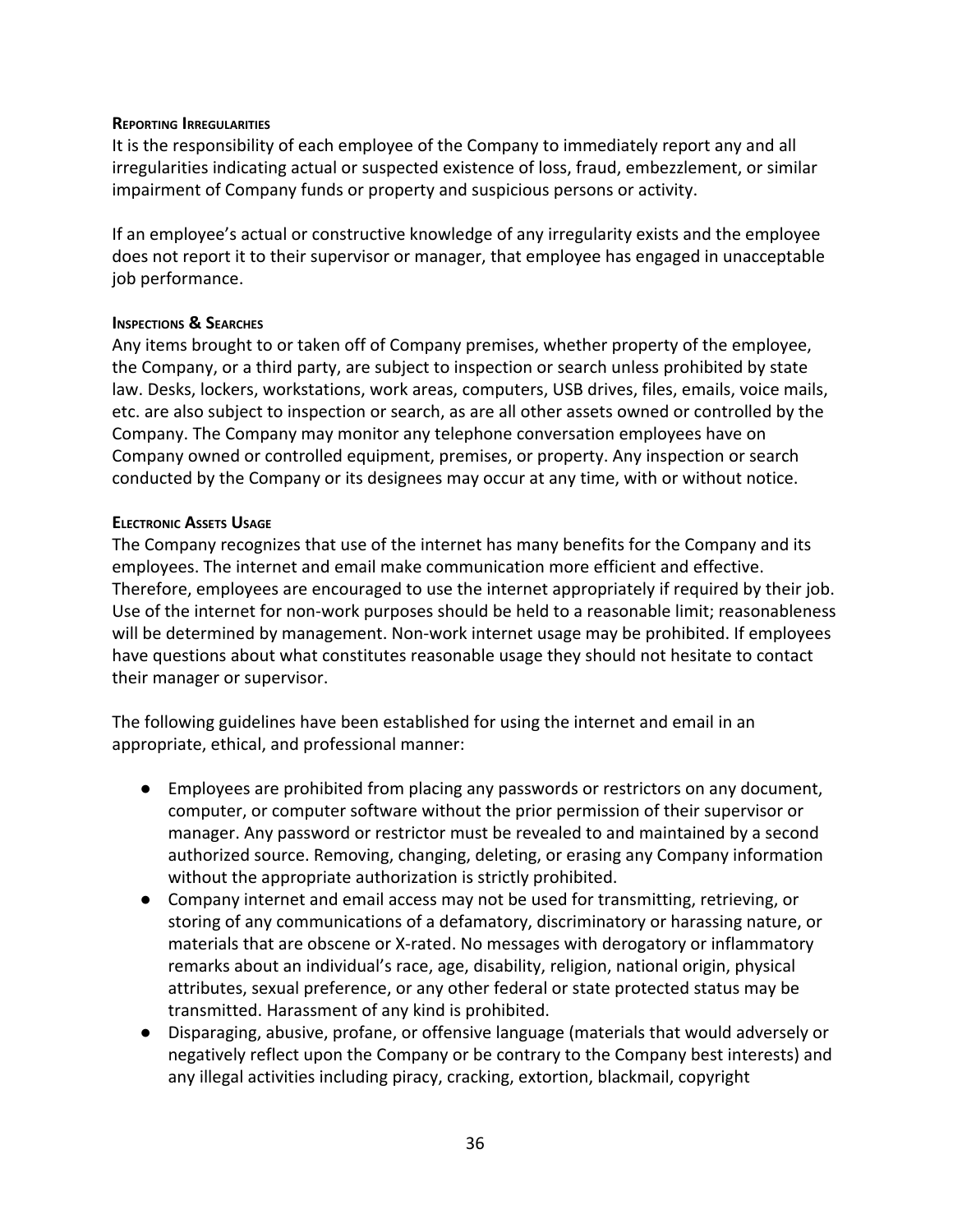### Reporting Irregularities

It is the responsibility of each employee of the Company to immediately report any and all irregularities indicating actual or suspected existence of loss, fraud, embezzlement, or similar impairment of Company funds or property and suspicious persons or activity.

If an employee's actual or constructive knowledge of any irregularity exists and the employee does not report it to their supervisor or manager, that employee has engaged in unacceptable job performance.

### Inspections & Searches

Any items brought to or taken off of Company premises, whether property of the employee, the Company, or a third party, are subject to inspection or search unless prohibited by state law. Desks, lockers, workstations, work areas, computers, USB drives, files, emails, voice mails, etc. are also subject to inspection or search, as are all other assets owned or controlled by the Company. The Company may monitor any telephone conversation employees have on Company owned or controlled equipment, premises, or property. Any inspection or search conducted by the Company or its designees may occur at any time, with or without notice.

### Electronic Assets Usage

The Company recognizes that use of the internet has many benefits for the Company and its employees. The internet and email make communication more efficient and effective. Therefore, employees are encouraged to use the internet appropriately if required by their job. Use of the internet for non-work purposes should be held to a reasonable limit; reasonableness will be determined by management. Non-work internet usage may be prohibited. If employees have questions about what constitutes reasonable usage they should not hesitate to contact their manager or supervisor.

The following guidelines have been established for using the internet and email in an appropriate, ethical, and professional manner:

- Employees are prohibited from placing any passwords or restrictors on any document, computer, or computer software without the prior permission of their supervisor or manager. Any password or restrictor must be revealed to and maintained by a second authorized source. Removing, changing, deleting, or erasing any Company information without the appropriate authorization is strictly prohibited.
- Company internet and email access may not be used for transmitting, retrieving, or storing of any communications of a defamatory, discriminatory or harassing nature, or materials that are obscene or X-rated. No messages with derogatory or inflammatory remarks about an individual's race, age, disability, religion, national origin, physical attributes, sexual preference, or any other federal or state protected status may be transmitted. Harassment of any kind is prohibited.
- Disparaging, abusive, profane, or offensive language (materials that would adversely or negatively reflect upon the Company or be contrary to the Company best interests) and any illegal activities including piracy, cracking, extortion, blackmail, copyright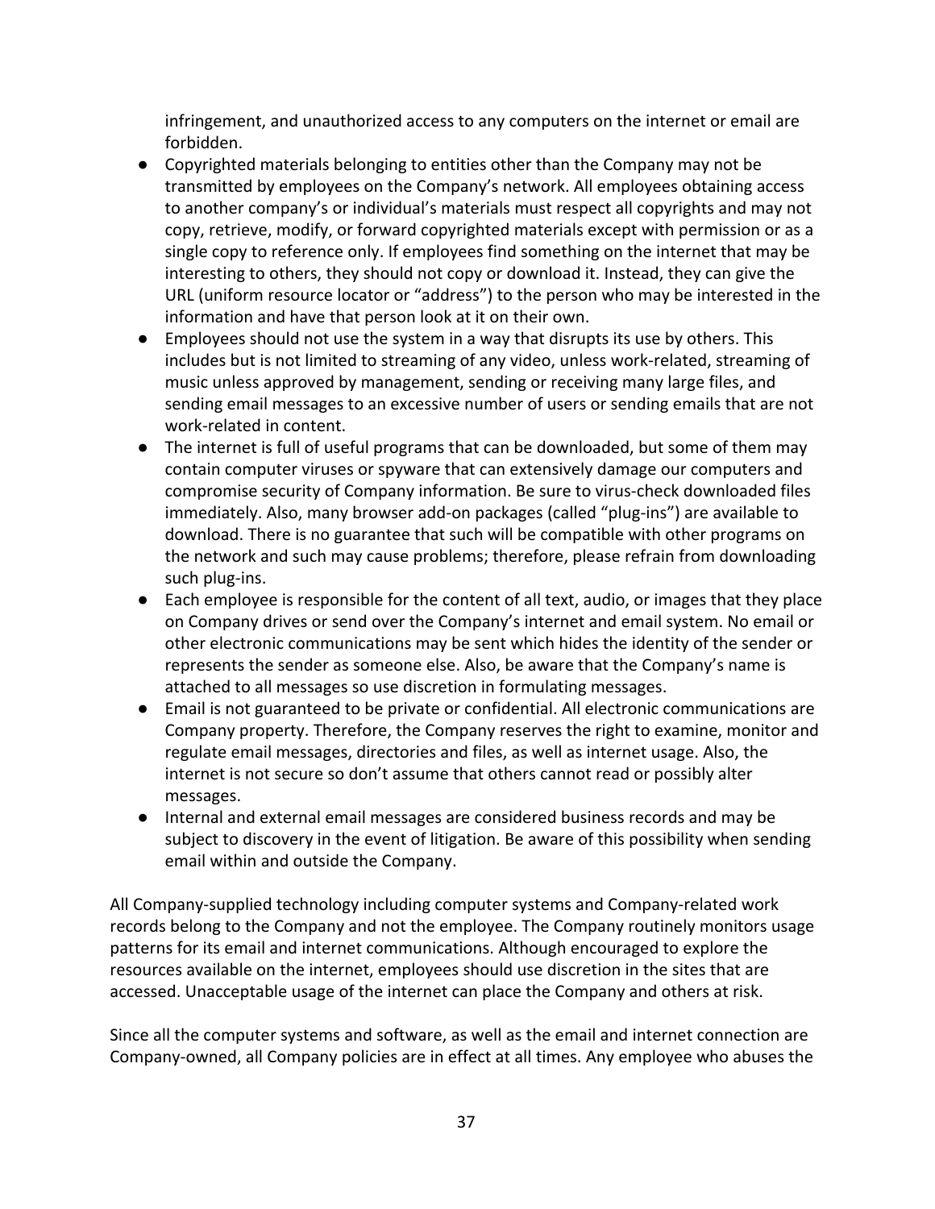infringement, and unauthorized access to any computers on the internet or email are forbidden.

- Copyrighted materials belonging to entities other than the Company may not be transmitted by employees on the Company's network. All employees obtaining access to another company's or individual's materials must respect all copyrights and may not copy, retrieve, modify, or forward copyrighted materials except with permission or as a single copy to reference only. If employees find something on the internet that may be interesting to others, they should not copy or download it. Instead, they can give the URL (uniform resource locator or "address") to the person who may be interested in the information and have that person look at it on their own.
- Employees should not use the system in a way that disrupts its use by others. This includes but is not limited to streaming of any video, unless work-related, streaming of music unless approved by management, sending or receiving many large files, and sending email messages to an excessive number of users or sending emails that are not work-related in content.
- The internet is full of useful programs that can be downloaded, but some of them may contain computer viruses or spyware that can extensively damage our computers and compromise security of Company information. Be sure to virus-check downloaded files immediately. Also, many browser add-on packages (called "plug-ins") are available to download. There is no guarantee that such will be compatible with other programs on the network and such may cause problems; therefore, please refrain from downloading such plug-ins.
- Each employee is responsible for the content of all text, audio, or images that they place on Company drives or send over the Company's internet and email system. No email or other electronic communications may be sent which hides the identity of the sender or represents the sender as someone else. Also, be aware that the Company's name is attached to all messages so use discretion in formulating messages.
- Email is not guaranteed to be private or confidential. All electronic communications are Company property. Therefore, the Company reserves the right to examine, monitor and regulate email messages, directories and files, as well as internet usage. Also, the internet is not secure so don't assume that others cannot read or possibly alter messages.
- Internal and external email messages are considered business records and may be subject to discovery in the event of litigation. Be aware of this possibility when sending email within and outside the Company.

All Company-supplied technology including computer systems and Company-related work records belong to the Company and not the employee. The Company routinely monitors usage patterns for its email and internet communications. Although encouraged to explore the resources available on the internet, employees should use discretion in the sites that are accessed. Unacceptable usage of the internet can place the Company and others at risk.

Since all the computer systems and software, as well as the email and internet connection are Company-owned, all Company policies are in effect at all times. Any employee who abuses the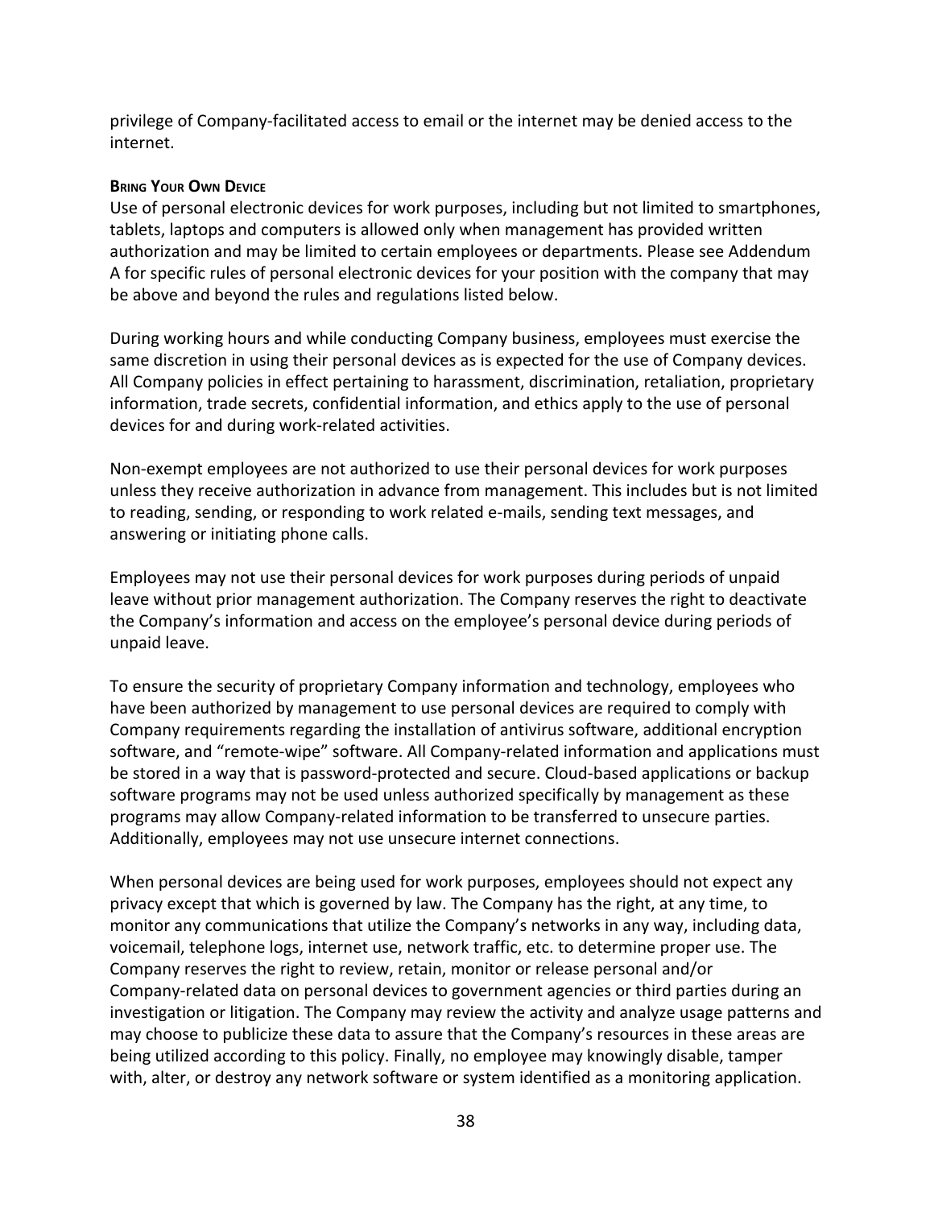privilege of Company-facilitated access to email or the internet may be denied access to the internet.

#### Bring Your Own Device

Use of personal electronic devices for work purposes, including but not limited to smartphones, tablets, laptops and computers is allowed only when management has provided written authorization and may be limited to certain employees or departments. Please see Addendum A for specific rules of personal electronic devices for your position with the company that may be above and beyond the rules and regulations listed below.

During working hours and while conducting Company business, employees must exercise the same discretion in using their personal devices as is expected for the use of Company devices. All Company policies in effect pertaining to harassment, discrimination, retaliation, proprietary information, trade secrets, confidential information, and ethics apply to the use of personal devices for and during work-related activities.

Non-exempt employees are not authorized to use their personal devices for work purposes unless they receive authorization in advance from management. This includes but is not limited to reading, sending, or responding to work related e-mails, sending text messages, and answering or initiating phone calls.

Employees may not use their personal devices for work purposes during periods of unpaid leave without prior management authorization. The Company reserves the right to deactivate the Company's information and access on the employee's personal device during periods of unpaid leave.

To ensure the security of proprietary Company information and technology, employees who have been authorized by management to use personal devices are required to comply with Company requirements regarding the installation of antivirus software, additional encryption software, and "remote-wipe" software. All Company-related information and applications must be stored in a way that is password-protected and secure. Cloud-based applications or backup software programs may not be used unless authorized specifically by management as these programs may allow Company-related information to be transferred to unsecure parties. Additionally, employees may not use unsecure internet connections.

When personal devices are being used for work purposes, employees should not expect any privacy except that which is governed by law. The Company has the right, at any time, to monitor any communications that utilize the Company's networks in any way, including data, voicemail, telephone logs, internet use, network traffic, etc. to determine proper use. The Company reserves the right to review, retain, monitor or release personal and/or Company-related data on personal devices to government agencies or third parties during an investigation or litigation. The Company may review the activity and analyze usage patterns and may choose to publicize these data to assure that the Company's resources in these areas are being utilized according to this policy. Finally, no employee may knowingly disable, tamper with, alter, or destroy any network software or system identified as a monitoring application.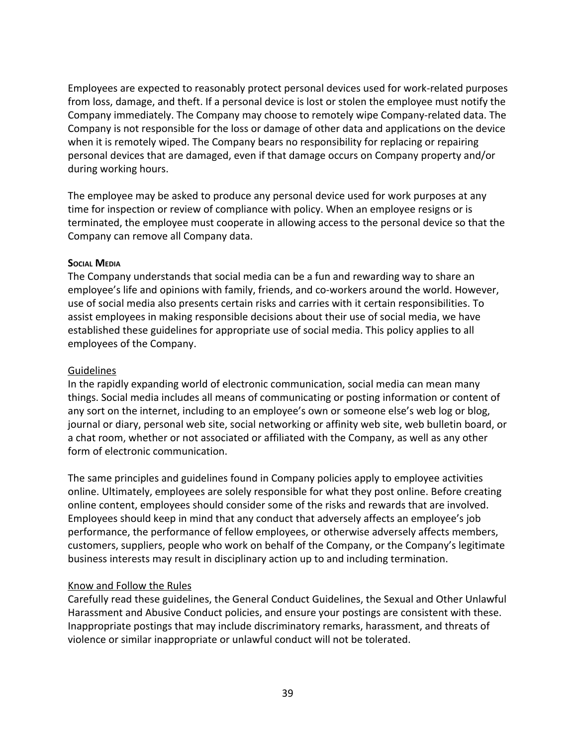Employees are expected to reasonably protect personal devices used for work-related purposes from loss, damage, and theft. If a personal device is lost or stolen the employee must notify the Company immediately. The Company may choose to remotely wipe Company-related data. The Company is not responsible for the loss or damage of other data and applications on the device when it is remotely wiped. The Company bears no responsibility for replacing or repairing personal devices that are damaged, even if that damage occurs on Company property and/or during working hours.

The employee may be asked to produce any personal device used for work purposes at any time for inspection or review of compliance with policy. When an employee resigns or is terminated, the employee must cooperate in allowing access to the personal device so that the Company can remove all Company data.

### Social Media

The Company understands that social media can be a fun and rewarding way to share an employee's life and opinions with family, friends, and co-workers around the world. However, use of social media also presents certain risks and carries with it certain responsibilities. To assist employees in making responsible decisions about their use of social media, we have established these guidelines for appropriate use of social media. This policy applies to all employees of the Company.

#### Guidelines

In the rapidly expanding world of electronic communication, social media can mean many things. Social media includes all means of communicating or posting information or content of any sort on the internet, including to an employee's own or someone else's web log or blog, journal or diary, personal web site, social networking or affinity web site, web bulletin board, or a chat room, whether or not associated or affiliated with the Company, as well as any other form of electronic communication.

The same principles and guidelines found in Company policies apply to employee activities online. Ultimately, employees are solely responsible for what they post online. Before creating online content, employees should consider some of the risks and rewards that are involved. Employees should keep in mind that any conduct that adversely affects an employee's job performance, the performance of fellow employees, or otherwise adversely affects members, customers, suppliers, people who work on behalf of the Company, or the Company's legitimate business interests may result in disciplinary action up to and including termination.

#### Know and Follow the Rules

Carefully read these guidelines, the General Conduct Guidelines, the Sexual and Other Unlawful Harassment and Abusive Conduct policies, and ensure your postings are consistent with these. Inappropriate postings that may include discriminatory remarks, harassment, and threats of violence or similar inappropriate or unlawful conduct will not be tolerated.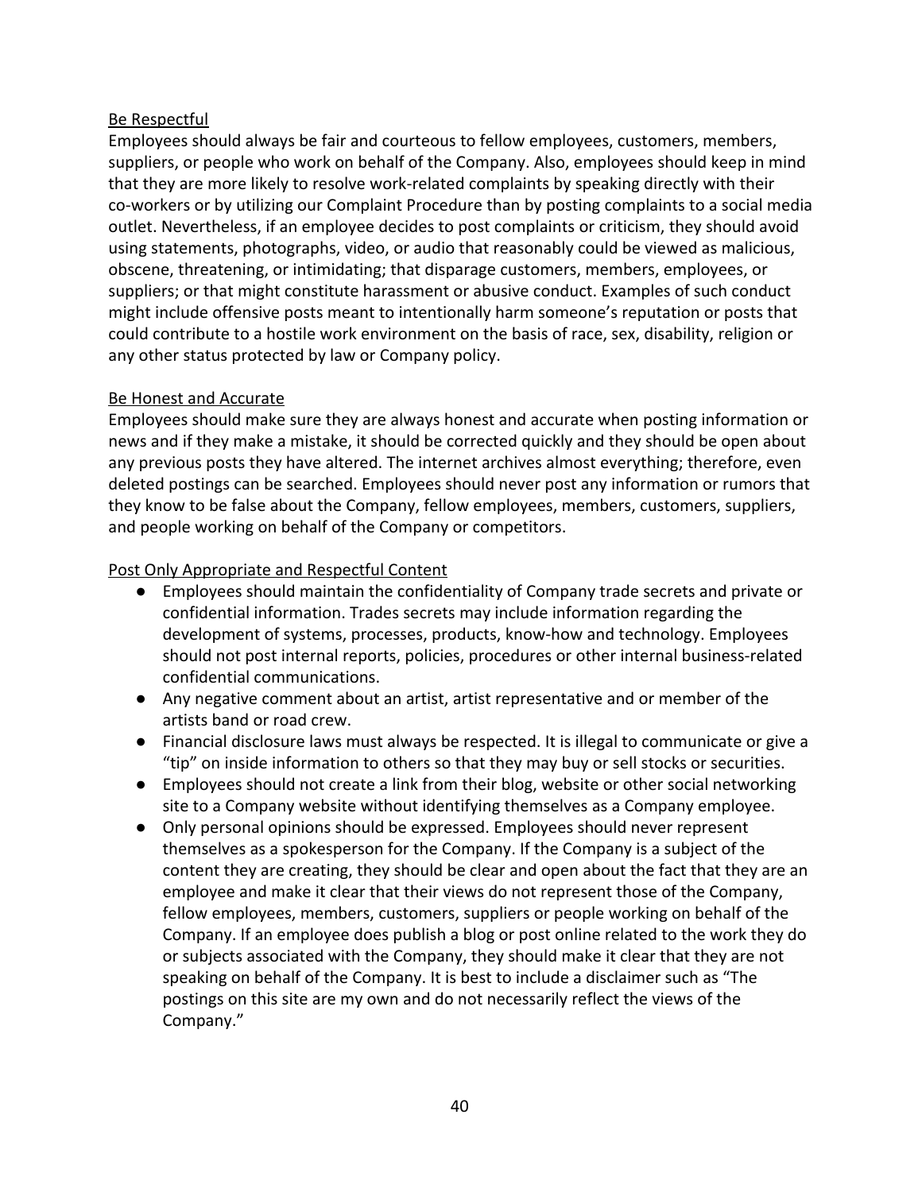Be Respectful

Employees should always be fair and courteous to fellow employees, customers, members, suppliers, or people who work on behalf of the Company. Also, employees should keep in mind that they are more likely to resolve work-related complaints by speaking directly with their co-workers or by utilizing our Complaint Procedure than by posting complaints to a social media outlet. Nevertheless, if an employee decides to post complaints or criticism, they should avoid using statements, photographs, video, or audio that reasonably could be viewed as malicious, obscene, threatening, or intimidating; that disparage customers, members, employees, or suppliers; or that might constitute harassment or abusive conduct. Examples of such conduct might include offensive posts meant to intentionally harm someone's reputation or posts that could contribute to a hostile work environment on the basis of race, sex, disability, religion or any other status protected by law or Company policy.

Be Honest and Accurate

Employees should make sure they are always honest and accurate when posting information or news and if they make a mistake, it should be corrected quickly and they should be open about any previous posts they have altered. The internet archives almost everything; therefore, even deleted postings can be searched. Employees should never post any information or rumors that they know to be false about the Company, fellow employees, members, customers, suppliers, and people working on behalf of the Company or competitors.

Post Only Appropriate and Respectful Content

- Employees should maintain the confidentiality of Company trade secrets and private or confidential information. Trades secrets may include information regarding the development of systems, processes, products, know-how and technology. Employees should not post internal reports, policies, procedures or other internal business-related confidential communications.
- Any negative comment about an artist, artist representative and or member of the artists band or road crew.
- Financial disclosure laws must always be respected. It is illegal to communicate or give a "tip" on inside information to others so that they may buy or sell stocks or securities.
- Employees should not create a link from their blog, website or other social networking site to a Company website without identifying themselves as a Company employee.
- Only personal opinions should be expressed. Employees should never represent themselves as a spokesperson for the Company. If the Company is a subject of the content they are creating, they should be clear and open about the fact that they are an employee and make it clear that their views do not represent those of the Company, fellow employees, members, customers, suppliers or people working on behalf of the Company. If an employee does publish a blog or post online related to the work they do or subjects associated with the Company, they should make it clear that they are not speaking on behalf of the Company. It is best to include a disclaimer such as "The postings on this site are my own and do not necessarily reflect the views of the Company."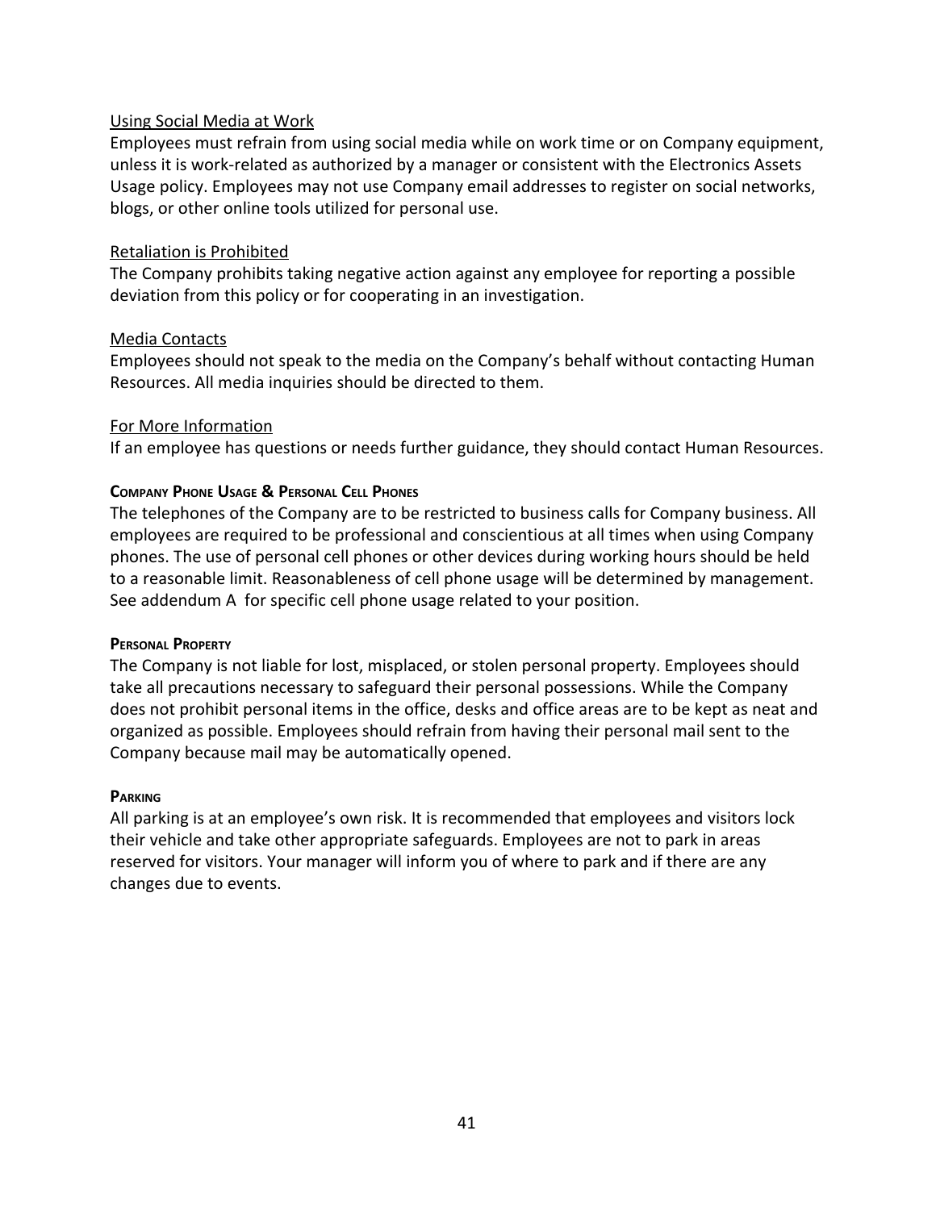Using Social Media at Work

Employees must refrain from using social media while on work time or on Company equipment, unless it is work-related as authorized by a manager or consistent with the Electronics Assets Usage policy. Employees may not use Company email addresses to register on social networks, blogs, or other online tools utilized for personal use.

Retaliation is Prohibited

The Company prohibits taking negative action against any employee for reporting a possible deviation from this policy or for cooperating in an investigation.

Media Contacts

Employees should not speak to the media on the Company's behalf without contacting Human Resources. All media inquiries should be directed to them.

For More Information

If an employee has questions or needs further guidance, they should contact Human Resources.

### Company Phone Usage & Personal Cell Phones

The telephones of the Company are to be restricted to business calls for Company business. All employees are required to be professional and conscientious at all times when using Company phones. The use of personal cell phones or other devices during working hours should be held to a reasonable limit. Reasonableness of cell phone usage will be determined by management. See addendum A for specific cell phone usage related to your position.

### Personal Property

The Company is not liable for lost, misplaced, or stolen personal property. Employees should take all precautions necessary to safeguard their personal possessions. While the Company does not prohibit personal items in the office, desks and office areas are to be kept as neat and organized as possible. Employees should refrain from having their personal mail sent to the Company because mail may be automatically opened.

### Parking

All parking is at an employee's own risk. It is recommended that employees and visitors lock their vehicle and take other appropriate safeguards. Employees are not to park in areas reserved for visitors. Your manager will inform you of where to park and if there are any changes due to events.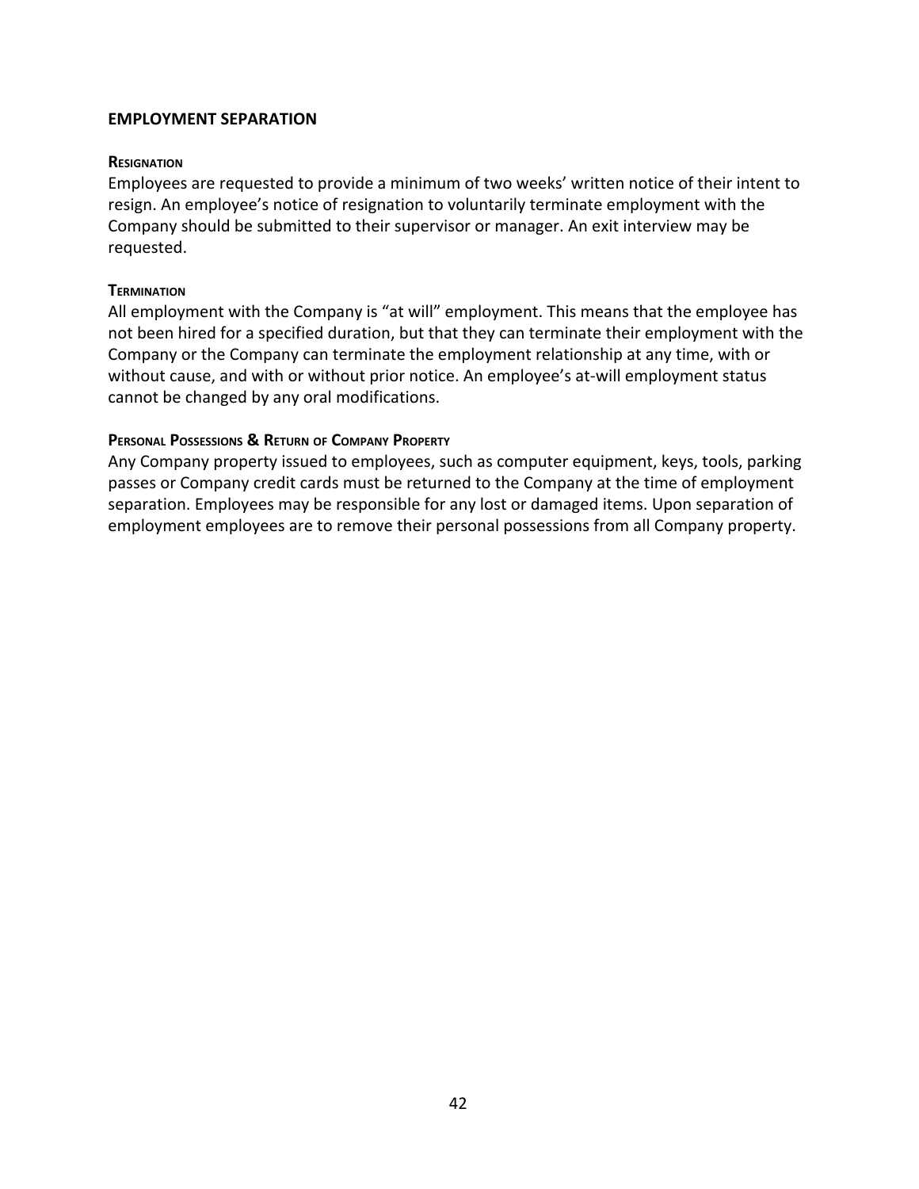## EMPLOYMENT SEPARATION

### Resignation

Employees are requested to provide a minimum of two weeks' written notice of their intent to resign. An employee's notice of resignation to voluntarily terminate employment with the Company should be submitted to their supervisor or manager. An exit interview may be requested.

### Termination

All employment with the Company is "at will" employment. This means that the employee has not been hired for a specified duration, but that they can terminate their employment with the Company or the Company can terminate the employment relationship at any time, with or without cause, and with or without prior notice. An employee's at-will employment status cannot be changed by any oral modifications.

### Personal Possessions & Return of Company Property

Any Company property issued to employees, such as computer equipment, keys, tools, parking passes or Company credit cards must be returned to the Company at the time of employment separation. Employees may be responsible for any lost or damaged items. Upon separation of employment employees are to remove their personal possessions from all Company property.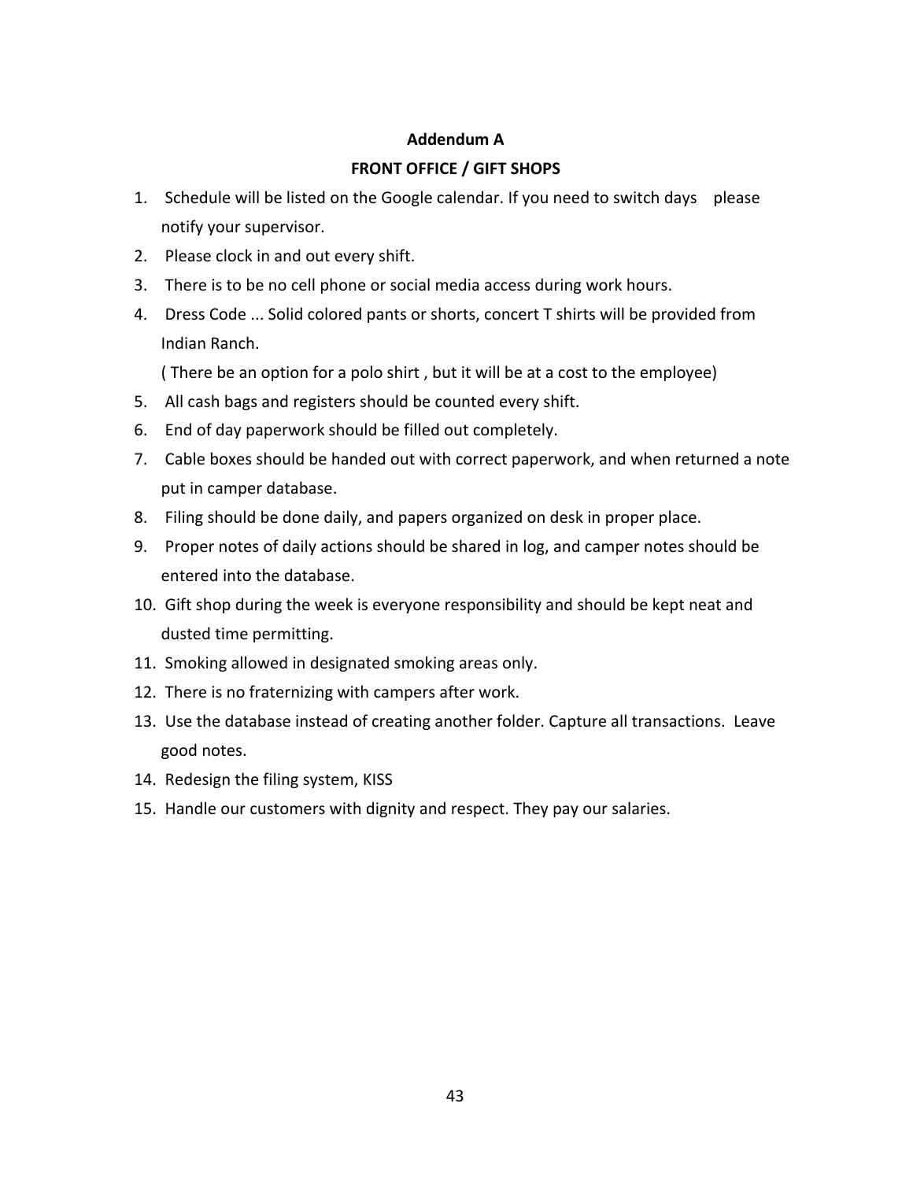**Addendum A**

**FRONT OFFICE / GIFT SHOPS**

1. Schedule will be listed on the Google calendar. If you need to switch days please notify your supervisor.
2. Please clock in and out every shift.
3. There is to be no cell phone or social media access during work hours.
4. Dress Code ... Solid colored pants or shorts, concert T shirts will be provided from Indian Ranch.
   ( There be an option for a polo shirt , but it will be at a cost to the employee)
5. All cash bags and registers should be counted every shift.
6. End of day paperwork should be filled out completely.
7. Cable boxes should be handed out with correct paperwork, and when returned a note put in camper database.
8. Filing should be done daily, and papers organized on desk in proper place.
9. Proper notes of daily actions should be shared in log, and camper notes should be entered into the database.
10. Gift shop during the week is everyone responsibility and should be kept neat and dusted time permitting.
11. Smoking allowed in designated smoking areas only.
12. There is no fraternizing with campers after work.
13. Use the database instead of creating another folder. Capture all transactions. Leave good notes.
14. Redesign the filing system, KISS
15. Handle our customers with dignity and respect. They pay our salaries.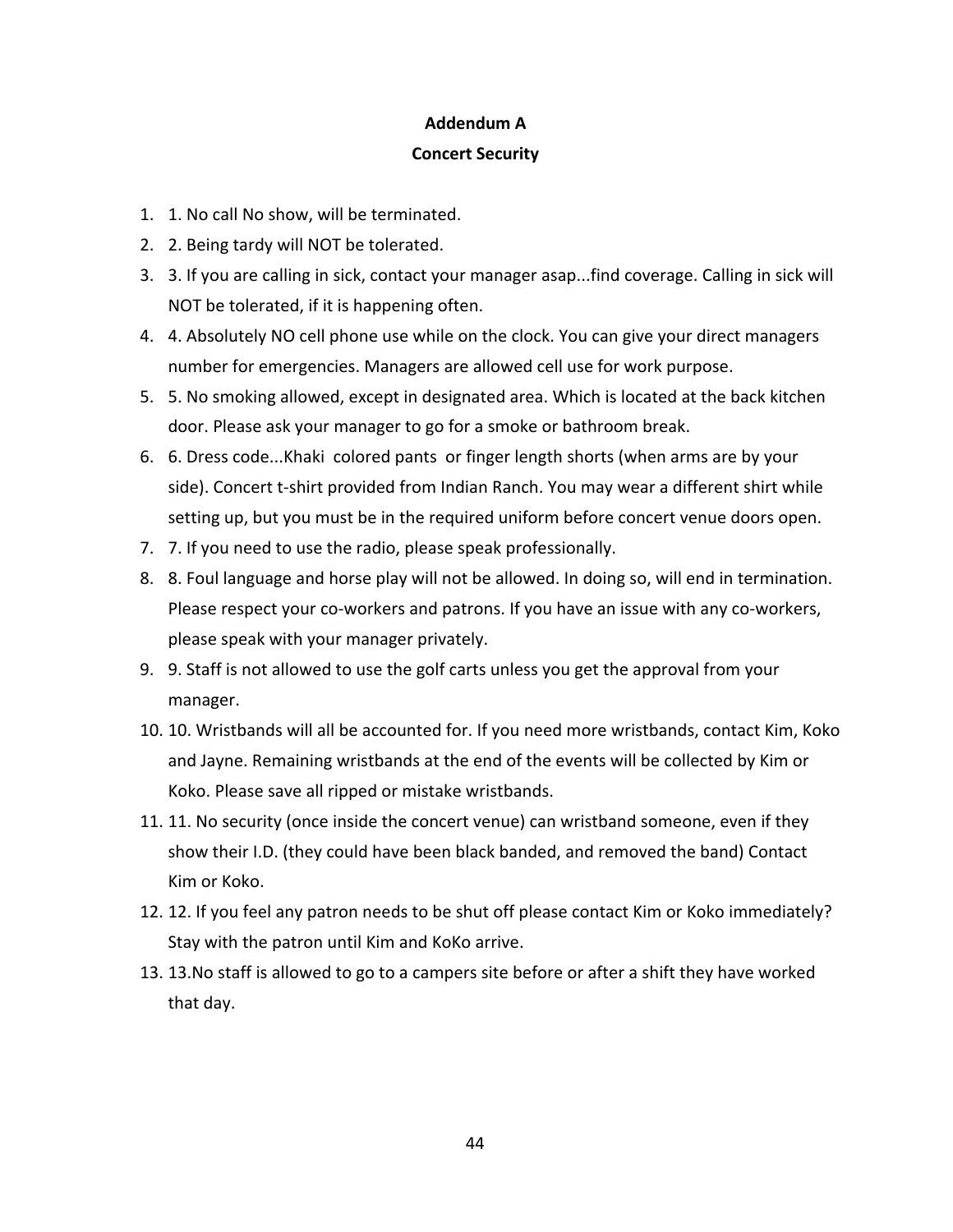**Addendum A**

**Concert Security**

1. 1. No call No show, will be terminated.
2. 2. Being tardy will NOT be tolerated.
3. 3. If you are calling in sick, contact your manager asap...find coverage. Calling in sick will NOT be tolerated, if it is happening often.
4. 4. Absolutely NO cell phone use while on the clock. You can give your direct managers number for emergencies. Managers are allowed cell use for work purpose.
5. 5. No smoking allowed, except in designated area. Which is located at the back kitchen door. Please ask your manager to go for a smoke or bathroom break.
6. 6. Dress code...Khaki colored pants or finger length shorts (when arms are by your side). Concert t-shirt provided from Indian Ranch. You may wear a different shirt while setting up, but you must be in the required uniform before concert venue doors open.
7. 7. If you need to use the radio, please speak professionally.
8. 8. Foul language and horse play will not be allowed. In doing so, will end in termination. Please respect your co-workers and patrons. If you have an issue with any co-workers, please speak with your manager privately.
9. 9. Staff is not allowed to use the golf carts unless you get the approval from your manager.
10. 10. Wristbands will all be accounted for. If you need more wristbands, contact Kim, Koko and Jayne. Remaining wristbands at the end of the events will be collected by Kim or Koko. Please save all ripped or mistake wristbands.
11. 11. No security (once inside the concert venue) can wristband someone, even if they show their I.D. (they could have been black banded, and removed the band) Contact Kim or Koko.
12. 12. If you feel any patron needs to be shut off please contact Kim or Koko immediately? Stay with the patron until Kim and KoKo arrive.
13. 13.No staff is allowed to go to a campers site before or after a shift they have worked that day.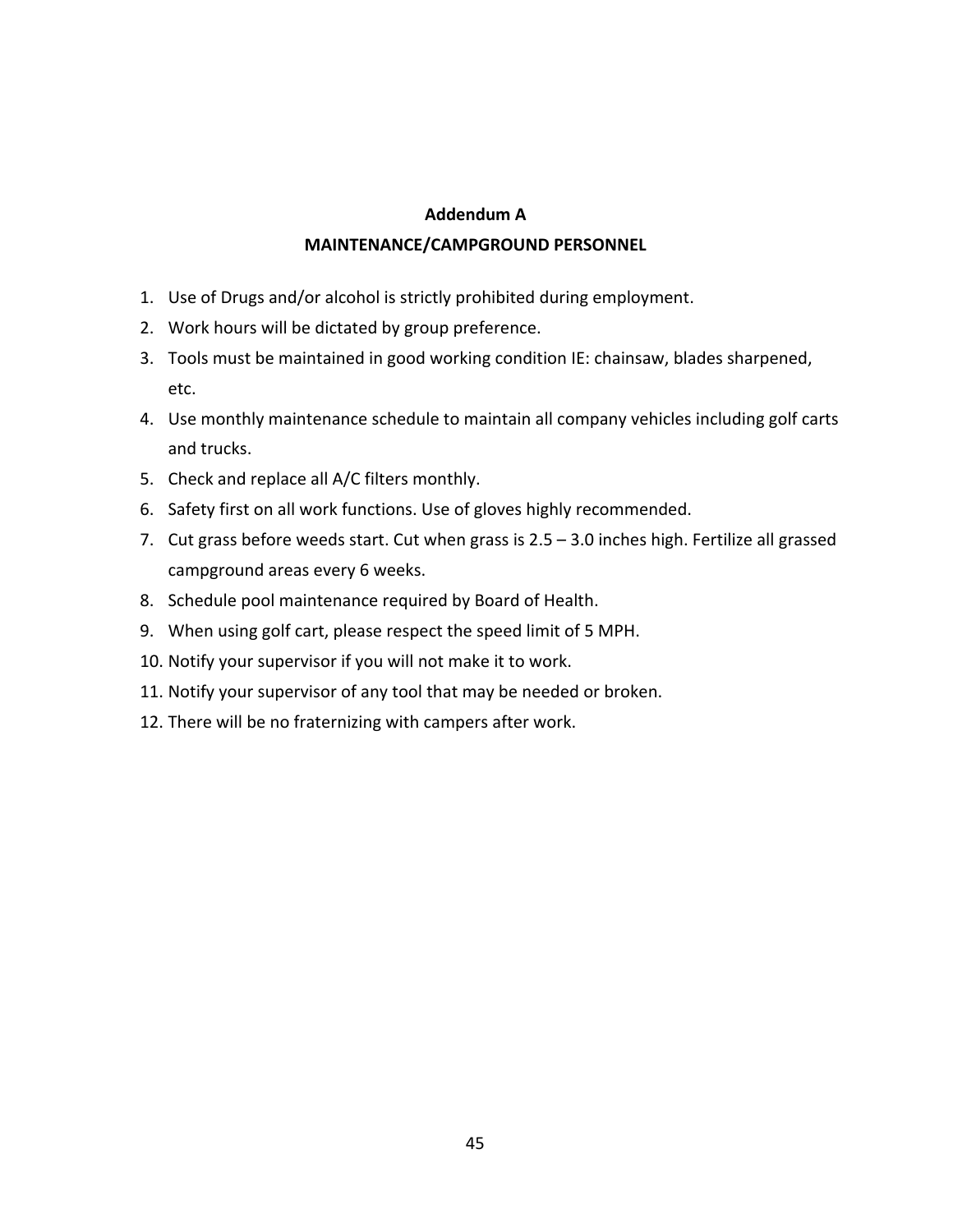## Addendum A

## MAINTENANCE/CAMPGROUND PERSONNEL

1. Use of Drugs and/or alcohol is strictly prohibited during employment.
2. Work hours will be dictated by group preference.
3. Tools must be maintained in good working condition IE: chainsaw, blades sharpened, etc.
4. Use monthly maintenance schedule to maintain all company vehicles including golf carts and trucks.
5. Check and replace all A/C filters monthly.
6. Safety first on all work functions. Use of gloves highly recommended.
7. Cut grass before weeds start. Cut when grass is 2.5 – 3.0 inches high. Fertilize all grassed campground areas every 6 weeks.
8. Schedule pool maintenance required by Board of Health.
9. When using golf cart, please respect the speed limit of 5 MPH.
10. Notify your supervisor if you will not make it to work.
11. Notify your supervisor of any tool that may be needed or broken.
12. There will be no fraternizing with campers after work.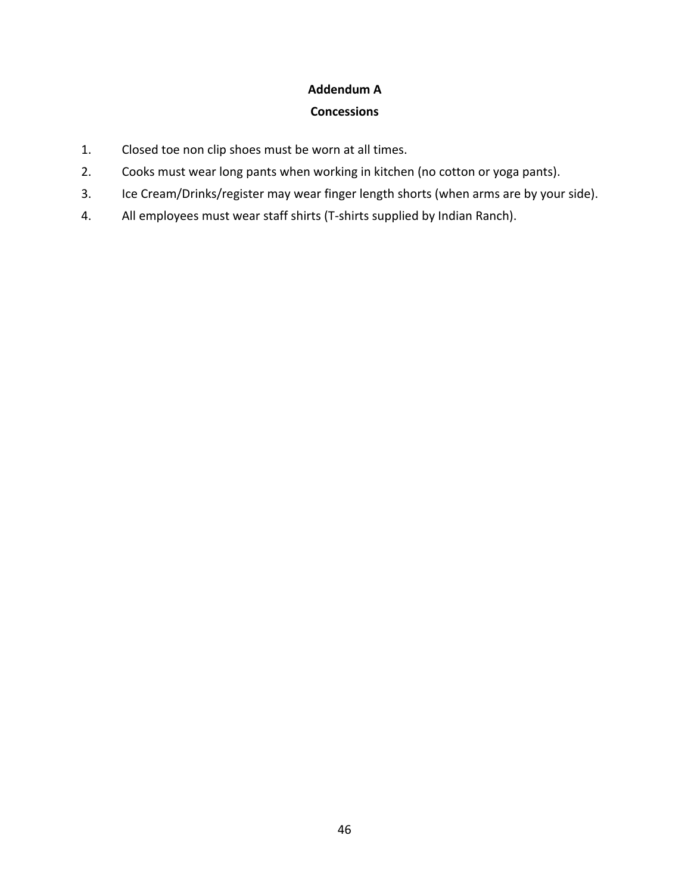## Addendum A

## Concessions

1. Closed toe non clip shoes must be worn at all times.
2. Cooks must wear long pants when working in kitchen (no cotton or yoga pants).
3. Ice Cream/Drinks/register may wear finger length shorts (when arms are by your side).
4. All employees must wear staff shirts (T-shirts supplied by Indian Ranch).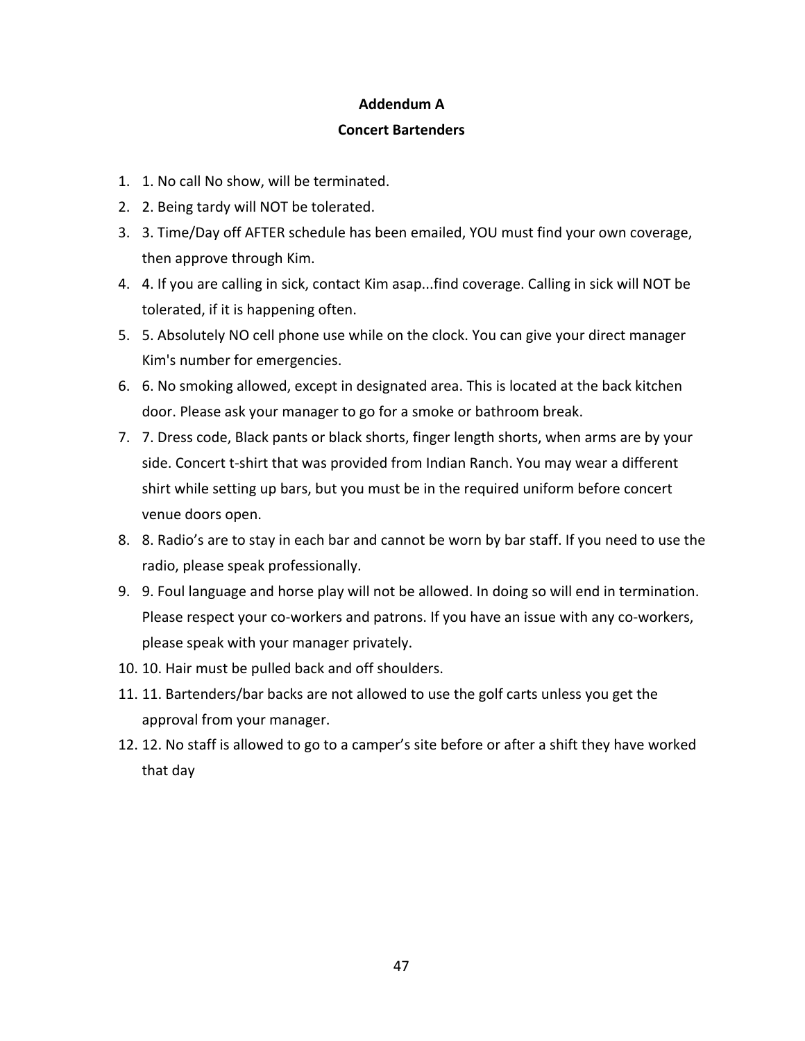**Addendum A**

**Concert Bartenders**

1. 1. No call No show, will be terminated.
2. 2. Being tardy will NOT be tolerated.
3. 3. Time/Day off AFTER schedule has been emailed, YOU must find your own coverage, then approve through Kim.
4. 4. If you are calling in sick, contact Kim asap...find coverage. Calling in sick will NOT be tolerated, if it is happening often.
5. 5. Absolutely NO cell phone use while on the clock. You can give your direct manager Kim's number for emergencies.
6. 6. No smoking allowed, except in designated area. This is located at the back kitchen door. Please ask your manager to go for a smoke or bathroom break.
7. 7. Dress code, Black pants or black shorts, finger length shorts, when arms are by your side. Concert t-shirt that was provided from Indian Ranch. You may wear a different shirt while setting up bars, but you must be in the required uniform before concert venue doors open.
8. 8. Radio's are to stay in each bar and cannot be worn by bar staff. If you need to use the radio, please speak professionally.
9. 9. Foul language and horse play will not be allowed. In doing so will end in termination. Please respect your co-workers and patrons. If you have an issue with any co-workers, please speak with your manager privately.
10. 10. Hair must be pulled back and off shoulders.
11. 11. Bartenders/bar backs are not allowed to use the golf carts unless you get the approval from your manager.
12. 12. No staff is allowed to go to a camper's site before or after a shift they have worked that day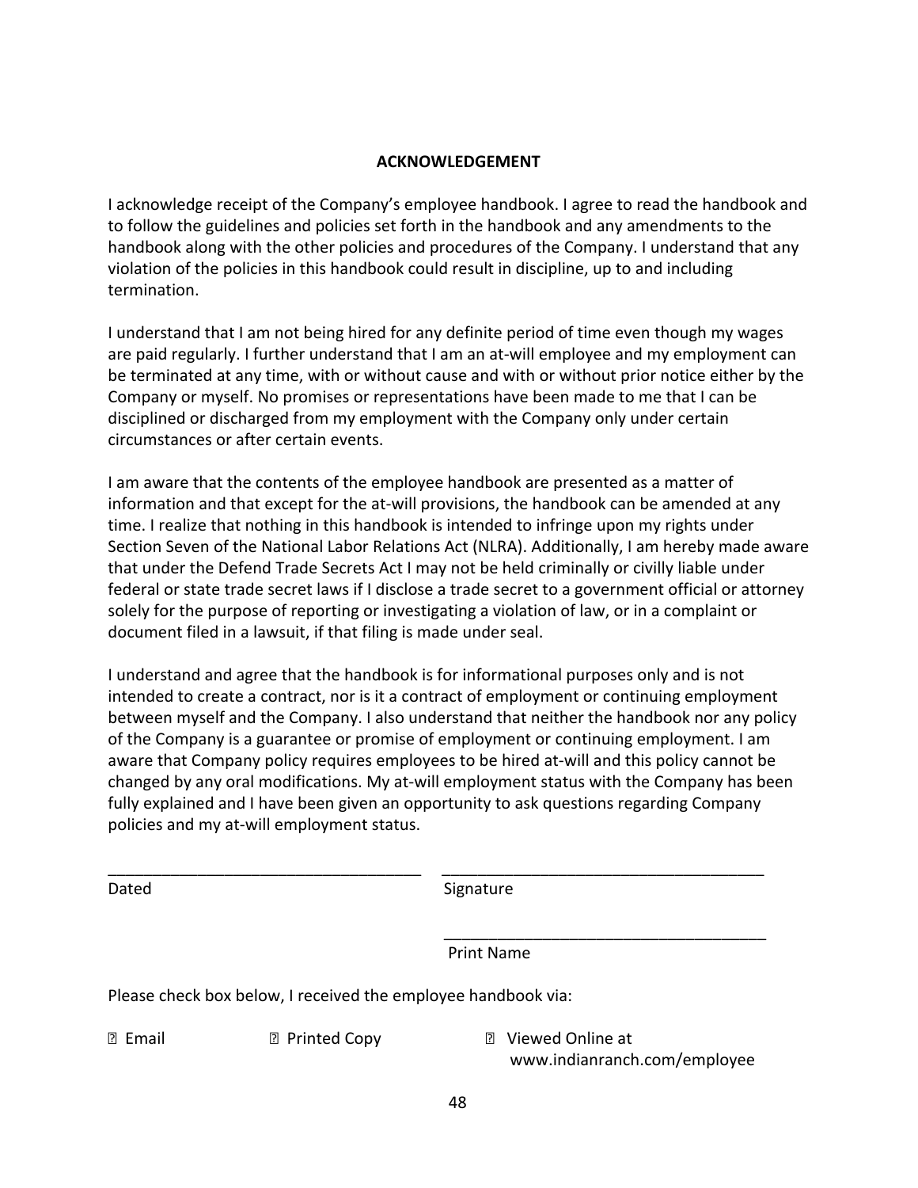## ACKNOWLEDGEMENT

I acknowledge receipt of the Company's employee handbook. I agree to read the handbook and to follow the guidelines and policies set forth in the handbook and any amendments to the handbook along with the other policies and procedures of the Company. I understand that any violation of the policies in this handbook could result in discipline, up to and including termination.

I understand that I am not being hired for any definite period of time even though my wages are paid regularly. I further understand that I am an at-will employee and my employment can be terminated at any time, with or without cause and with or without prior notice either by the Company or myself. No promises or representations have been made to me that I can be disciplined or discharged from my employment with the Company only under certain circumstances or after certain events.

I am aware that the contents of the employee handbook are presented as a matter of information and that except for the at-will provisions, the handbook can be amended at any time. I realize that nothing in this handbook is intended to infringe upon my rights under Section Seven of the National Labor Relations Act (NLRA). Additionally, I am hereby made aware that under the Defend Trade Secrets Act I may not be held criminally or civilly liable under federal or state trade secret laws if I disclose a trade secret to a government official or attorney solely for the purpose of reporting or investigating a violation of law, or in a complaint or document filed in a lawsuit, if that filing is made under seal.

I understand and agree that the handbook is for informational purposes only and is not intended to create a contract, nor is it a contract of employment or continuing employment between myself and the Company. I also understand that neither the handbook nor any policy of the Company is a guarantee or promise of employment or continuing employment. I am aware that Company policy requires employees to be hired at-will and this policy cannot be changed by any oral modifications. My at-will employment status with the Company has been fully explained and I have been given an opportunity to ask questions regarding Company policies and my at-will employment status.

___________________________________ ___________________________________
Dated Signature

___________________________________
Print Name

Please check box below, I received the employee handbook via:

☐ Email ☐ Printed Copy ☐ Viewed Online at www.indianranch.com/employee